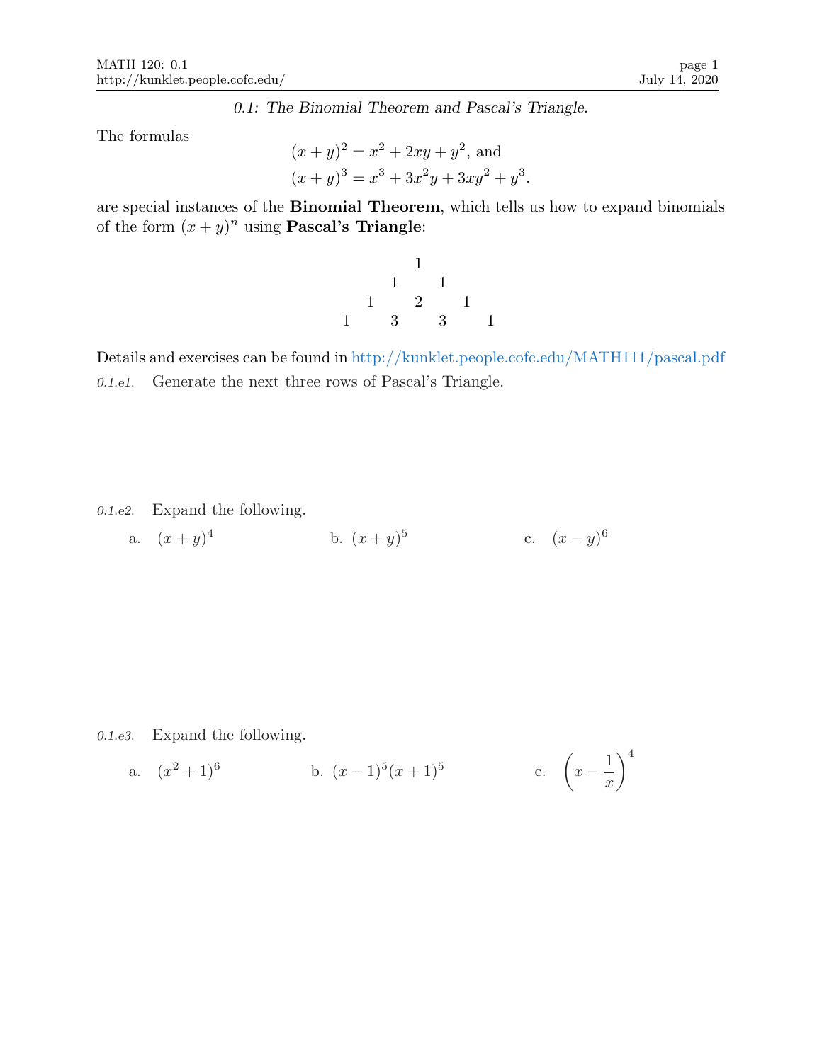*0.1: The Binomial Theorem and Pascal's Triangle.*

The formulas

$$(x+y)^2 = x^2 + 2xy + y^2, \text{ and}$$
$$(x+y)^3 = x^3 + 3x^2y + 3xy^2 + y^3.$$

are special instances of the **Binomial Theorem**, which tells us how to expand binomials of the form $(x+y)^n$ using **Pascal's Triangle**:

$$\begin{array}{ccccccc} & & & 1 & & & \\ & & 1 & & 1 & & \\ & 1 & & 2 & & 1 & \\ 1 & & 3 & & 3 & & 1 \end{array}$$

Details and exercises can be found in http://kunklet.people.cofc.edu/MATH111/pascal.pdf

*0.1.e1.* Generate the next three rows of Pascal's Triangle.

*0.1.e2.* Expand the following.

a. $(x+y)^4$ b. $(x+y)^5$ c. $(x-y)^6$

*0.1.e3.* Expand the following.

a. $(x^2+1)^6$ b. $(x-1)^5(x+1)^5$ c. $\left(x - \dfrac{1}{x}\right)^4$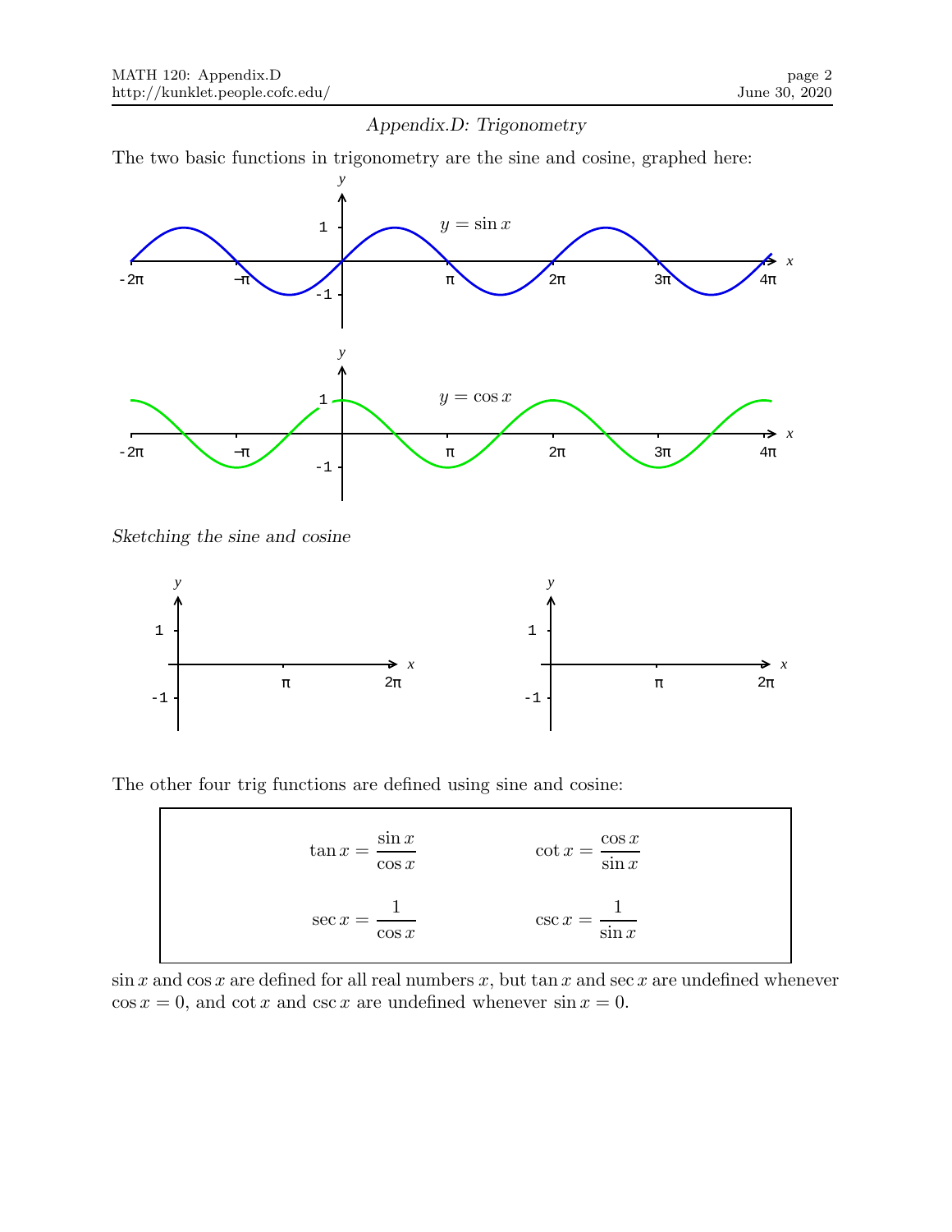*Appendix.D: Trigonometry*

The two basic functions in trigonometry are the sine and cosine, graphed here:

*Sketching the sine and cosine*

The other four trig functions are defined using sine and cosine:

$$\tan x = \frac{\sin x}{\cos x} \qquad \cot x = \frac{\cos x}{\sin x}$$

$$\sec x = \frac{1}{\cos x} \qquad \csc x = \frac{1}{\sin x}$$

$\sin x$ and $\cos x$ are defined for all real numbers $x$, but $\tan x$ and $\sec x$ are undefined whenever $\cos x = 0$, and $\cot x$ and $\csc x$ are undefined whenever $\sin x = 0$.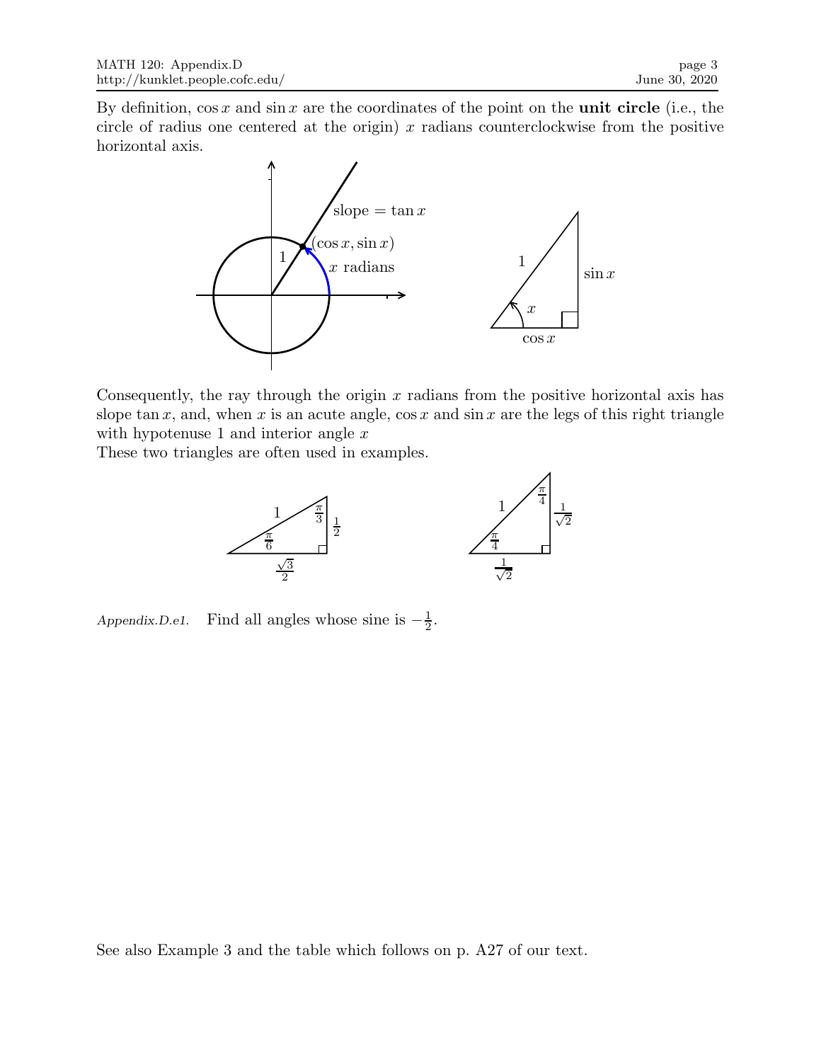By definition, $\cos x$ and $\sin x$ are the coordinates of the point on the **unit circle** (i.e., the circle of radius one centered at the origin) $x$ radians counterclockwise from the positive horizontal axis.

Consequently, the ray through the origin $x$ radians from the positive horizontal axis has slope $\tan x$, and, when $x$ is an acute angle, $\cos x$ and $\sin x$ are the legs of this right triangle with hypotenuse 1 and interior angle $x$

These two triangles are often used in examples.

*Appendix.D.e1.* Find all angles whose sine is $-\frac{1}{2}$.

See also Example 3 and the table which follows on p. A27 of our text.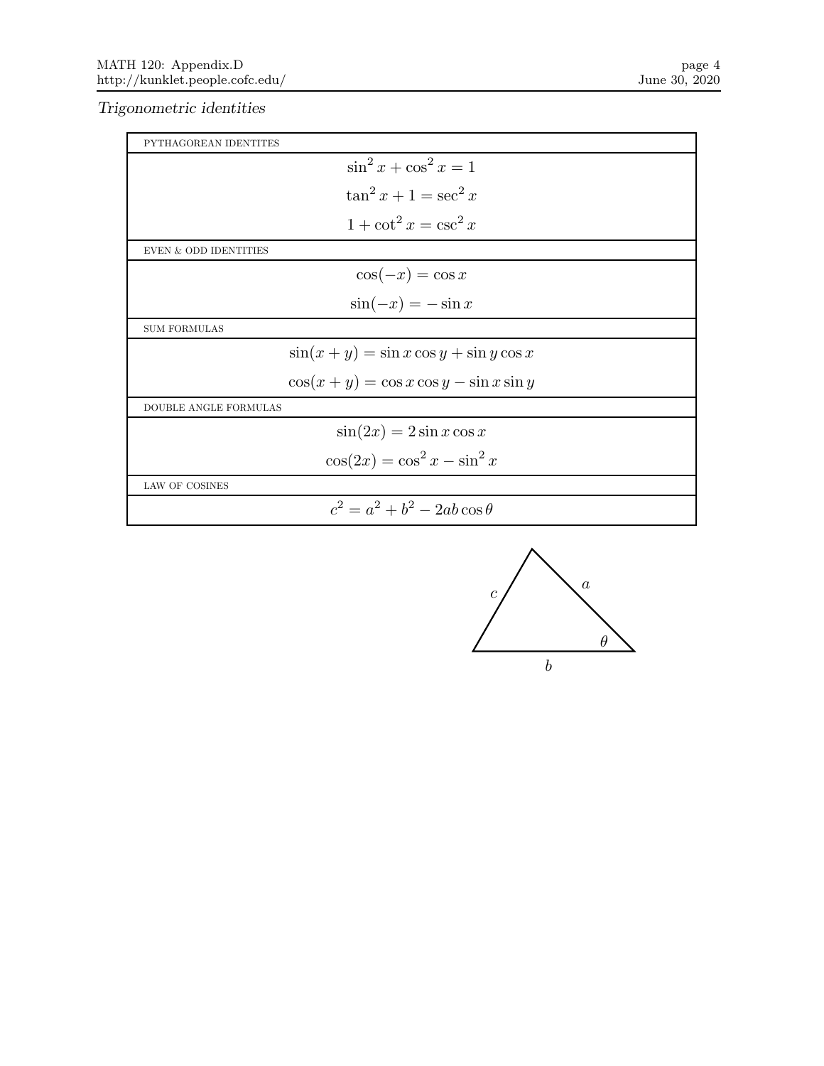*Trigonometric identities*

| PYTHAGOREAN IDENTITES |
|---|
| $\sin^2 x + \cos^2 x = 1$ |
| $\tan^2 x + 1 = \sec^2 x$ |
| $1 + \cot^2 x = \csc^2 x$ |
| EVEN & ODD IDENTITIES |
| $\cos(-x) = \cos x$ |
| $\sin(-x) = -\sin x$ |
| SUM FORMULAS |
| $\sin(x + y) = \sin x \cos y + \sin y \cos x$ |
| $\cos(x + y) = \cos x \cos y - \sin x \sin y$ |
| DOUBLE ANGLE FORMULAS |
| $\sin(2x) = 2 \sin x \cos x$ |
| $\cos(2x) = \cos^2 x - \sin^2 x$ |
| LAW OF COSINES |
| $c^2 = a^2 + b^2 - 2ab \cos\theta$ |

$c$ $a$ $\theta$ $b$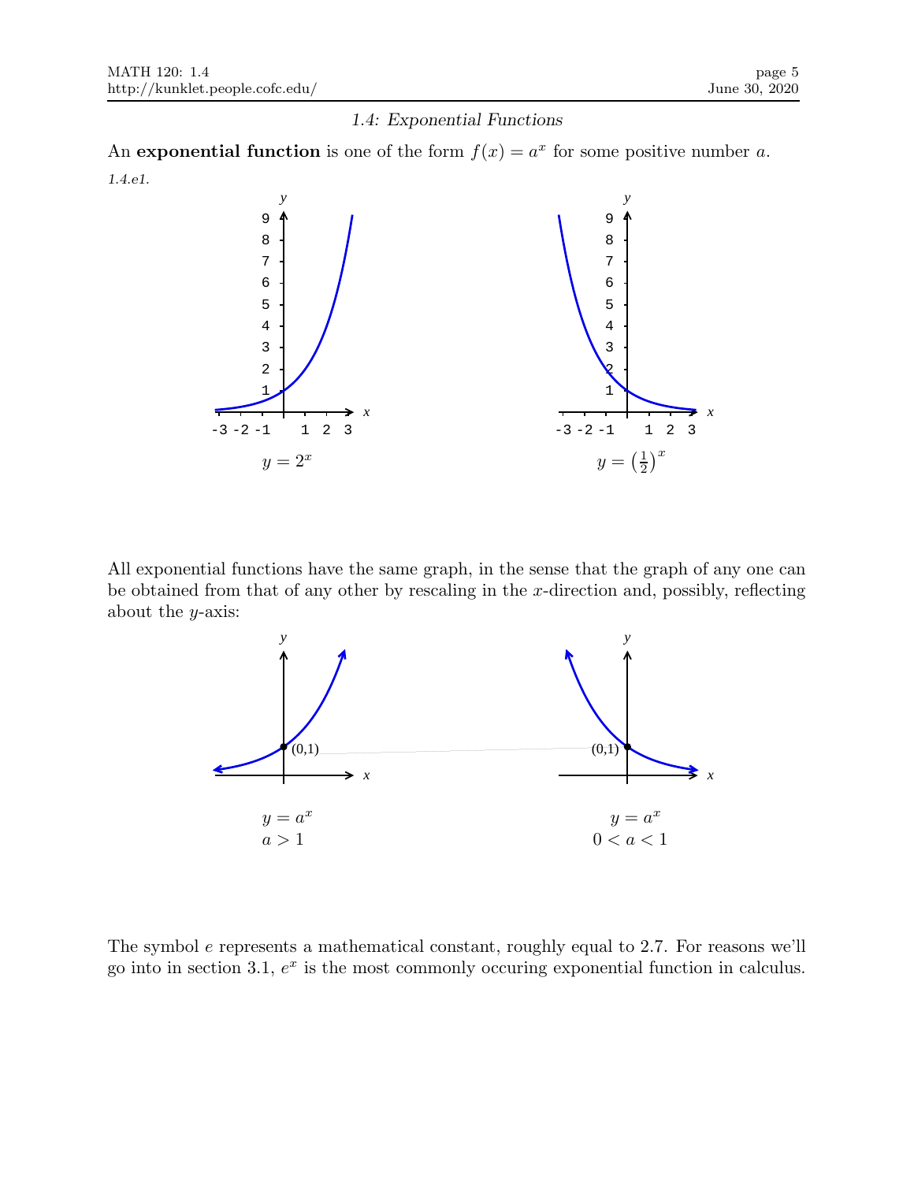*1.4: Exponential Functions*

An **exponential function** is one of the form $f(x) = a^x$ for some positive number $a$.

*1.4.e1.*

$y = 2^x$

$y = \left(\frac{1}{2}\right)^x$

All exponential functions have the same graph, in the sense that the graph of any one can be obtained from that of any other by rescaling in the $x$-direction and, possibly, reflecting about the $y$-axis:

$y = a^x$
$a > 1$

$y = a^x$
$0 < a < 1$

The symbol $e$ represents a mathematical constant, roughly equal to 2.7. For reasons we'll go into in section 3.1, $e^x$ is the most commonly occuring exponential function in calculus.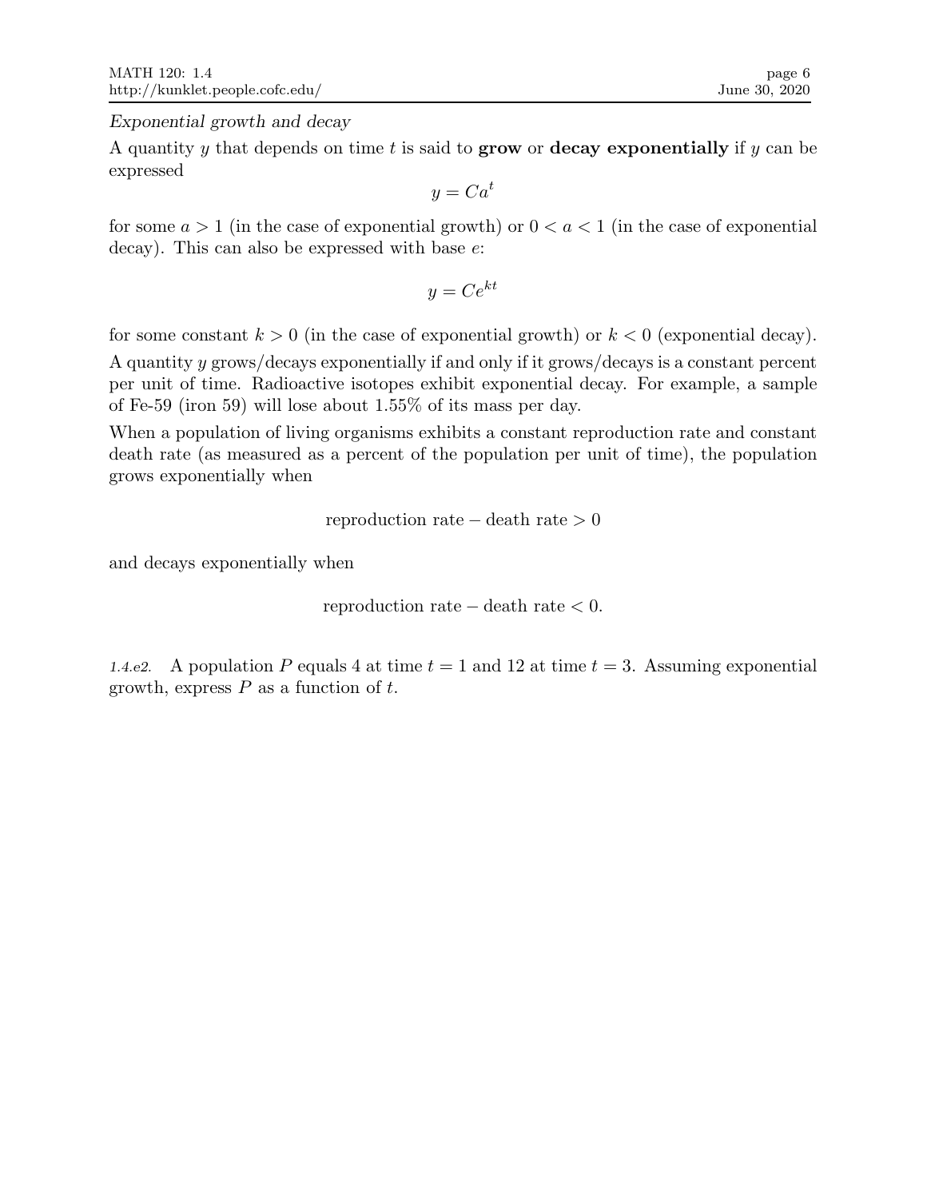*Exponential growth and decay*

A quantity $y$ that depends on time $t$ is said to **grow** or **decay exponentially** if $y$ can be expressed

$$y = Ca^t$$

for some $a > 1$ (in the case of exponential growth) or $0 < a < 1$ (in the case of exponential decay). This can also be expressed with base $e$:

$$y = Ce^{kt}$$

for some constant $k > 0$ (in the case of exponential growth) or $k < 0$ (exponential decay).

A quantity $y$ grows/decays exponentially if and only if it grows/decays is a constant percent per unit of time. Radioactive isotopes exhibit exponential decay. For example, a sample of Fe-59 (iron 59) will lose about 1.55% of its mass per day.

When a population of living organisms exhibits a constant reproduction rate and constant death rate (as measured as a percent of the population per unit of time), the population grows exponentially when

$$\text{reproduction rate} - \text{death rate} > 0$$

and decays exponentially when

$$\text{reproduction rate} - \text{death rate} < 0.$$

*1.4.e2.* A population $P$ equals 4 at time $t = 1$ and 12 at time $t = 3$. Assuming exponential growth, express $P$ as a function of $t$.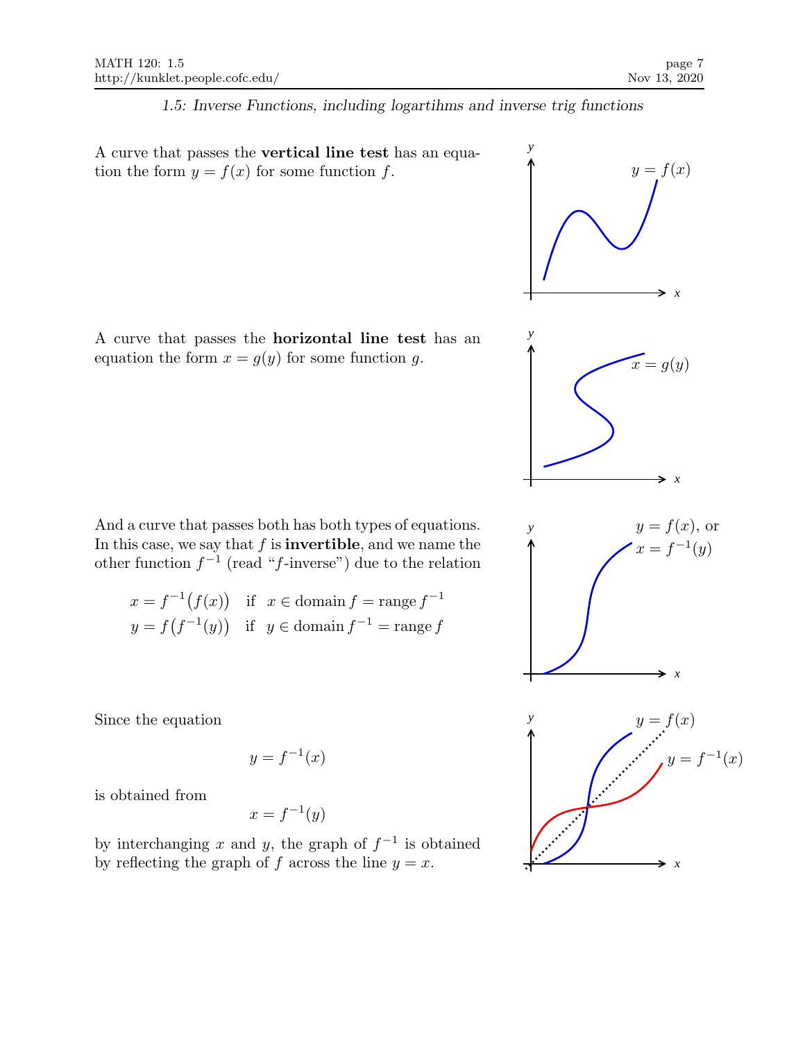*1.5: Inverse Functions, including logartihms and inverse trig functions*

A curve that passes the **vertical line test** has an equation the form $y = f(x)$ for some function $f$.

A curve that passes the **horizontal line test** has an equation the form $x = g(y)$ for some function $g$.

And a curve that passes both has both types of equations. In this case, we say that $f$ is **invertible**, and we name the other function $f^{-1}$ (read "$f$-inverse") due to the relation

$$x = f^{-1}\big(f(x)\big) \quad \text{if} \quad x \in \text{domain}\, f = \text{range}\, f^{-1}$$
$$y = f\big(f^{-1}(y)\big) \quad \text{if} \quad y \in \text{domain}\, f^{-1} = \text{range}\, f$$

Since the equation

$$y = f^{-1}(x)$$

is obtained from

$$x = f^{-1}(y)$$

by interchanging $x$ and $y$, the graph of $f^{-1}$ is obtained by reflecting the graph of $f$ across the line $y = x$.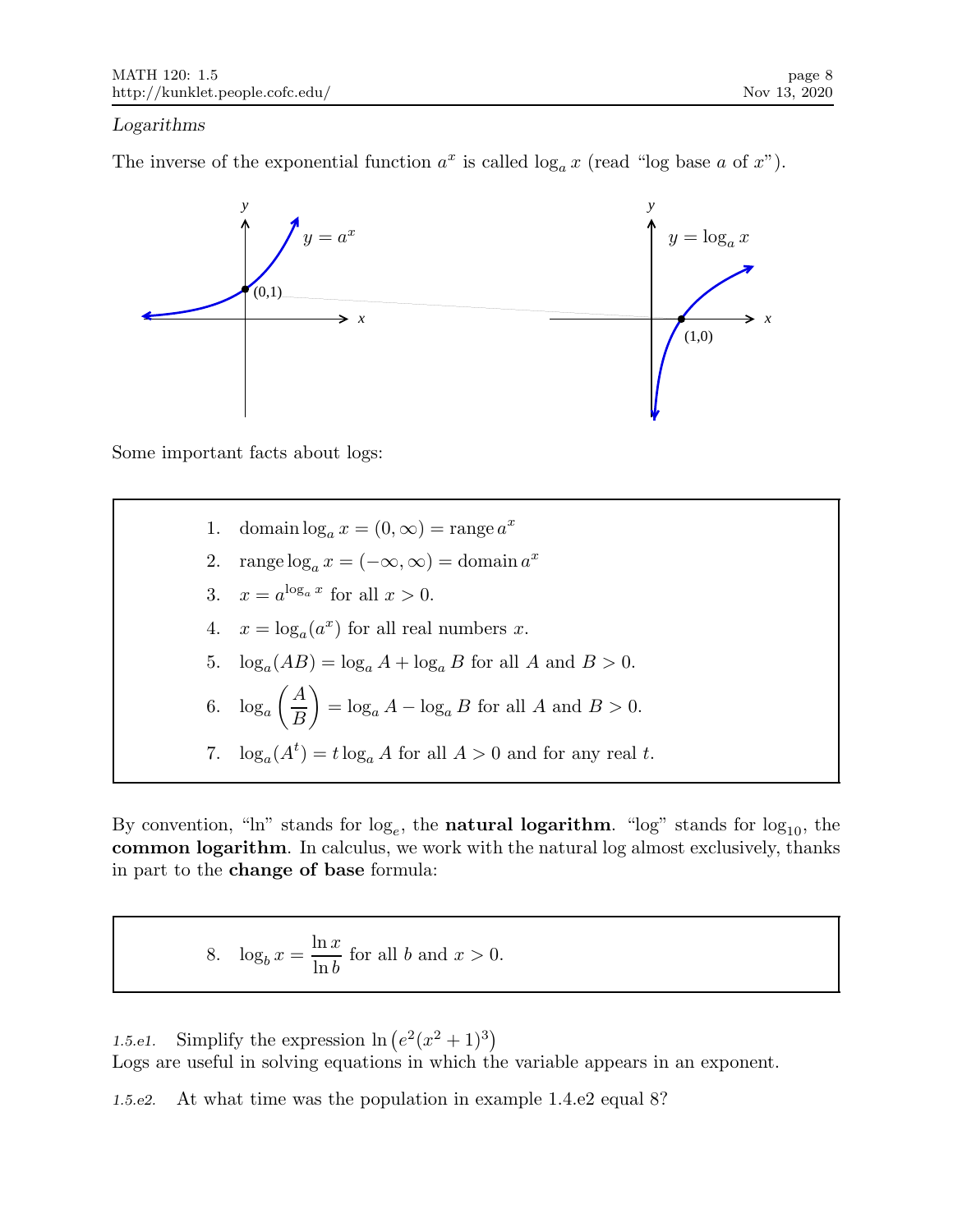*Logarithms*

The inverse of the exponential function $a^x$ is called $\log_a x$ (read "log base $a$ of $x$").

Some important facts about logs:

1. $\text{domain} \log_a x = (0, \infty) = \text{range}\, a^x$
2. $\text{range} \log_a x = (-\infty, \infty) = \text{domain}\, a^x$
3. $x = a^{\log_a x}$ for all $x > 0$.
4. $x = \log_a(a^x)$ for all real numbers $x$.
5. $\log_a(AB) = \log_a A + \log_a B$ for all $A$ and $B > 0$.
6. $\log_a\left(\dfrac{A}{B}\right) = \log_a A - \log_a B$ for all $A$ and $B > 0$.
7. $\log_a(A^t) = t \log_a A$ for all $A > 0$ and for any real $t$.

By convention, "ln" stands for $\log_e$, the **natural logarithm**. "log" stands for $\log_{10}$, the **common logarithm**. In calculus, we work with the natural log almost exclusively, thanks in part to the **change of base** formula:

8. $\log_b x = \dfrac{\ln x}{\ln b}$ for all $b$ and $x > 0$.

*1.5.e1.* Simplify the expression $\ln\left(e^2(x^2+1)^3\right)$

Logs are useful in solving equations in which the variable appears in an exponent.

*1.5.e2.* At what time was the population in example 1.4.e2 equal 8?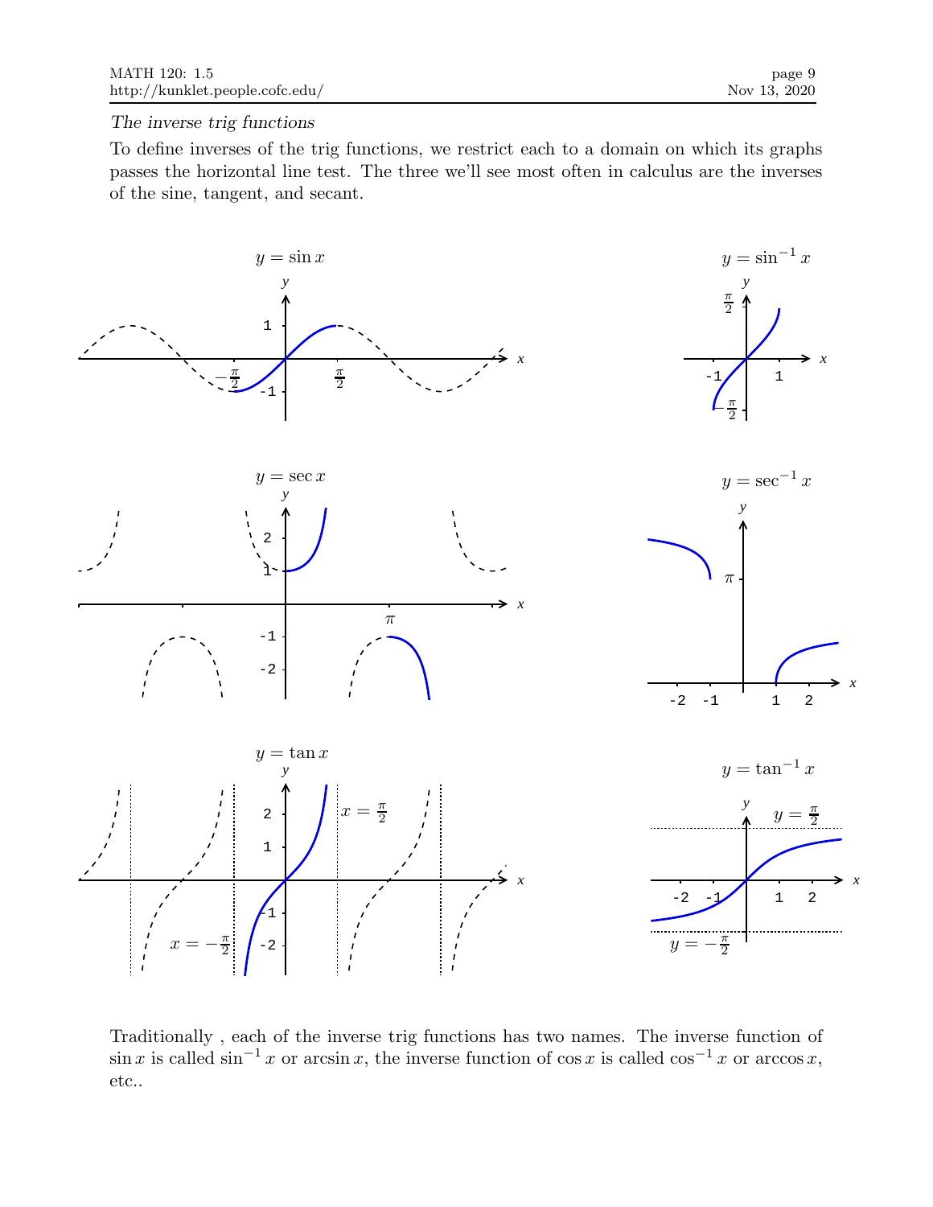*The inverse trig functions*

To define inverses of the trig functions, we restrict each to a domain on which its graphs passes the horizontal line test. The three we'll see most often in calculus are the inverses of the sine, tangent, and secant.

$y = \sin x$

$y = \sin^{-1} x$

$y = \sec x$

$y = \sec^{-1} x$

$y = \tan x$

$y = \tan^{-1} x$

Traditionally , each of the inverse trig functions has two names. The inverse function of $\sin x$ is called $\sin^{-1} x$ or $\arcsin x$, the inverse function of $\cos x$ is called $\cos^{-1} x$ or $\arccos x$, etc..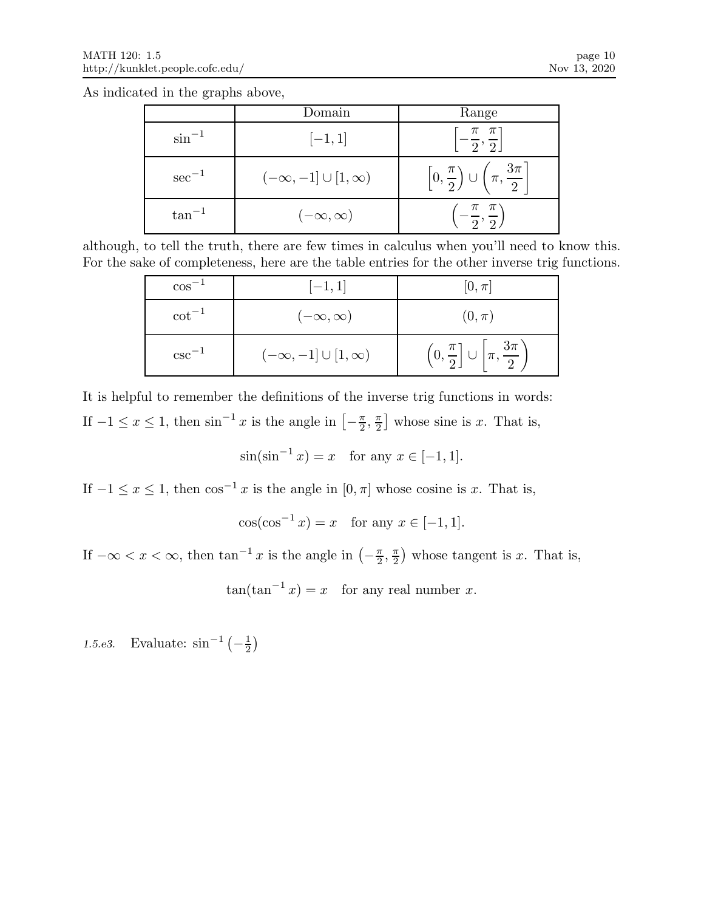As indicated in the graphs above,

| | Domain | Range |
|---|---|---|
| $\sin^{-1}$ | $[-1, 1]$ | $\left[-\dfrac{\pi}{2}, \dfrac{\pi}{2}\right]$ |
| $\sec^{-1}$ | $(-\infty, -1] \cup [1, \infty)$ | $\left[0, \dfrac{\pi}{2}\right) \cup \left(\pi, \dfrac{3\pi}{2}\right]$ |
| $\tan^{-1}$ | $(-\infty, \infty)$ | $\left(-\dfrac{\pi}{2}, \dfrac{\pi}{2}\right)$ |

although, to tell the truth, there are few times in calculus when you'll need to know this. For the sake of completeness, here are the table entries for the other inverse trig functions.

| | | |
|---|---|---|
| $\cos^{-1}$ | $[-1, 1]$ | $[0, \pi]$ |
| $\cot^{-1}$ | $(-\infty, \infty)$ | $(0, \pi)$ |
| $\csc^{-1}$ | $(-\infty, -1] \cup [1, \infty)$ | $\left(0, \dfrac{\pi}{2}\right] \cup \left[\pi, \dfrac{3\pi}{2}\right)$ |

It is helpful to remember the definitions of the inverse trig functions in words:

If $-1 \leq x \leq 1$, then $\sin^{-1} x$ is the angle in $\left[-\frac{\pi}{2}, \frac{\pi}{2}\right]$ whose sine is $x$. That is,

$$\sin(\sin^{-1} x) = x \quad \text{for any } x \in [-1, 1].$$

If $-1 \leq x \leq 1$, then $\cos^{-1} x$ is the angle in $[0, \pi]$ whose cosine is $x$. That is,

$$\cos(\cos^{-1} x) = x \quad \text{for any } x \in [-1, 1].$$

If $-\infty < x < \infty$, then $\tan^{-1} x$ is the angle in $\left(-\frac{\pi}{2}, \frac{\pi}{2}\right)$ whose tangent is $x$. That is,

$$\tan(\tan^{-1} x) = x \quad \text{for any real number } x.$$

*1.5.e3.* Evaluate: $\sin^{-1}\left(-\frac{1}{2}\right)$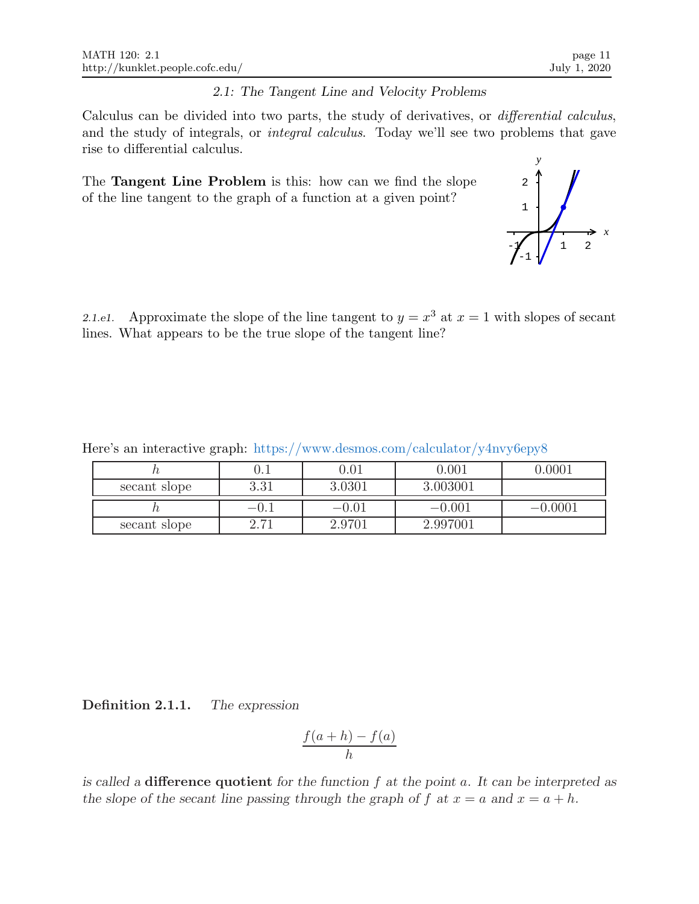## 2.1: The Tangent Line and Velocity Problems

Calculus can be divided into two parts, the study of derivatives, or *differential calculus*, and the study of integrals, or *integral calculus*. Today we'll see two problems that gave rise to differential calculus.

The **Tangent Line Problem** is this: how can we find the slope of the line tangent to the graph of a function at a given point?

*2.1.e1.* Approximate the slope of the line tangent to $y = x^3$ at $x = 1$ with slopes of secant lines. What appears to be the true slope of the tangent line?

Here's an interactive graph: https://www.desmos.com/calculator/y4nvy6epy8

| $h$ | 0.1 | 0.01 | 0.001 | 0.0001 |
|---|---|---|---|---|
| secant slope | 3.31 | 3.0301 | 3.003001 | |
| $h$ | $-0.1$ | $-0.01$ | $-0.001$ | $-0.0001$ |
| secant slope | 2.71 | 2.9701 | 2.997001 | |

**Definition 2.1.1.** *The expression*

$$\frac{f(a+h) - f(a)}{h}$$

*is called a* **difference quotient** *for the function $f$ at the point $a$. It can be interpreted as the slope of the secant line passing through the graph of $f$ at $x = a$ and $x = a + h$.*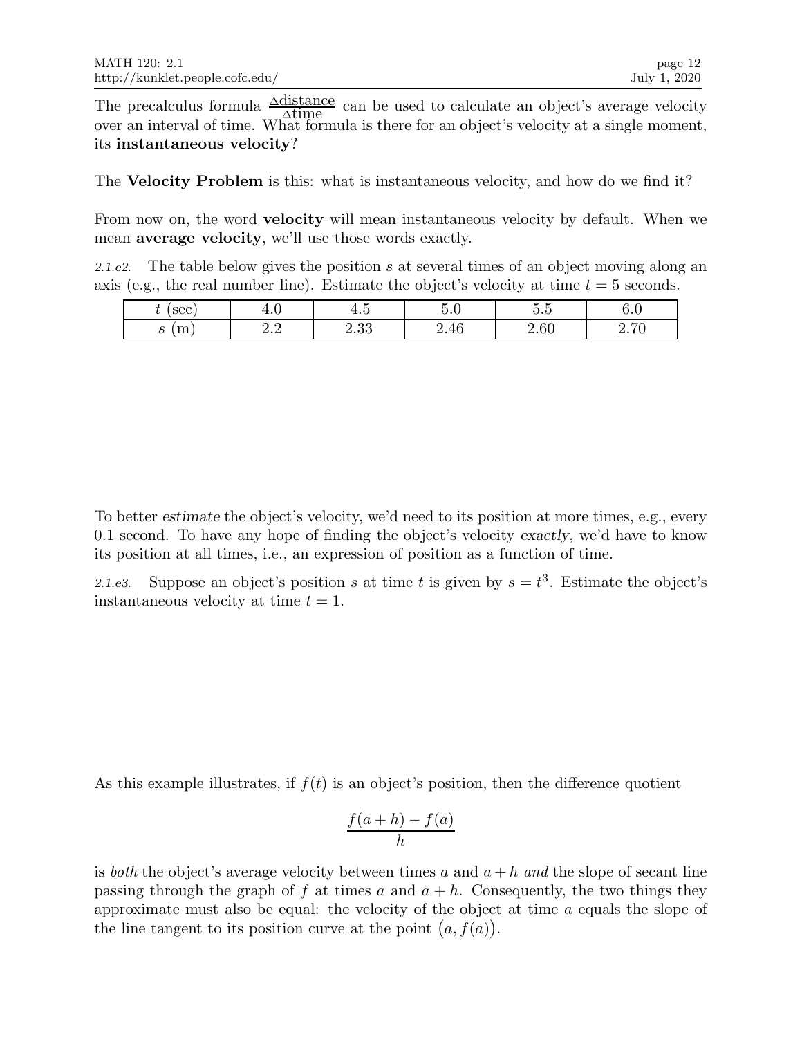The precalculus formula $\frac{\Delta\text{distance}}{\Delta\text{time}}$ can be used to calculate an object's average velocity over an interval of time. What formula is there for an object's velocity at a single moment, its **instantaneous velocity**?

The **Velocity Problem** is this: what is instantaneous velocity, and how do we find it?

From now on, the word **velocity** will mean instantaneous velocity by default. When we mean **average velocity**, we'll use those words exactly.

*2.1.e2.* The table below gives the position $s$ at several times of an object moving along an axis (e.g., the real number line). Estimate the object's velocity at time $t = 5$ seconds.

| $t$ (sec) | 4.0 | 4.5 | 5.0 | 5.5 | 6.0 |
|---|---|---|---|---|---|
| $s$ (m) | 2.2 | 2.33 | 2.46 | 2.60 | 2.70 |

To better *estimate* the object's velocity, we'd need to its position at more times, e.g., every 0.1 second. To have any hope of finding the object's velocity *exactly*, we'd have to know its position at all times, i.e., an expression of position as a function of time.

*2.1.e3.* Suppose an object's position $s$ at time $t$ is given by $s = t^3$. Estimate the object's instantaneous velocity at time $t = 1$.

As this example illustrates, if $f(t)$ is an object's position, then the difference quotient

$$\frac{f(a+h) - f(a)}{h}$$

is *both* the object's average velocity between times $a$ and $a + h$ *and* the slope of secant line passing through the graph of $f$ at times $a$ and $a + h$. Consequently, the two things they approximate must also be equal: the velocity of the object at time $a$ equals the slope of the line tangent to its position curve at the point $\big(a, f(a)\big)$.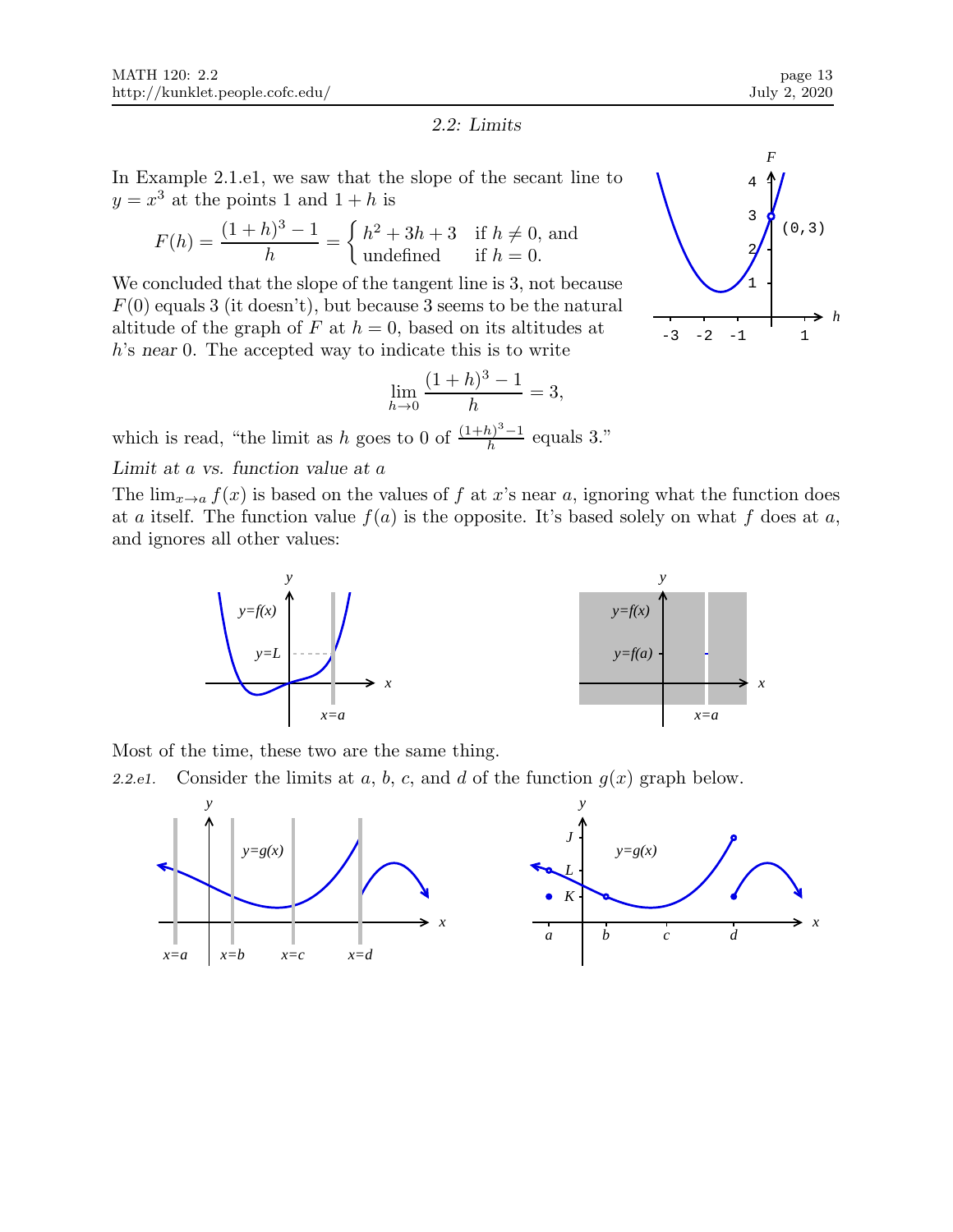## 2.2: Limits

In Example 2.1.e1, we saw that the slope of the secant line to $y = x^3$ at the points 1 and $1 + h$ is

$$F(h) = \frac{(1+h)^3 - 1}{h} = \begin{cases} h^2 + 3h + 3 & \text{if } h \neq 0, \text{ and} \\ \text{undefined} & \text{if } h = 0. \end{cases}$$

We concluded that the slope of the tangent line is 3, not because $F(0)$ equals 3 (it doesn't), but because 3 seems to be the natural altitude of the graph of $F$ at $h = 0$, based on its altitudes at $h$'s *near* 0. The accepted way to indicate this is to write

$$\lim_{h \to 0} \frac{(1+h)^3 - 1}{h} = 3,$$

which is read, "the limit as $h$ goes to 0 of $\frac{(1+h)^3-1}{h}$ equals 3."

*Limit at a vs. function value at a*

The $\lim_{x \to a} f(x)$ is based on the values of $f$ at $x$'s near $a$, ignoring what the function does at $a$ itself. The function value $f(a)$ is the opposite. It's based solely on what $f$ does at $a$, and ignores all other values:

Most of the time, these two are the same thing.

*2.2.e1.* Consider the limits at $a$, $b$, $c$, and $d$ of the function $g(x)$ graph below.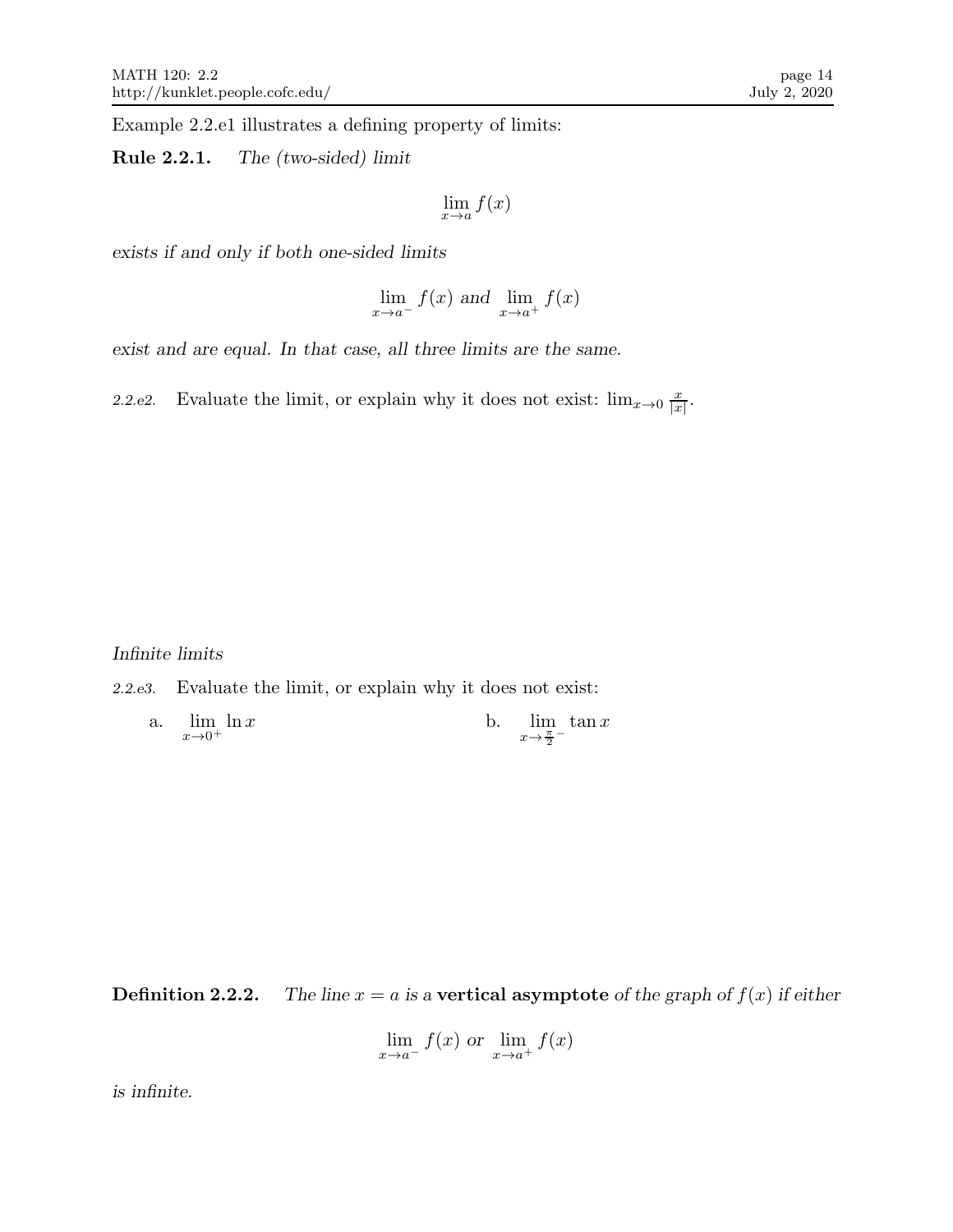Example 2.2.e1 illustrates a defining property of limits:

**Rule 2.2.1.** *The (two-sided) limit*

$$\lim_{x \to a} f(x)$$

*exists if and only if both one-sided limits*

$$\lim_{x \to a^-} f(x) \text{ and } \lim_{x \to a^+} f(x)$$

*exist and are equal. In that case, all three limits are the same.*

*2.2.e2.* Evaluate the limit, or explain why it does not exist: $\lim_{x \to 0} \frac{x}{|x|}$.

*Infinite limits*

*2.2.e3.* Evaluate the limit, or explain why it does not exist:

a. $\displaystyle\lim_{x \to 0^+} \ln x$

b. $\displaystyle\lim_{x \to \frac{\pi}{2}^-} \tan x$

**Definition 2.2.2.** *The line $x = a$ is a* **vertical asymptote** *of the graph of $f(x)$ if either*

$$\lim_{x \to a^-} f(x) \text{ or } \lim_{x \to a^+} f(x)$$

*is infinite.*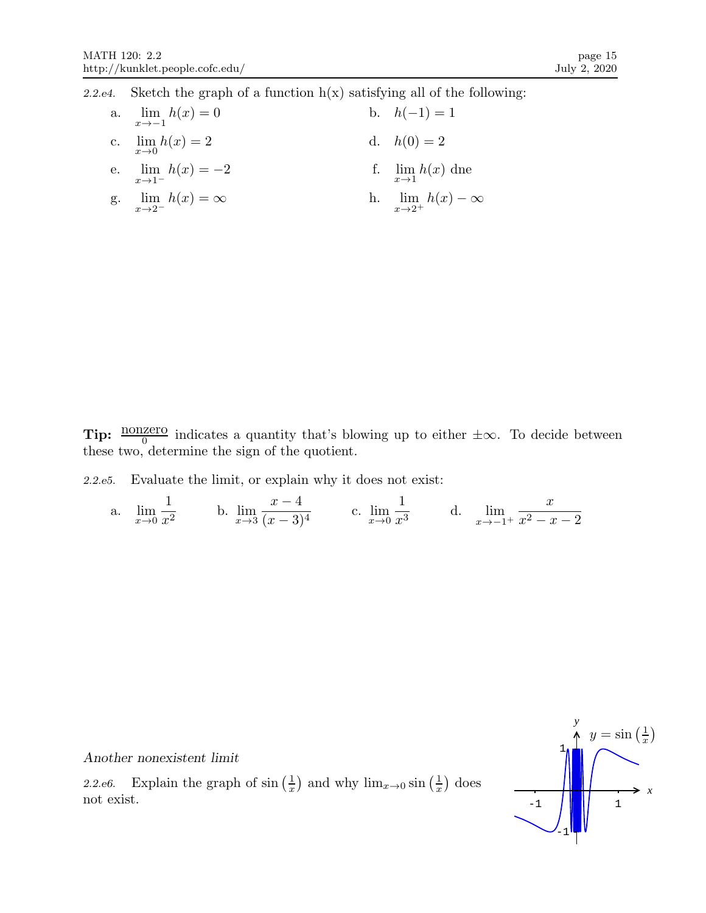*2.2.e4.* Sketch the graph of a function h(x) satisfying all of the following:

a. $\lim_{x \to -1} h(x) = 0$

b. $h(-1) = 1$

c. $\lim_{x \to 0} h(x) = 2$

d. $h(0) = 2$

e. $\lim_{x \to 1^-} h(x) = -2$

f. $\lim_{x \to 1} h(x)$ dne

g. $\lim_{x \to 2^-} h(x) = \infty$

h. $\lim_{x \to 2^+} h(x) - \infty$

**Tip:** $\frac{\text{nonzero}}{0}$ indicates a quantity that's blowing up to either $\pm\infty$. To decide between these two, determine the sign of the quotient.

*2.2.e5.* Evaluate the limit, or explain why it does not exist:

a. $\lim_{x \to 0} \frac{1}{x^2}$ b. $\lim_{x \to 3} \frac{x-4}{(x-3)^4}$ c. $\lim_{x \to 0} \frac{1}{x^3}$ d. $\lim_{x \to -1^+} \frac{x}{x^2 - x - 2}$

*Another nonexistent limit*

*2.2.e6.* Explain the graph of $\sin\left(\frac{1}{x}\right)$ and why $\lim_{x \to 0} \sin\left(\frac{1}{x}\right)$ does not exist.

$y = \sin\left(\frac{1}{x}\right)$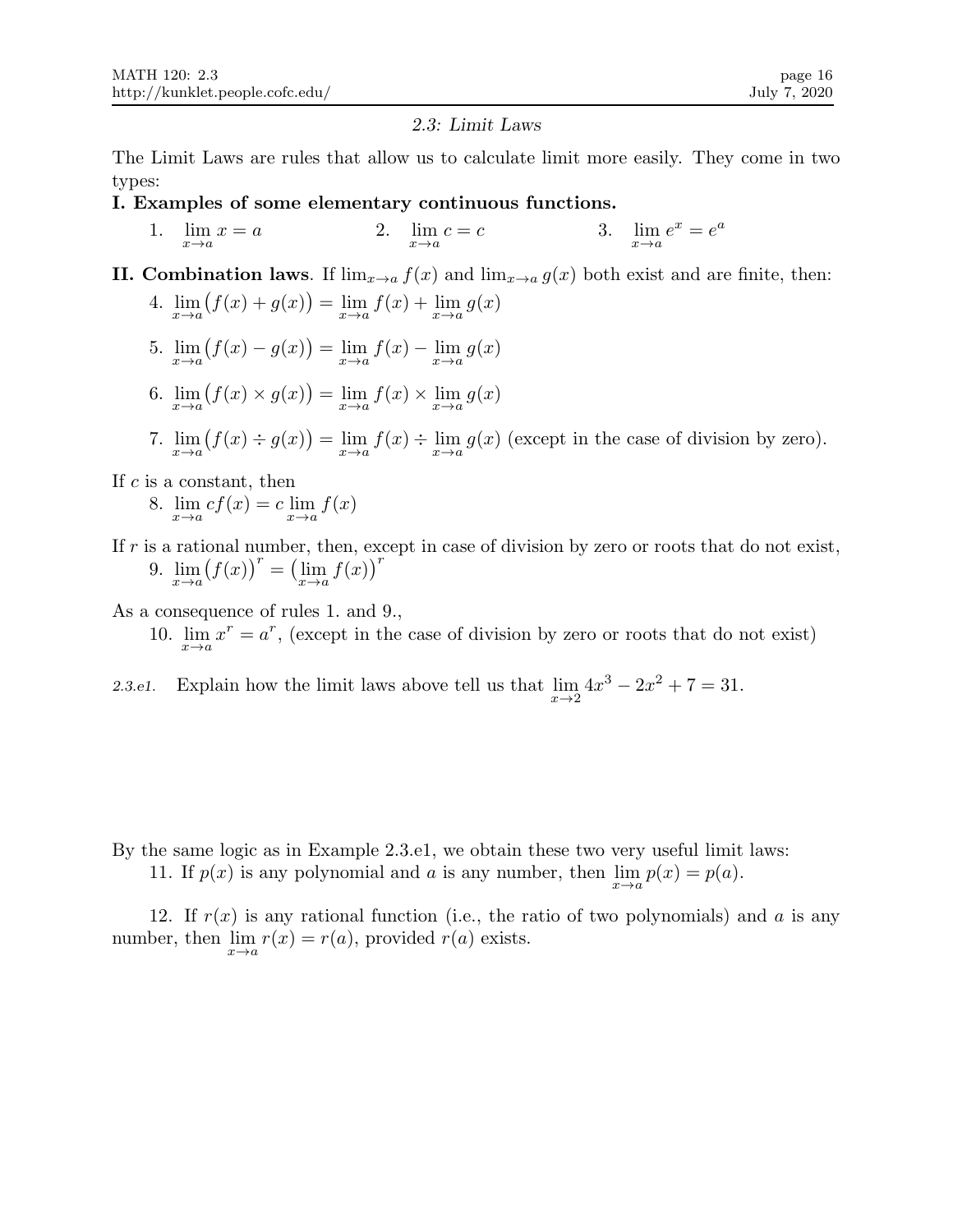## *2.3: Limit Laws*

The Limit Laws are rules that allow us to calculate limit more easily. They come in two types:

**I. Examples of some elementary continuous functions.**

1. $\lim_{x \to a} x = a$  2. $\lim_{x \to a} c = c$  3. $\lim_{x \to a} e^x = e^a$

**II. Combination laws**. If $\lim_{x \to a} f(x)$ and $\lim_{x \to a} g(x)$ both exist and are finite, then:

4. $\lim_{x \to a} \big(f(x) + g(x)\big) = \lim_{x \to a} f(x) + \lim_{x \to a} g(x)$

5. $\lim_{x \to a} \big(f(x) - g(x)\big) = \lim_{x \to a} f(x) - \lim_{x \to a} g(x)$

6. $\lim_{x \to a} \big(f(x) \times g(x)\big) = \lim_{x \to a} f(x) \times \lim_{x \to a} g(x)$

7. $\lim_{x \to a} \big(f(x) \div g(x)\big) = \lim_{x \to a} f(x) \div \lim_{x \to a} g(x)$ (except in the case of division by zero).

If $c$ is a constant, then

8. $\lim_{x \to a} cf(x) = c \lim_{x \to a} f(x)$

If $r$ is a rational number, then, except in case of division by zero or roots that do not exist,

9. $\lim_{x \to a} \big(f(x)\big)^r = \big(\lim_{x \to a} f(x)\big)^r$

As a consequence of rules 1. and 9.,

10. $\lim_{x \to a} x^r = a^r$, (except in the case of division by zero or roots that do not exist)

*2.3.e1.* Explain how the limit laws above tell us that $\lim_{x \to 2} 4x^3 - 2x^2 + 7 = 31$.

By the same logic as in Example 2.3.e1, we obtain these two very useful limit laws:

11. If $p(x)$ is any polynomial and $a$ is any number, then $\lim_{x \to a} p(x) = p(a)$.

12. If $r(x)$ is any rational function (i.e., the ratio of two polynomials) and $a$ is any number, then $\lim_{x \to a} r(x) = r(a)$, provided $r(a)$ exists.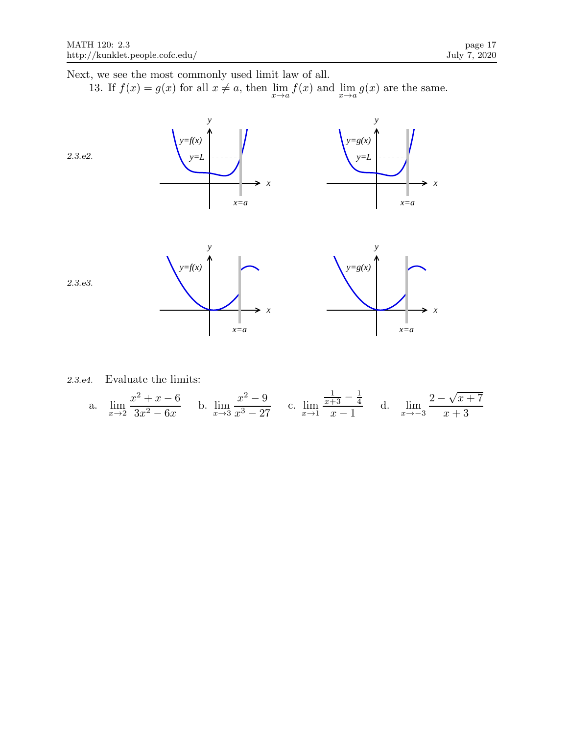Next, we see the most commonly used limit law of all.

13. If $f(x) = g(x)$ for all $x \neq a$, then $\lim_{x \to a} f(x)$ and $\lim_{x \to a} g(x)$ are the same.

*2.3.e2.*

*2.3.e3.*

*2.3.e4.* Evaluate the limits:

a. $\displaystyle \lim_{x \to 2} \frac{x^2 + x - 6}{3x^2 - 6x}$ b. $\displaystyle \lim_{x \to 3} \frac{x^2 - 9}{x^3 - 27}$ c. $\displaystyle \lim_{x \to 1} \frac{\frac{1}{x+3} - \frac{1}{4}}{x - 1}$ d. $\displaystyle \lim_{x \to -3} \frac{2 - \sqrt{x+7}}{x+3}$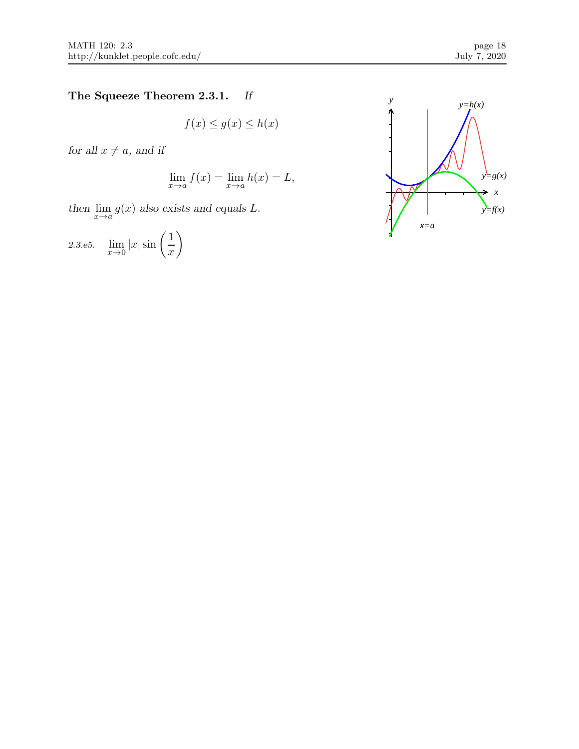**The Squeeze Theorem 2.3.1.** *If*

$$f(x) \leq g(x) \leq h(x)$$

*for all $x \neq a$, and if*

$$\lim_{x\to a} f(x) = \lim_{x\to a} h(x) = L,$$

*then $\lim_{x\to a} g(x)$ also exists and equals $L$.*

*2.3.e5.* $\displaystyle \lim_{x\to 0} |x| \sin\left(\frac{1}{x}\right)$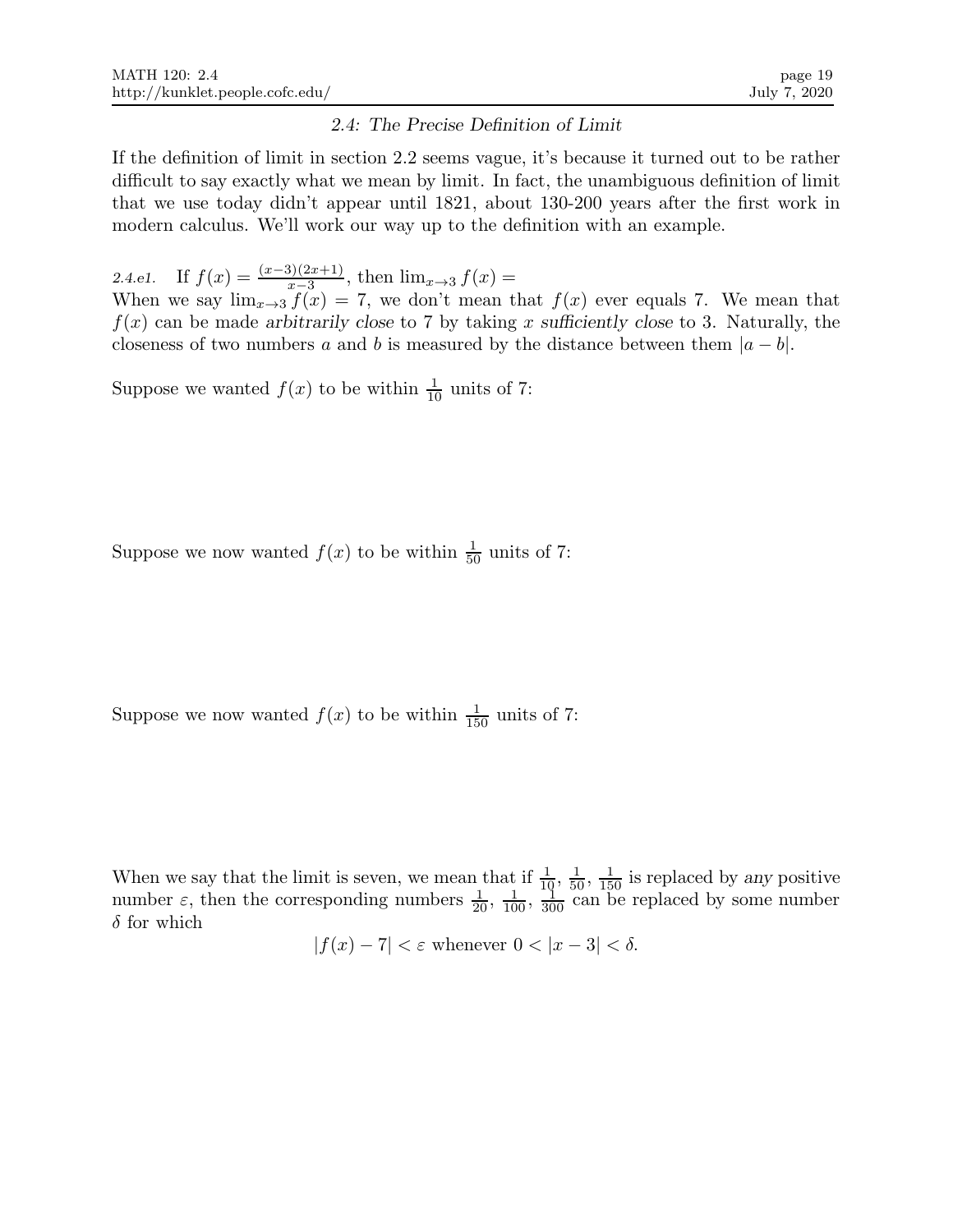## 2.4: The Precise Definition of Limit

If the definition of limit in section 2.2 seems vague, it's because it turned out to be rather difficult to say exactly what we mean by limit. In fact, the unambiguous definition of limit that we use today didn't appear until 1821, about 130-200 years after the first work in modern calculus. We'll work our way up to the definition with an example.

*2.4.e1.* If $f(x) = \frac{(x-3)(2x+1)}{x-3}$, then $\lim_{x \to 3} f(x) =$

When we say $\lim_{x \to 3} f(x) = 7$, we don't mean that $f(x)$ ever equals 7. We mean that $f(x)$ can be made *arbitrarily close* to 7 by taking $x$ *sufficiently close* to 3. Naturally, the closeness of two numbers $a$ and $b$ is measured by the distance between them $|a - b|$.

Suppose we wanted $f(x)$ to be within $\frac{1}{10}$ units of 7:

Suppose we now wanted $f(x)$ to be within $\frac{1}{50}$ units of 7:

Suppose we now wanted $f(x)$ to be within $\frac{1}{150}$ units of 7:

When we say that the limit is seven, we mean that if $\frac{1}{10}$, $\frac{1}{50}$, $\frac{1}{150}$ is replaced by *any* positive number $\varepsilon$, then the corresponding numbers $\frac{1}{20}$, $\frac{1}{100}$, $\frac{1}{300}$ can be replaced by some number $\delta$ for which

$$|f(x) - 7| < \varepsilon \text{ whenever } 0 < |x - 3| < \delta.$$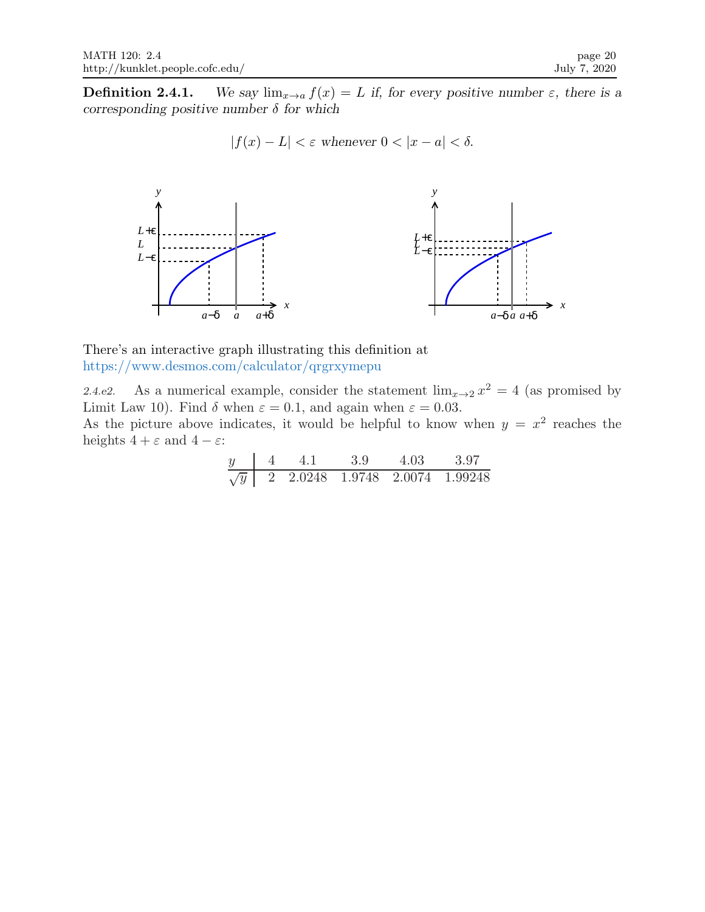**Definition 2.4.1.** *We say $\lim_{x\to a} f(x) = L$ if, for every positive number $\varepsilon$, there is a corresponding positive number $\delta$ for which*

$$|f(x) - L| < \varepsilon \text{ whenever } 0 < |x - a| < \delta.$$

There's an interactive graph illustrating this definition at https://www.desmos.com/calculator/qrgrxymepu

*2.4.e2.* As a numerical example, consider the statement $\lim_{x\to 2} x^2 = 4$ (as promised by Limit Law 10). Find $\delta$ when $\varepsilon = 0.1$, and again when $\varepsilon = 0.03$.
As the picture above indicates, it would be helpful to know when $y = x^2$ reaches the heights $4 + \varepsilon$ and $4 - \varepsilon$:

| $y$ | 4 | 4.1 | 3.9 | 4.03 | 3.97 |
|---|---|---|---|---|---|
| $\sqrt{y}$ | 2 | 2.0248 | 1.9748 | 2.0074 | 1.99248 |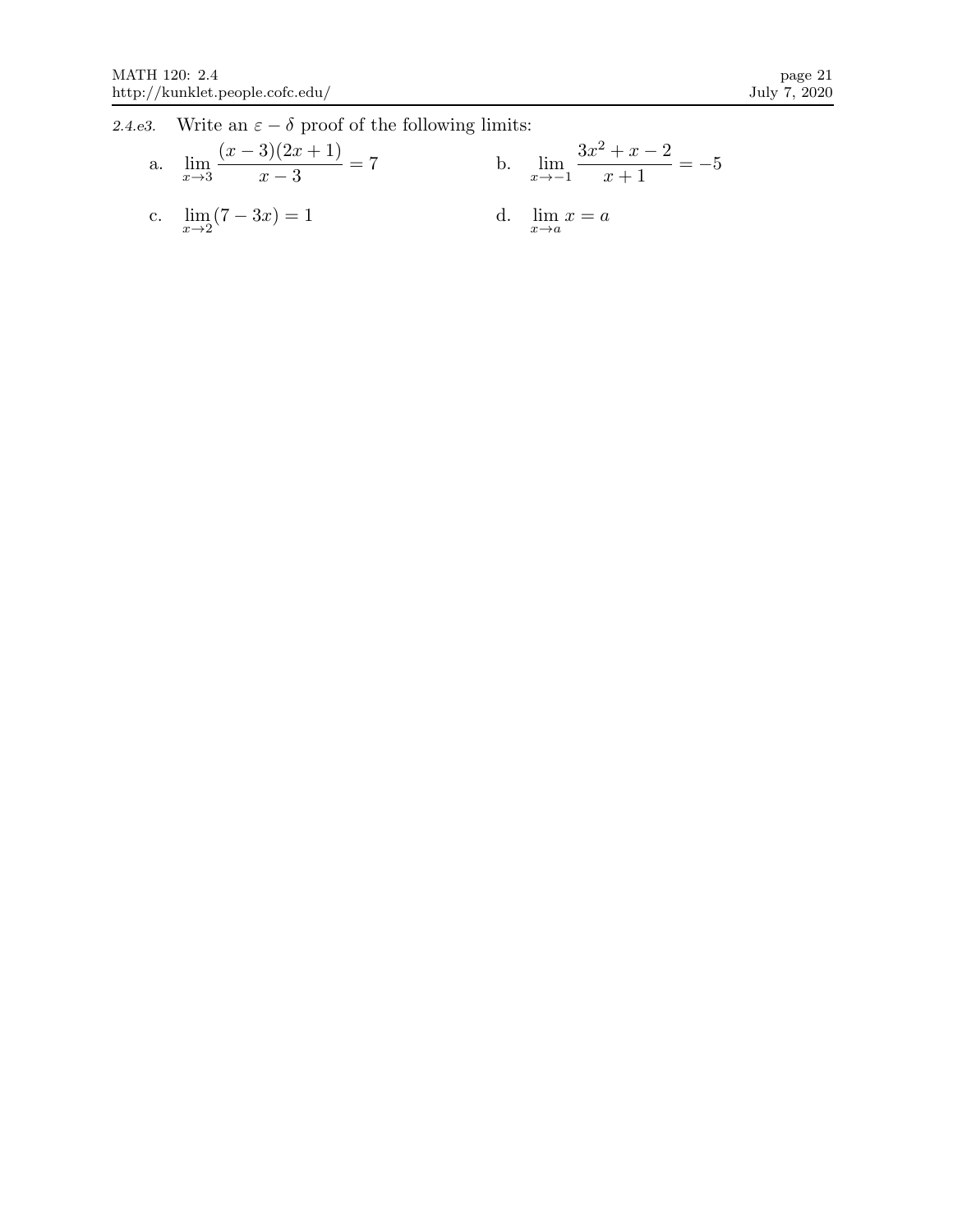*2.4.e3.* Write an $\varepsilon - \delta$ proof of the following limits:

a. $\displaystyle\lim_{x\to 3} \frac{(x-3)(2x+1)}{x-3} = 7$

b. $\displaystyle\lim_{x\to -1} \frac{3x^2+x-2}{x+1} = -5$

c. $\displaystyle\lim_{x\to 2} (7-3x) = 1$

d. $\displaystyle\lim_{x\to a} x = a$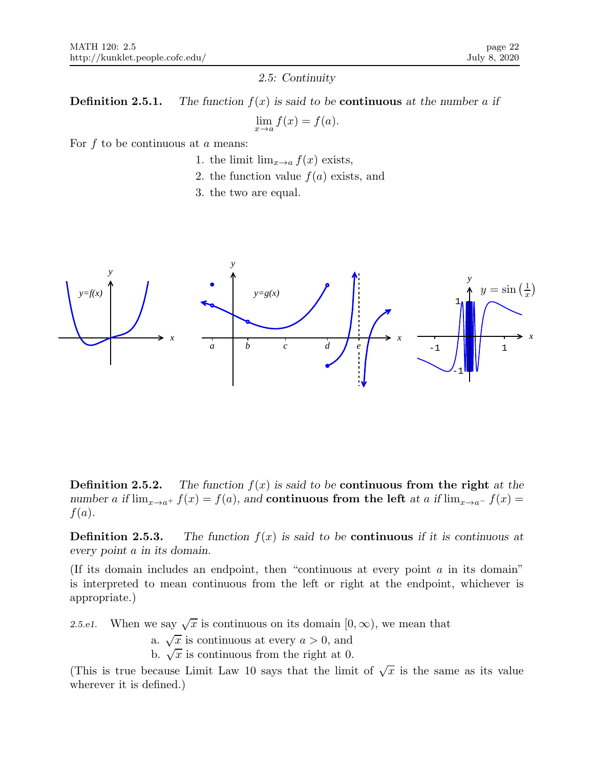*2.5: Continuity*

**Definition 2.5.1.** *The function $f(x)$ is said to be* **continuous** *at the number $a$ if*

$$\lim_{x \to a} f(x) = f(a).$$

For $f$ to be continuous at $a$ means:

1. the limit $\lim_{x \to a} f(x)$ exists,
2. the function value $f(a)$ exists, and
3. the two are equal.

**Definition 2.5.2.** *The function $f(x)$ is said to be* **continuous from the right** *at the number $a$ if $\lim_{x \to a^+} f(x) = f(a)$, and* **continuous from the left** *at $a$ if $\lim_{x \to a^-} f(x) = f(a)$.*

**Definition 2.5.3.** *The function $f(x)$ is said to be* **continuous** *if it is continuous at every point $a$ in its domain.*

(If its domain includes an endpoint, then "continuous at every point $a$ in its domain" is interpreted to mean continuous from the left or right at the endpoint, whichever is appropriate.)

*2.5.e1.* When we say $\sqrt{x}$ is continuous on its domain $[0, \infty)$, we mean that

a. $\sqrt{x}$ is continuous at every $a > 0$, and
b. $\sqrt{x}$ is continuous from the right at 0.

(This is true because Limit Law 10 says that the limit of $\sqrt{x}$ is the same as its value wherever it is defined.)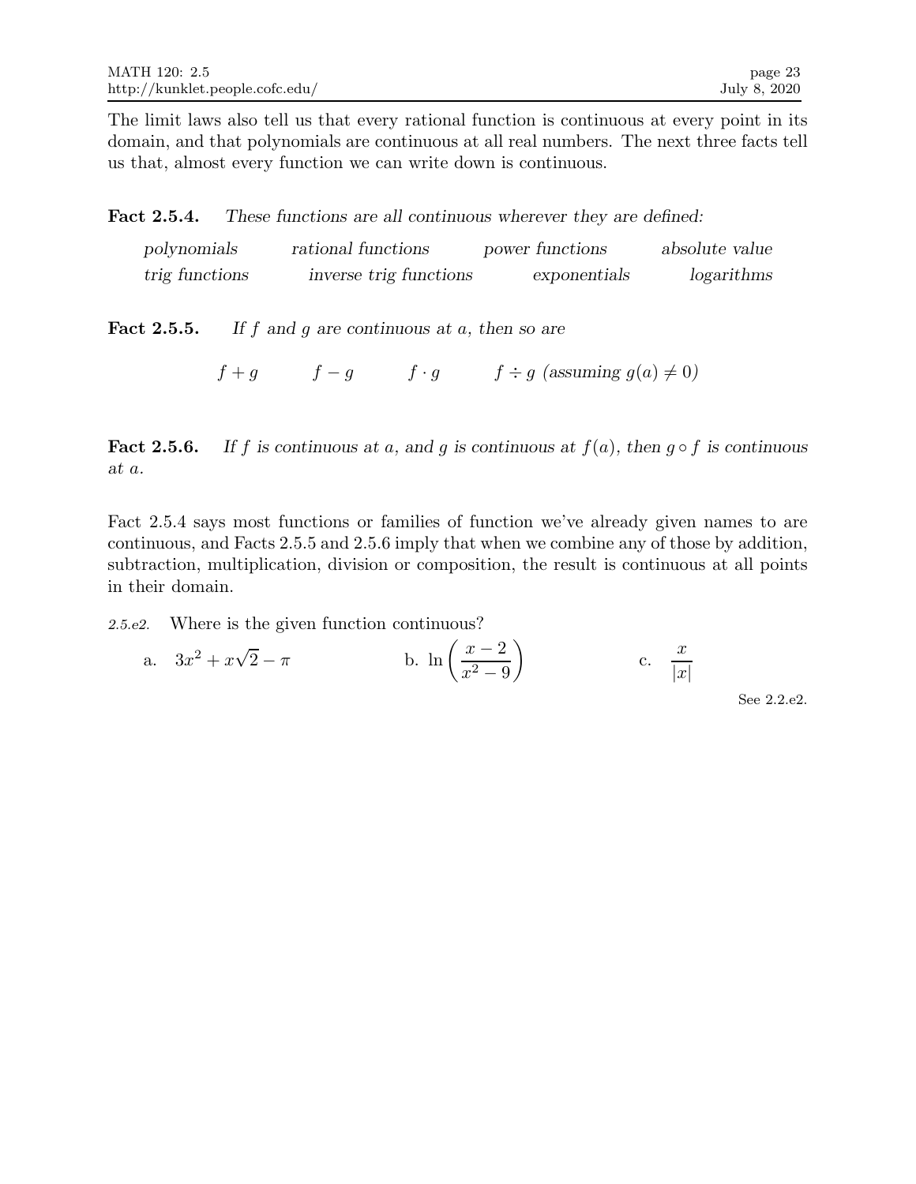The limit laws also tell us that every rational function is continuous at every point in its domain, and that polynomials are continuous at all real numbers. The next three facts tell us that, almost every function we can write down is continuous.

**Fact 2.5.4.** *These functions are all continuous wherever they are defined:*

| | | | |
|---|---|---|---|
| *polynomials* | *rational functions* | *power functions* | *absolute value* |
| *trig functions* | *inverse trig functions* | *exponentials* | *logarithms* |

**Fact 2.5.5.** *If $f$ and $g$ are continuous at $a$, then so are*

$$f+g \qquad f-g \qquad f\cdot g \qquad f\div g \text{ (assuming } g(a)\neq 0\text{)}$$

**Fact 2.5.6.** *If $f$ is continuous at $a$, and $g$ is continuous at $f(a)$, then $g\circ f$ is continuous at $a$.*

Fact 2.5.4 says most functions or families of function we've already given names to are continuous, and Facts 2.5.5 and 2.5.6 imply that when we combine any of those by addition, subtraction, multiplication, division or composition, the result is continuous at all points in their domain.

*2.5.e2.* Where is the given function continuous?

a. $3x^2 + x\sqrt{2} - \pi$ b. $\ln\left(\dfrac{x-2}{x^2-9}\right)$ c. $\dfrac{x}{|x|}$

See 2.2.e2.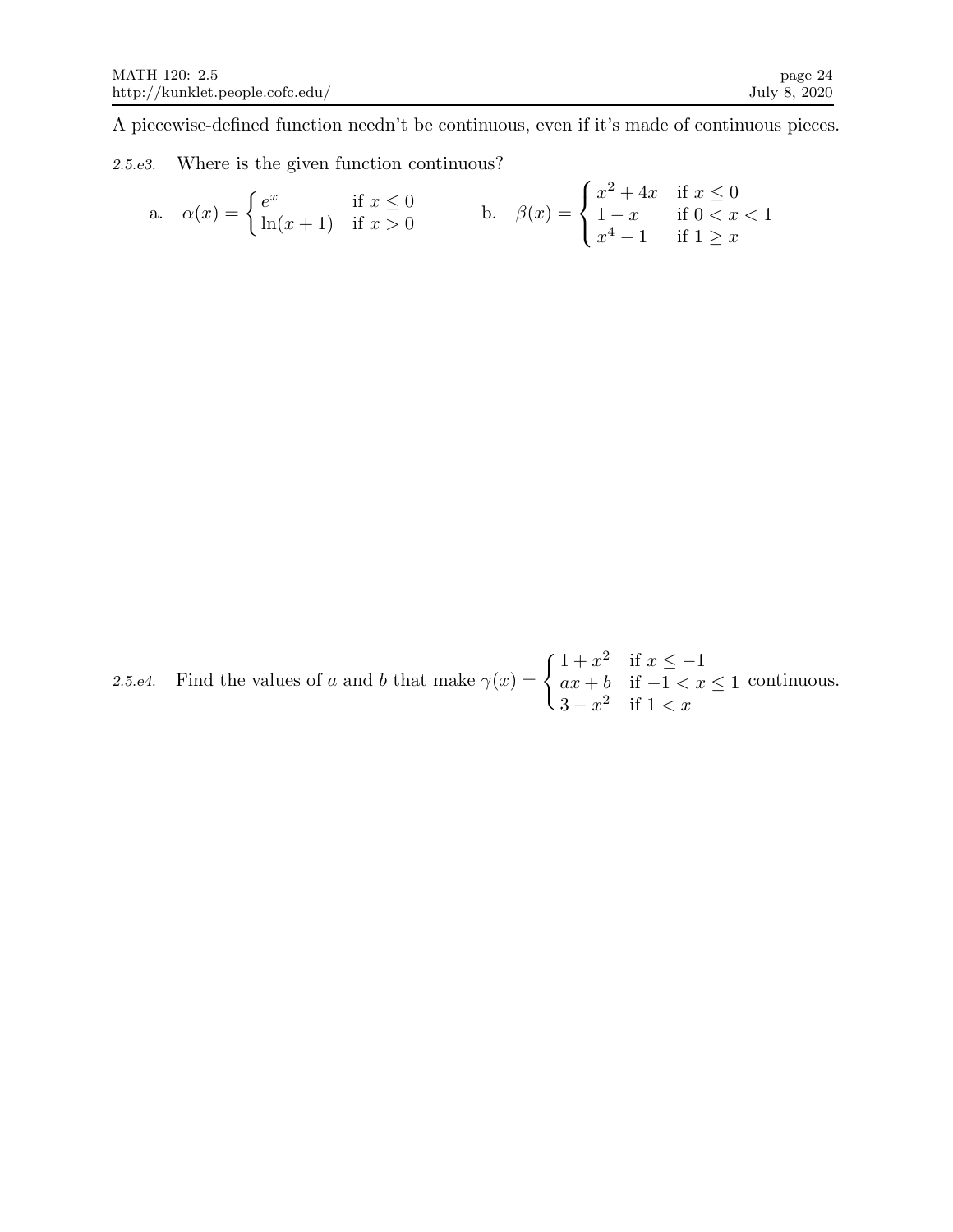A piecewise-defined function needn't be continuous, even if it's made of continuous pieces.

*2.5.e3.* Where is the given function continuous?

a. $\alpha(x) = \begin{cases} e^x & \text{if } x \leq 0 \\ \ln(x+1) & \text{if } x > 0 \end{cases}$

b. $\beta(x) = \begin{cases} x^2 + 4x & \text{if } x \leq 0 \\ 1 - x & \text{if } 0 < x < 1 \\ x^4 - 1 & \text{if } 1 \geq x \end{cases}$

*2.5.e4.* Find the values of $a$ and $b$ that make $\gamma(x) = \begin{cases} 1 + x^2 & \text{if } x \leq -1 \\ ax + b & \text{if } -1 < x \leq 1 \\ 3 - x^2 & \text{if } 1 < x \end{cases}$ continuous.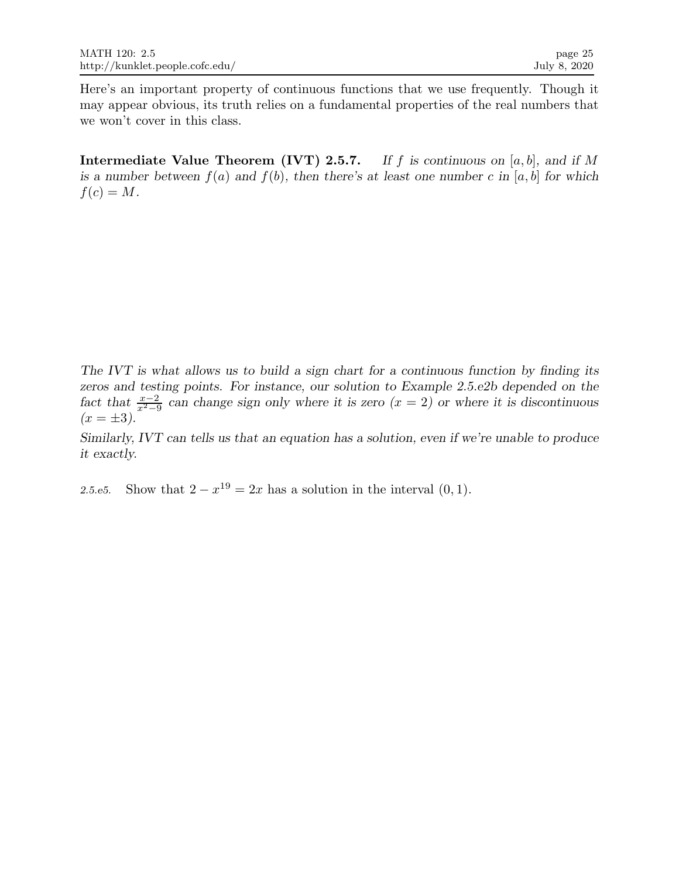Here's an important property of continuous functions that we use frequently. Though it may appear obvious, its truth relies on a fundamental properties of the real numbers that we won't cover in this class.

**Intermediate Value Theorem (IVT) 2.5.7.** *If $f$ is continuous on $[a, b]$, and if $M$ is a number between $f(a)$ and $f(b)$, then there's at least one number $c$ in $[a, b]$ for which $f(c) = M$.*

*The IVT is what allows us to build a sign chart for a continuous function by finding its zeros and testing points. For instance, our solution to Example 2.5.e2b depended on the fact that $\frac{x-2}{x^2-9}$ can change sign only where it is zero ($x = 2$) or where it is discontinuous ($x = \pm 3$).*

*Similarly, IVT can tells us that an equation has a solution, even if we're unable to produce it exactly.*

*2.5.e5.* Show that $2 - x^{19} = 2x$ has a solution in the interval $(0, 1)$.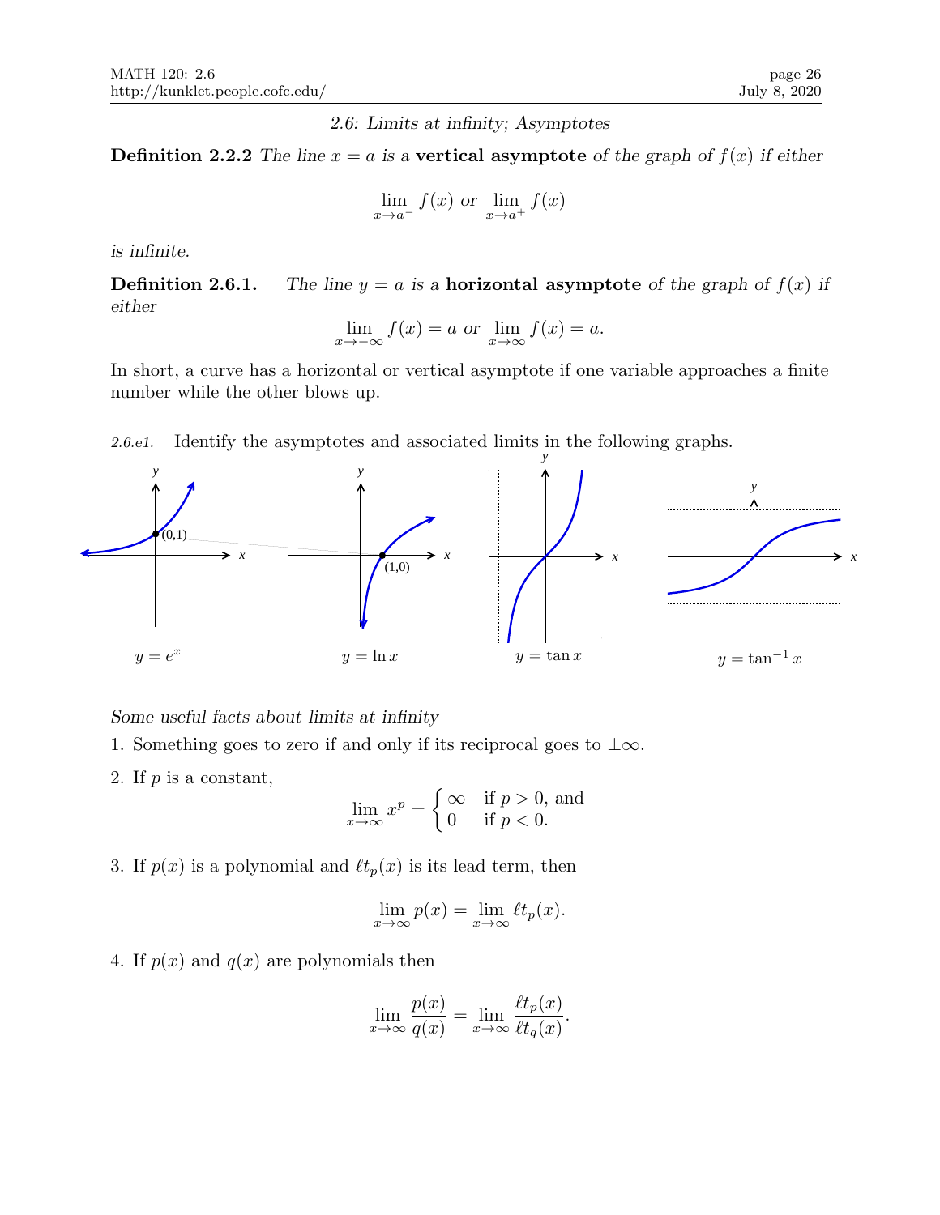*2.6: Limits at infinity; Asymptotes*

**Definition 2.2.2** *The line $x = a$ is a* **vertical asymptote** *of the graph of $f(x)$ if either*

$$\lim_{x\to a^-} f(x) \text{ or } \lim_{x\to a^+} f(x)$$

*is infinite.*

**Definition 2.6.1.** *The line $y = a$ is a* **horizontal asymptote** *of the graph of $f(x)$ if either*

$$\lim_{x\to -\infty} f(x) = a \text{ or } \lim_{x\to \infty} f(x) = a.$$

In short, a curve has a horizontal or vertical asymptote if one variable approaches a finite number while the other blows up.

*2.6.e1.* Identify the asymptotes and associated limits in the following graphs.

$y = e^x$ $\qquad$ $y = \ln x$ $\qquad$ $y = \tan x$ $\qquad$ $y = \tan^{-1} x$

*Some useful facts about limits at infinity*

1. Something goes to zero if and only if its reciprocal goes to $\pm\infty$.

2. If $p$ is a constant,

$$\lim_{x\to\infty} x^p = \begin{cases} \infty & \text{if } p > 0, \text{ and} \\ 0 & \text{if } p < 0. \end{cases}$$

3. If $p(x)$ is a polynomial and $\ell t_p(x)$ is its lead term, then

$$\lim_{x\to\infty} p(x) = \lim_{x\to\infty} \ell t_p(x).$$

4. If $p(x)$ and $q(x)$ are polynomials then

$$\lim_{x\to\infty} \frac{p(x)}{q(x)} = \lim_{x\to\infty} \frac{\ell t_p(x)}{\ell t_q(x)}.$$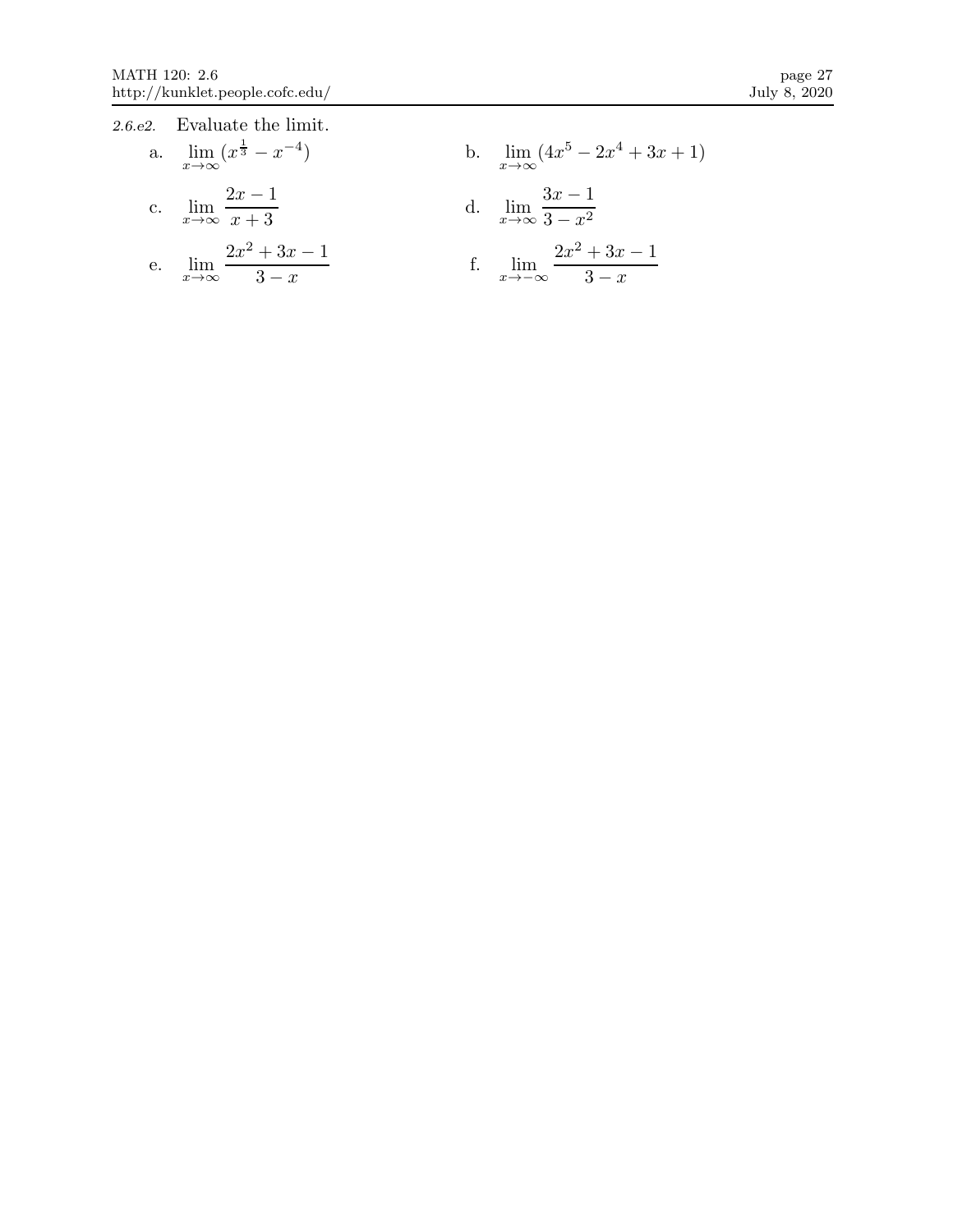*2.6.e2.* Evaluate the limit.

a. $\lim\limits_{x \to \infty} (x^{\frac{1}{3}} - x^{-4})$

b. $\lim\limits_{x \to \infty} (4x^5 - 2x^4 + 3x + 1)$

c. $\lim\limits_{x \to \infty} \dfrac{2x - 1}{x + 3}$

d. $\lim\limits_{x \to \infty} \dfrac{3x - 1}{3 - x^2}$

e. $\lim\limits_{x \to \infty} \dfrac{2x^2 + 3x - 1}{3 - x}$

f. $\lim\limits_{x \to -\infty} \dfrac{2x^2 + 3x - 1}{3 - x}$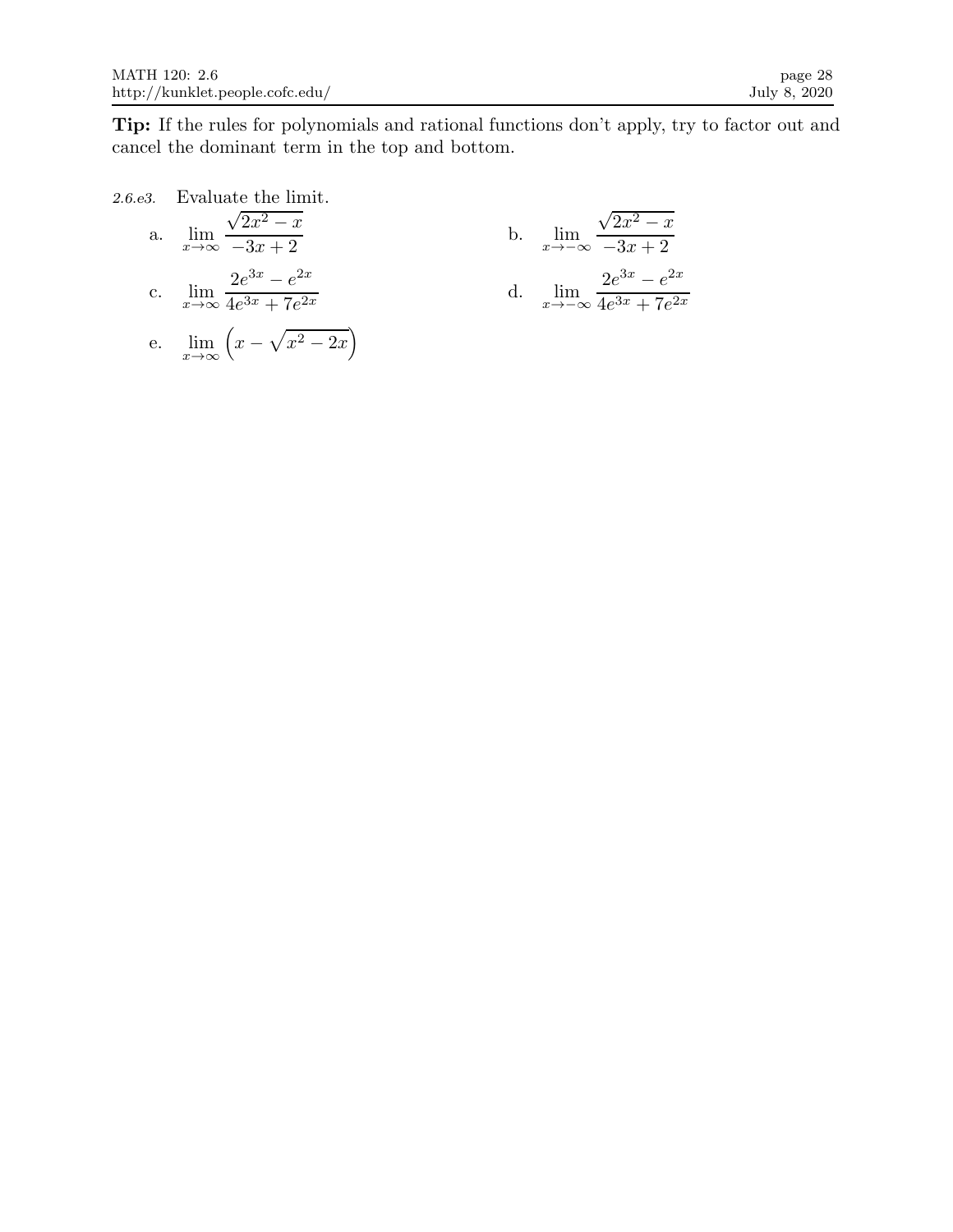**Tip:** If the rules for polynomials and rational functions don't apply, try to factor out and cancel the dominant term in the top and bottom.

*2.6.e3.* Evaluate the limit.

a. $\displaystyle\lim_{x\to\infty} \frac{\sqrt{2x^2 - x}}{-3x + 2}$

b. $\displaystyle\lim_{x\to-\infty} \frac{\sqrt{2x^2 - x}}{-3x + 2}$

c. $\displaystyle\lim_{x\to\infty} \frac{2e^{3x} - e^{2x}}{4e^{3x} + 7e^{2x}}$

d. $\displaystyle\lim_{x\to-\infty} \frac{2e^{3x} - e^{2x}}{4e^{3x} + 7e^{2x}}$

e. $\displaystyle\lim_{x\to\infty} \left(x - \sqrt{x^2 - 2x}\right)$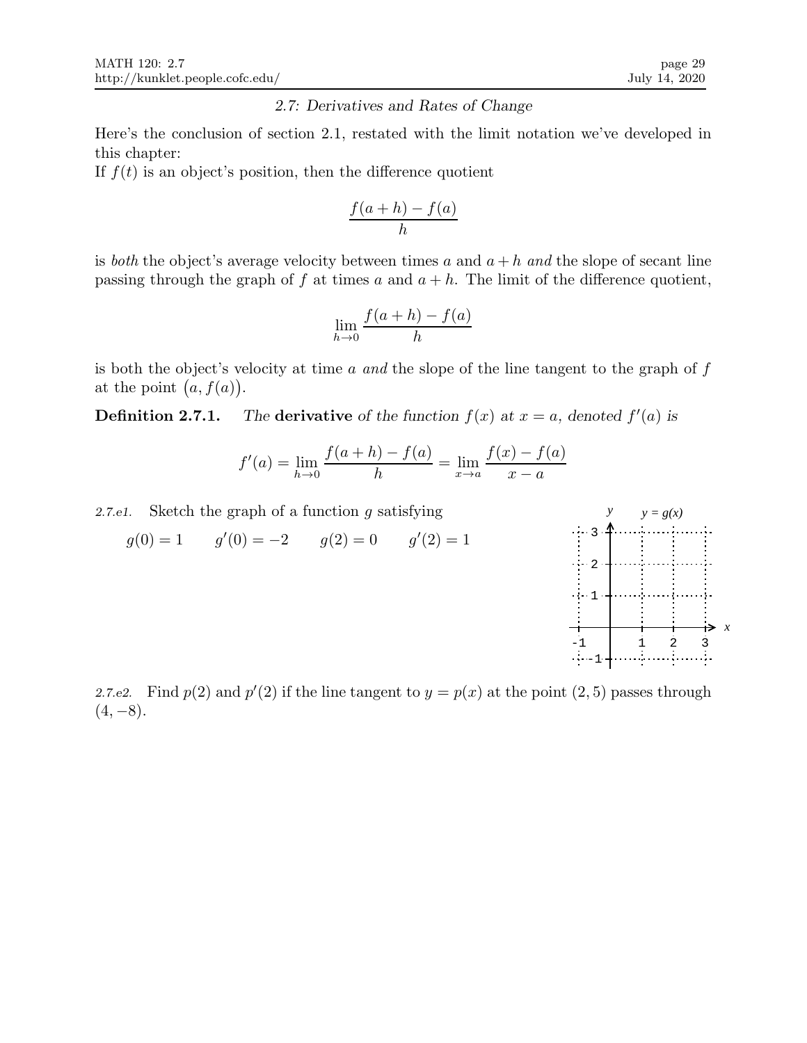## 2.7: Derivatives and Rates of Change

Here's the conclusion of section 2.1, restated with the limit notation we've developed in this chapter:
If $f(t)$ is an object's position, then the difference quotient

$$\frac{f(a+h)-f(a)}{h}$$

is *both* the object's average velocity between times $a$ and $a+h$ *and* the slope of secant line passing through the graph of $f$ at times $a$ and $a+h$. The limit of the difference quotient,

$$\lim_{h\to 0}\frac{f(a+h)-f(a)}{h}$$

is both the object's velocity at time $a$ *and* the slope of the line tangent to the graph of $f$ at the point $\big(a, f(a)\big)$.

**Definition 2.7.1.** *The* **derivative** *of the function $f(x)$ at $x = a$, denoted $f'(a)$ is*

$$f'(a) = \lim_{h\to 0}\frac{f(a+h)-f(a)}{h} = \lim_{x\to a}\frac{f(x)-f(a)}{x-a}$$

*2.7.e1.* Sketch the graph of a function $g$ satisfying

$$g(0) = 1 \qquad g'(0) = -2 \qquad g(2) = 0 \qquad g'(2) = 1$$

*2.7.e2.* Find $p(2)$ and $p'(2)$ if the line tangent to $y = p(x)$ at the point $(2, 5)$ passes through $(4, -8)$.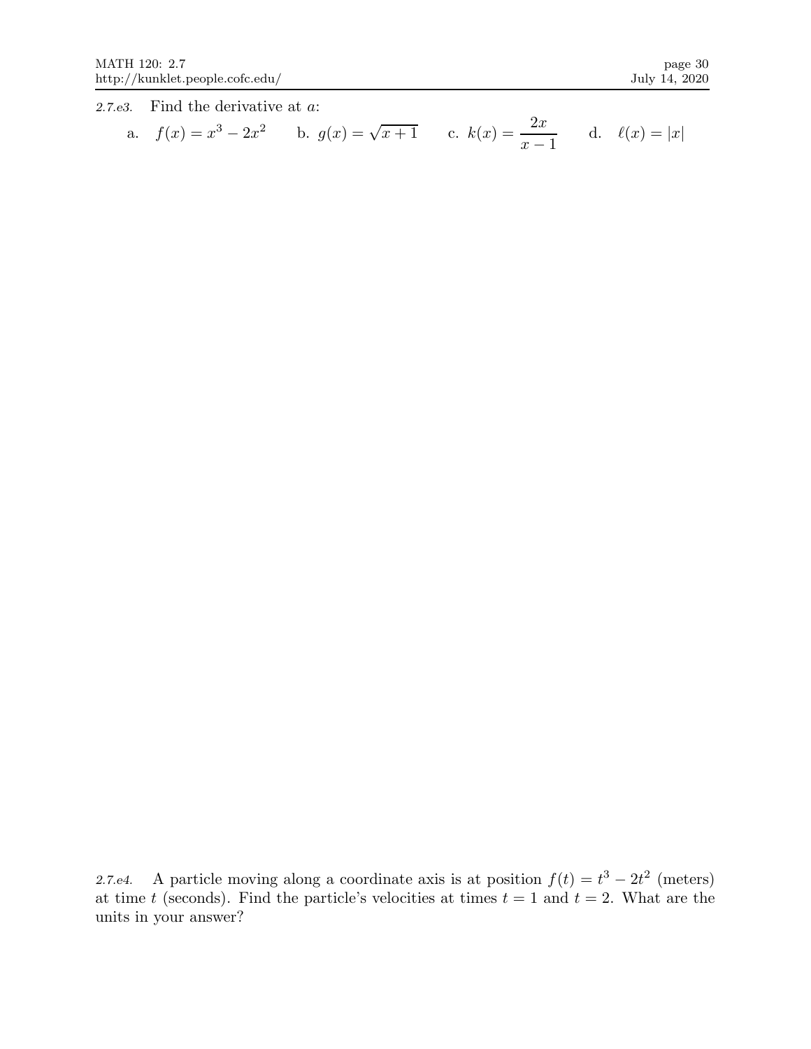*2.7.e3.* Find the derivative at $a$:

a. $f(x) = x^3 - 2x^2$ b. $g(x) = \sqrt{x+1}$ c. $k(x) = \dfrac{2x}{x-1}$ d. $\ell(x) = |x|$

*2.7.e4.* A particle moving along a coordinate axis is at position $f(t) = t^3 - 2t^2$ (meters) at time $t$ (seconds). Find the particle's velocities at times $t = 1$ and $t = 2$. What are the units in your answer?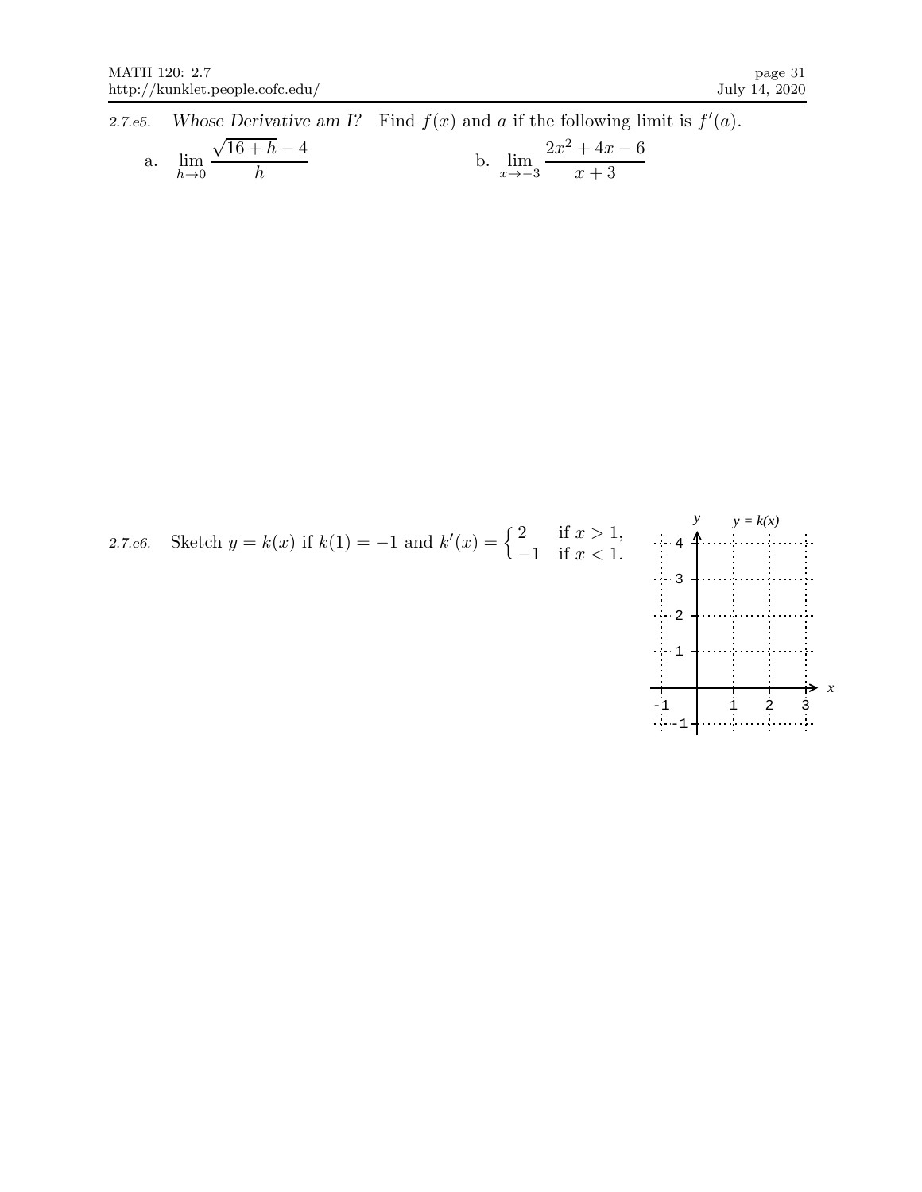*2.7.e5.* *Whose Derivative am I?* Find $f(x)$ and $a$ if the following limit is $f'(a)$.

a. $\displaystyle \lim_{h\to 0} \frac{\sqrt{16+h}-4}{h}$

b. $\displaystyle \lim_{x\to -3} \frac{2x^2+4x-6}{x+3}$

*2.7.e6.* Sketch $y = k(x)$ if $k(1) = -1$ and $k'(x) = \begin{cases} 2 & \text{if } x > 1, \\ -1 & \text{if } x < 1. \end{cases}$

y = k(x)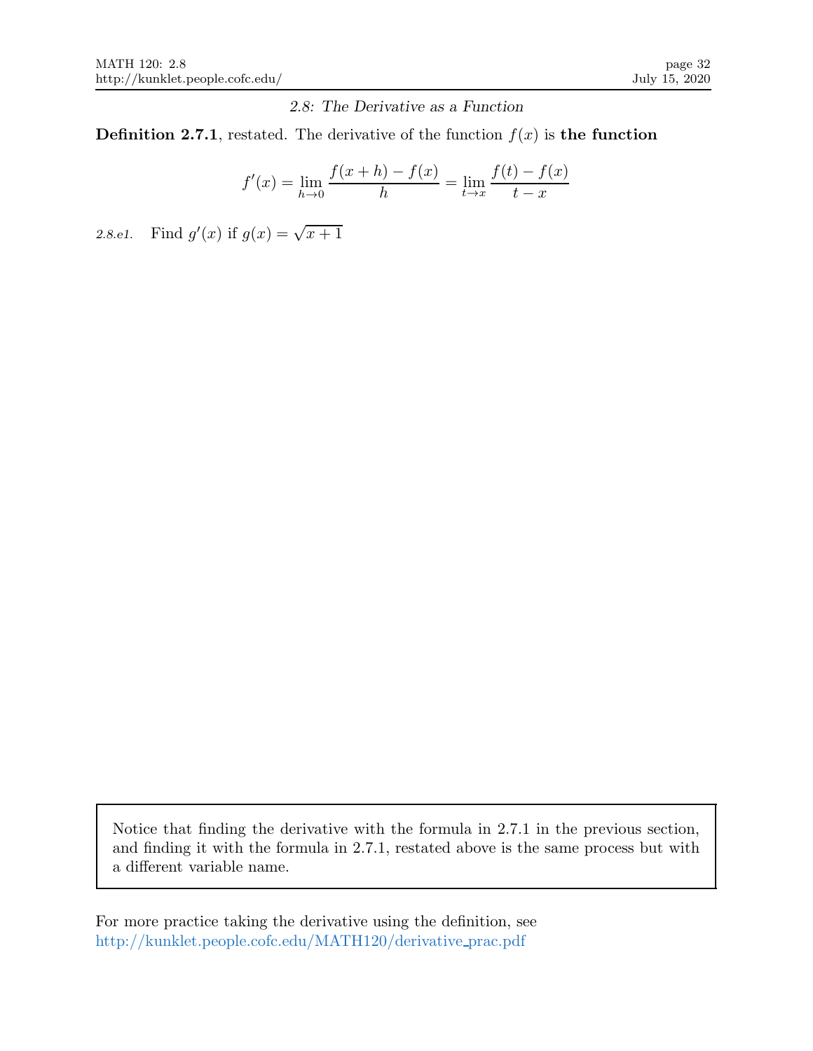### *2.8: The Derivative as a Function*

**Definition 2.7.1**, restated. The derivative of the function $f(x)$ is **the function**

$$f'(x) = \lim_{h \to 0} \frac{f(x+h) - f(x)}{h} = \lim_{t \to x} \frac{f(t) - f(x)}{t - x}$$

*2.8.e1.* Find $g'(x)$ if $g(x) = \sqrt{x+1}$

> Notice that finding the derivative with the formula in 2.7.1 in the previous section, and finding it with the formula in 2.7.1, restated above is the same process but with a different variable name.

For more practice taking the derivative using the definition, see http://kunklet.people.cofc.edu/MATH120/derivative_prac.pdf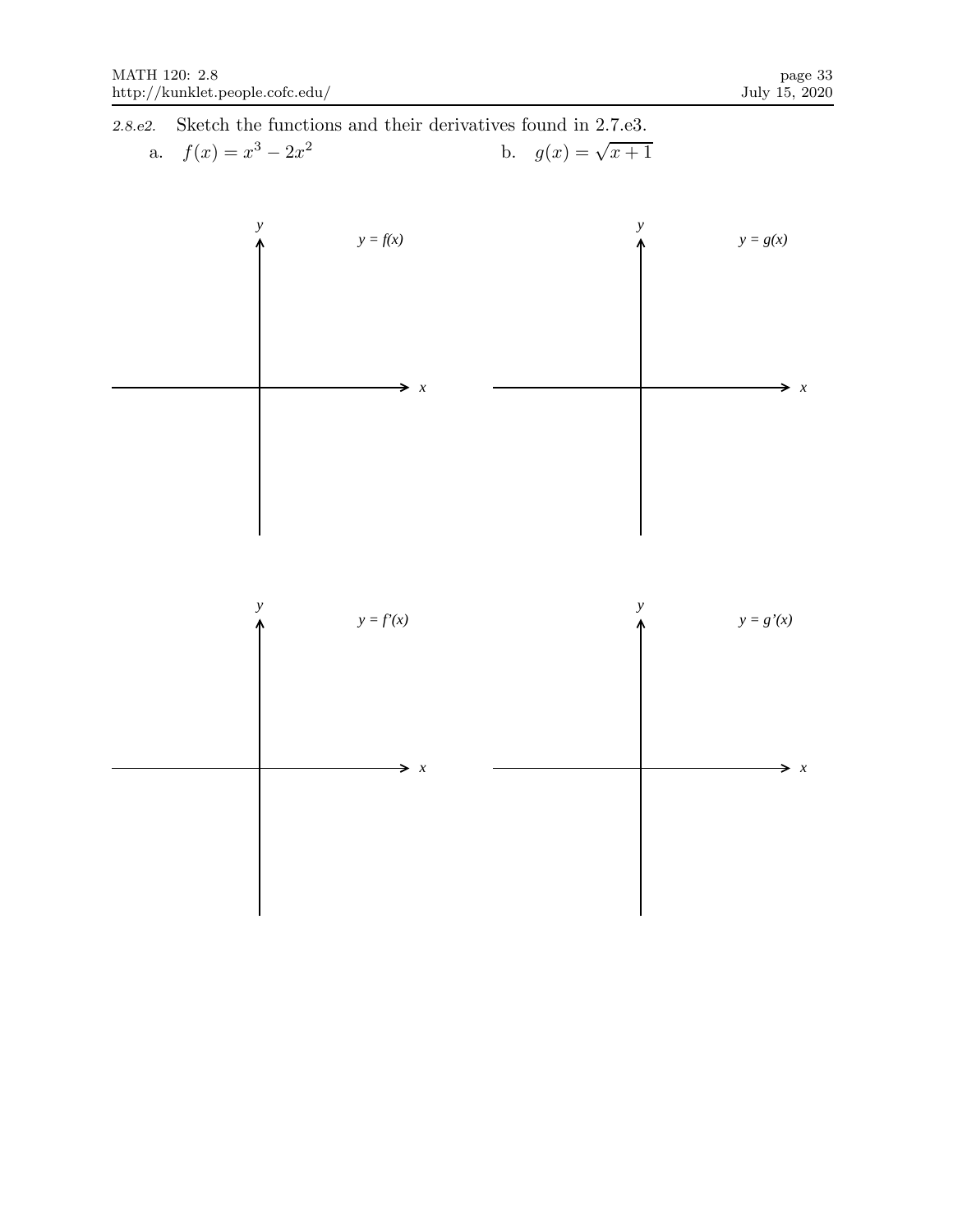*2.8.e2.* Sketch the functions and their derivatives found in 2.7.e3.

a. $f(x) = x^3 - 2x^2$

b. $g(x) = \sqrt{x+1}$

$y = f(x)$

$y = g(x)$

$y = f'(x)$

$y = g'(x)$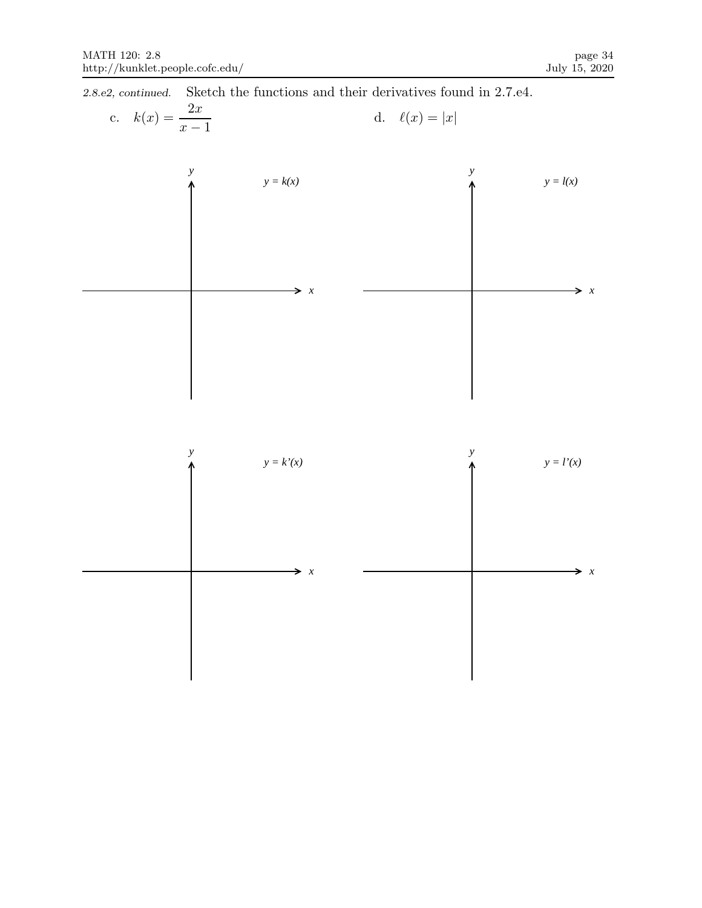*2.8.e2, continued.* Sketch the functions and their derivatives found in 2.7.e4.

c. $k(x) = \dfrac{2x}{x-1}$

d. $\ell(x) = |x|$

$y = k(x)$

$y = l(x)$

$y = k'(x)$

$y = l'(x)$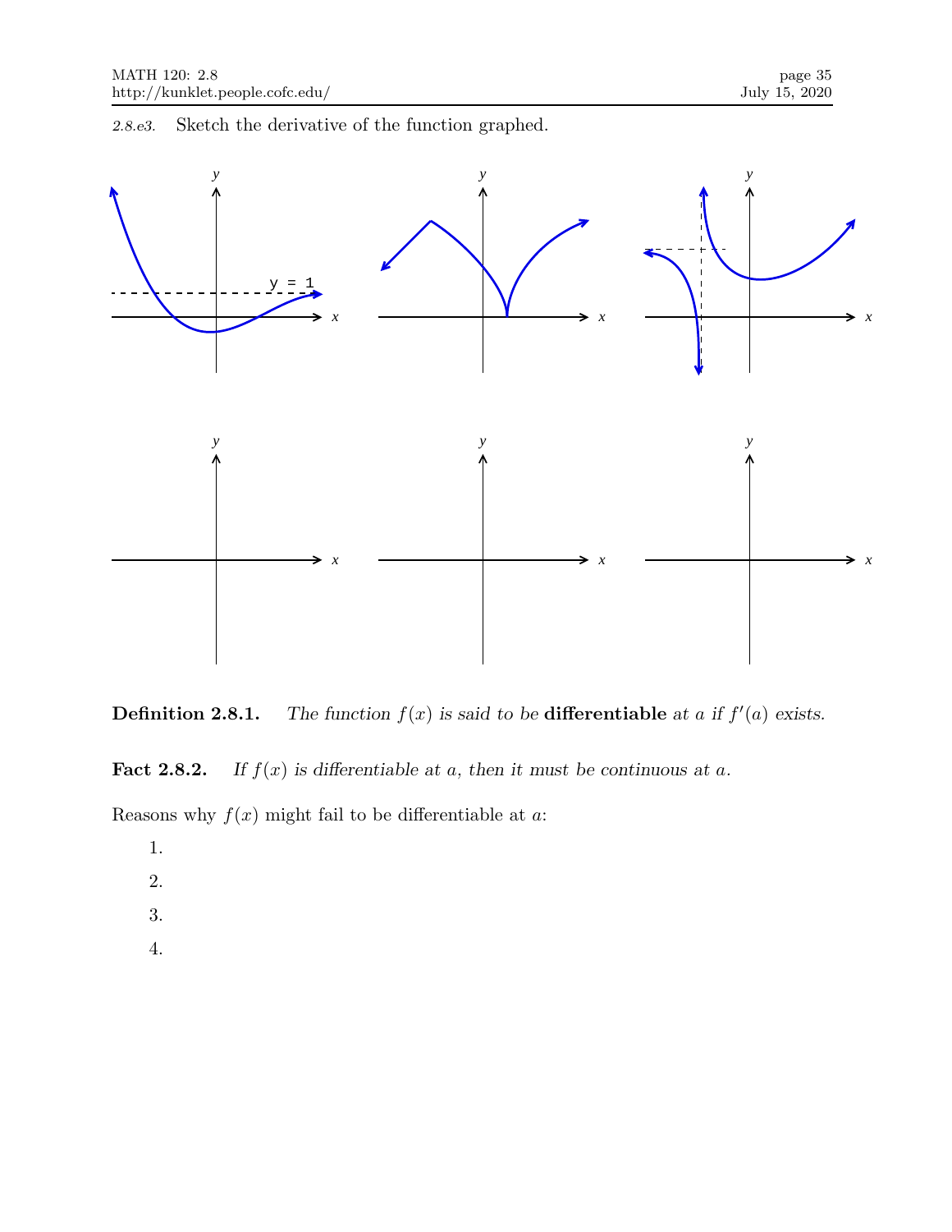*2.8.e3.* Sketch the derivative of the function graphed.

**Definition 2.8.1.** *The function $f(x)$ is said to be* **differentiable** *at $a$ if $f'(a)$ exists.*

**Fact 2.8.2.** *If $f(x)$ is differentiable at $a$, then it must be continuous at $a$.*

Reasons why $f(x)$ might fail to be differentiable at $a$:

1.
2.
3.
4.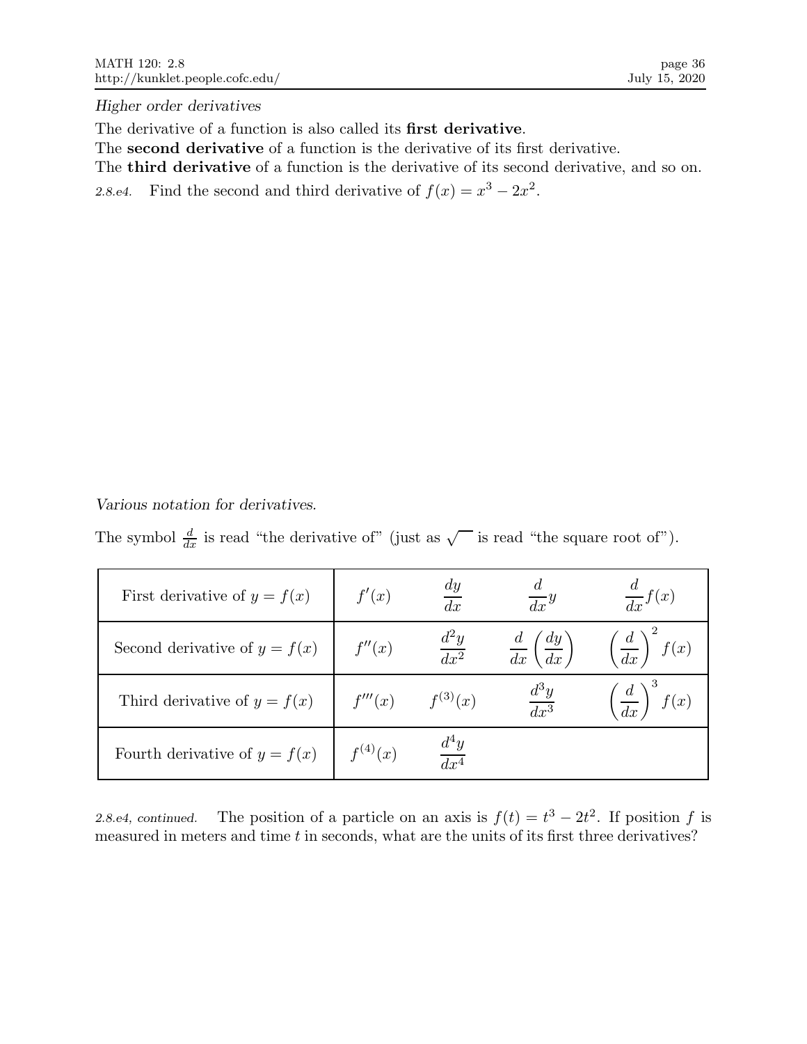*Higher order derivatives*

The derivative of a function is also called its **first derivative**.
The **second derivative** of a function is the derivative of its first derivative.
The **third derivative** of a function is the derivative of its second derivative, and so on.

*2.8.e4.* Find the second and third derivative of $f(x) = x^3 - 2x^2$.

*Various notation for derivatives.*

The symbol $\frac{d}{dx}$ is read "the derivative of" (just as $\sqrt{\phantom{x}}$ is read "the square root of").

| | | | | |
|---|---|---|---|---|
| First derivative of $y = f(x)$ | $f'(x)$ | $\dfrac{dy}{dx}$ | $\dfrac{d}{dx}y$ | $\dfrac{d}{dx}f(x)$ |
| Second derivative of $y = f(x)$ | $f''(x)$ | $\dfrac{d^2y}{dx^2}$ | $\dfrac{d}{dx}\left(\dfrac{dy}{dx}\right)$ | $\left(\dfrac{d}{dx}\right)^2 f(x)$ |
| Third derivative of $y = f(x)$ | $f'''(x)$ | $f^{(3)}(x)$ | $\dfrac{d^3y}{dx^3}$ | $\left(\dfrac{d}{dx}\right)^3 f(x)$ |
| Fourth derivative of $y = f(x)$ | $f^{(4)}(x)$ | $\dfrac{d^4y}{dx^4}$ | | |

*2.8.e4, continued.* The position of a particle on an axis is $f(t) = t^3 - 2t^2$. If position $f$ is measured in meters and time $t$ in seconds, what are the units of its first three derivatives?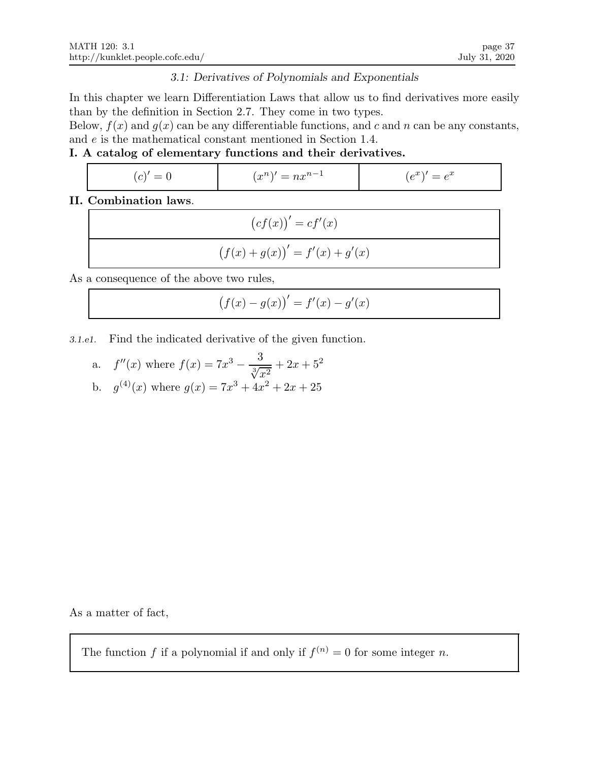*3.1: Derivatives of Polynomials and Exponentials*

In this chapter we learn Differentiation Laws that allow us to find derivatives more easily than by the definition in Section 2.7. They come in two types.
Below, $f(x)$ and $g(x)$ can be any differentiable functions, and $c$ and $n$ can be any constants, and $e$ is the mathematical constant mentioned in Section 1.4.

**I. A catalog of elementary functions and their derivatives.**

| $(c)' = 0$ | $(x^n)' = nx^{n-1}$ | $(e^x)' = e^x$ |
|---|---|---|

**II. Combination laws**.

| $\big(cf(x)\big)' = cf'(x)$ |
|---|
| $\big(f(x) + g(x)\big)' = f'(x) + g'(x)$ |

As a consequence of the above two rules,

$$\big(f(x) - g(x)\big)' = f'(x) - g'(x)$$

*3.1.e1.* Find the indicated derivative of the given function.

a. $f''(x)$ where $f(x) = 7x^3 - \dfrac{3}{\sqrt[3]{x^2}} + 2x + 5^2$

b. $g^{(4)}(x)$ where $g(x) = 7x^3 + 4x^2 + 2x + 25$

As a matter of fact,

> The function $f$ if a polynomial if and only if $f^{(n)} = 0$ for some integer $n$.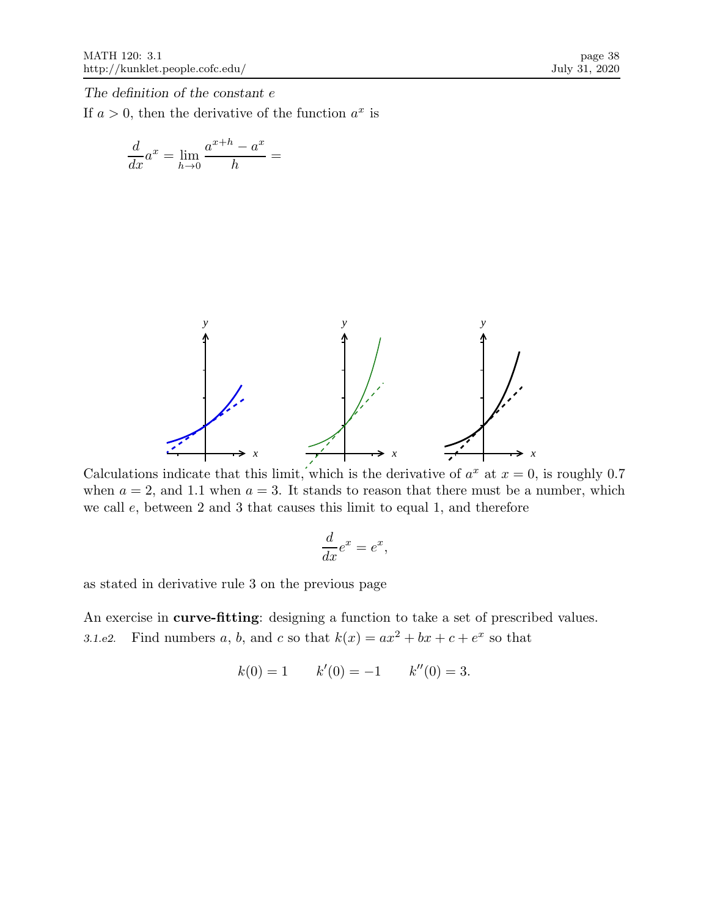*The definition of the constant $e$*

If $a > 0$, then the derivative of the function $a^x$ is

$$\frac{d}{dx}a^x = \lim_{h\to 0}\frac{a^{x+h} - a^x}{h} =$$

Calculations indicate that this limit, which is the derivative of $a^x$ at $x = 0$, is roughly 0.7 when $a = 2$, and 1.1 when $a = 3$. It stands to reason that there must be a number, which we call $e$, between 2 and 3 that causes this limit to equal 1, and therefore

$$\frac{d}{dx}e^x = e^x,$$

as stated in derivative rule 3 on the previous page

An exercise in **curve-fitting**: designing a function to take a set of prescribed values.

*3.1.e2.* Find numbers $a$, $b$, and $c$ so that $k(x) = ax^2 + bx + c + e^x$ so that

$$k(0) = 1 \qquad k'(0) = -1 \qquad k''(0) = 3.$$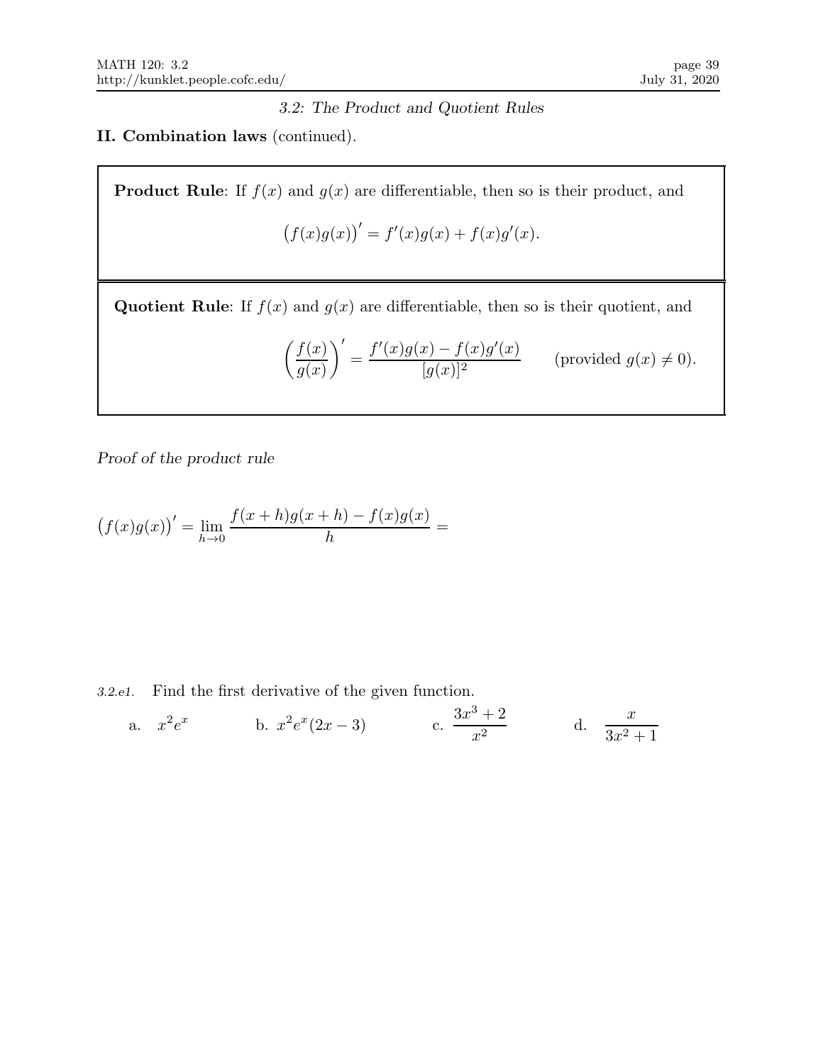*3.2: The Product and Quotient Rules*

**II. Combination laws** (continued).

**Product Rule**: If $f(x)$ and $g(x)$ are differentiable, then so is their product, and

$$\big(f(x)g(x)\big)' = f'(x)g(x) + f(x)g'(x).$$

**Quotient Rule**: If $f(x)$ and $g(x)$ are differentiable, then so is their quotient, and

$$\left(\frac{f(x)}{g(x)}\right)' = \frac{f'(x)g(x) - f(x)g'(x)}{[g(x)]^2} \qquad \text{(provided } g(x) \neq 0\text{).}$$

*Proof of the product rule*

$$\big(f(x)g(x)\big)' = \lim_{h \to 0} \frac{f(x+h)g(x+h) - f(x)g(x)}{h} =$$

*3.2.e1.* Find the first derivative of the given function.

a. $x^2 e^x$ b. $x^2 e^x(2x-3)$ c. $\dfrac{3x^3+2}{x^2}$ d. $\dfrac{x}{3x^2+1}$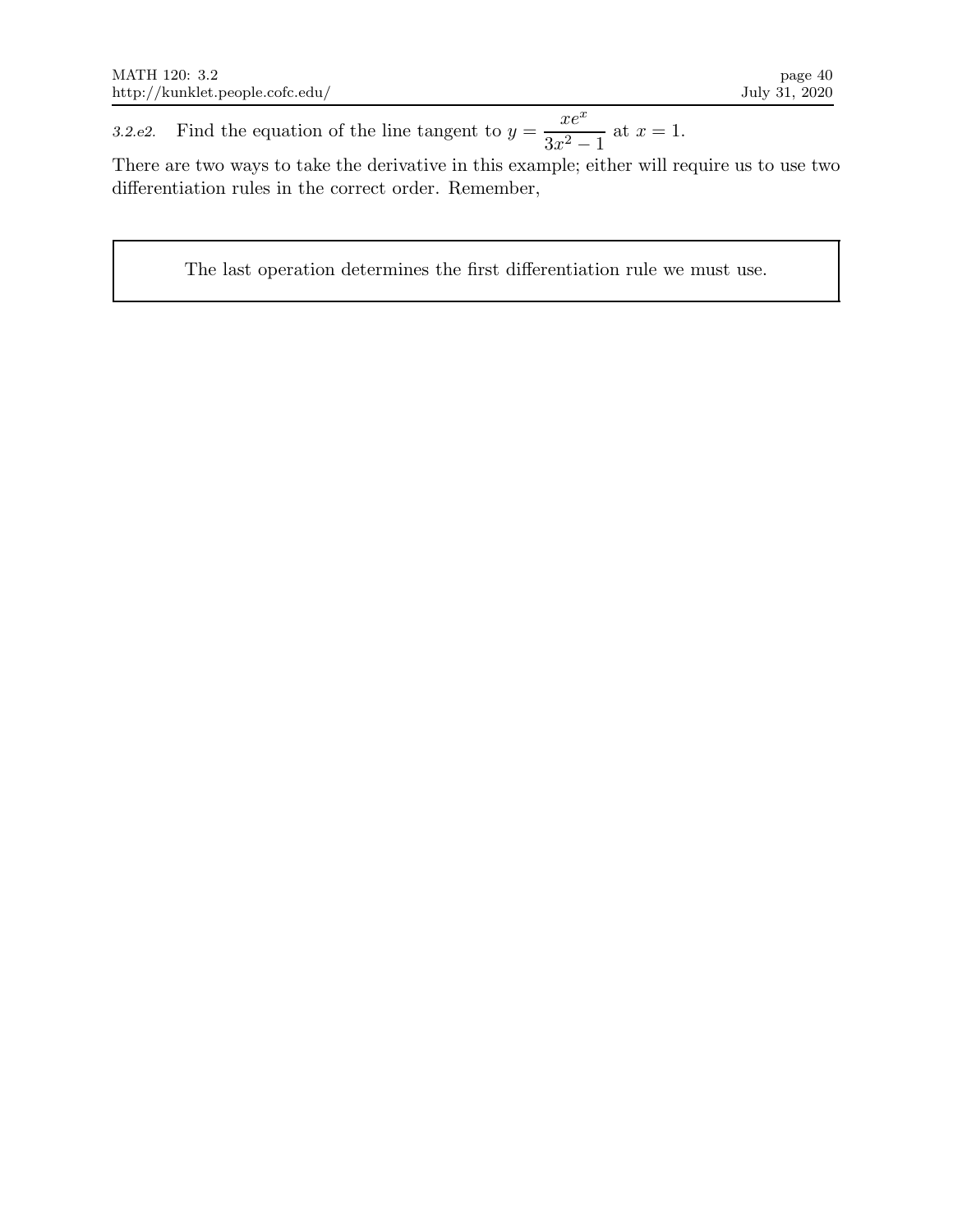*3.2.e2.* Find the equation of the line tangent to $y = \dfrac{xe^x}{3x^2 - 1}$ at $x = 1$.

There are two ways to take the derivative in this example; either will require us to use two differentiation rules in the correct order. Remember,

> The last operation determines the first differentiation rule we must use.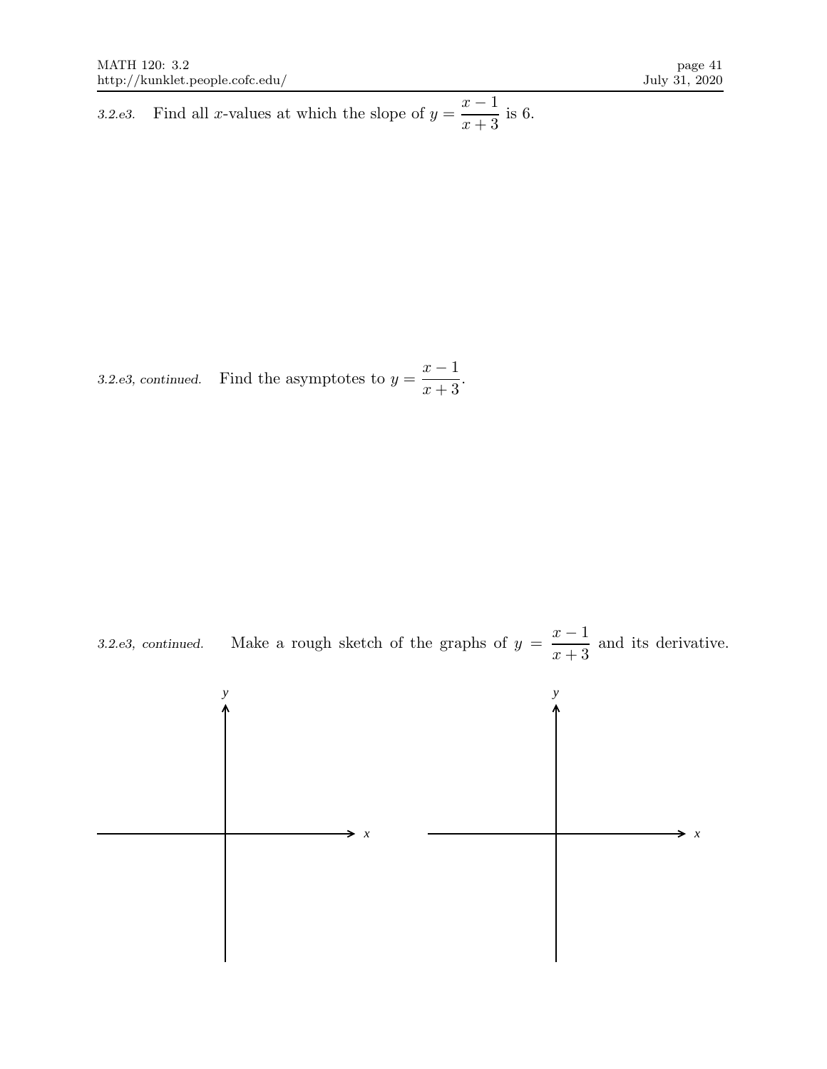*3.2.e3.* Find all $x$-values at which the slope of $y = \dfrac{x-1}{x+3}$ is 6.

*3.2.e3, continued.* Find the asymptotes to $y = \dfrac{x-1}{x+3}$.

*3.2.e3, continued.* Make a rough sketch of the graphs of $y = \dfrac{x-1}{x+3}$ and its derivative.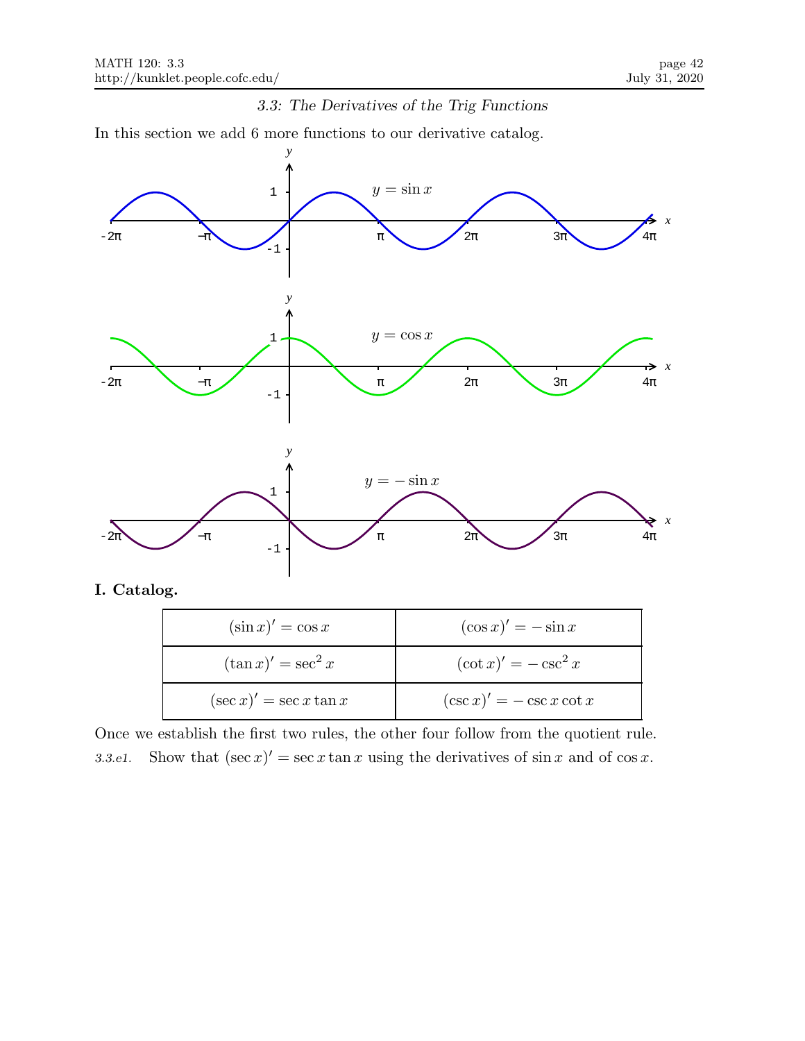### 3.3: The Derivatives of the Trig Functions

In this section we add 6 more functions to our derivative catalog.

**I. Catalog.**

| | |
|---|---|
| $(\sin x)' = \cos x$ | $(\cos x)' = -\sin x$ |
| $(\tan x)' = \sec^2 x$ | $(\cot x)' = -\csc^2 x$ |
| $(\sec x)' = \sec x \tan x$ | $(\csc x)' = -\csc x \cot x$ |

Once we establish the first two rules, the other four follow from the quotient rule.

*3.3.e1.* Show that $(\sec x)' = \sec x \tan x$ using the derivatives of $\sin x$ and of $\cos x$.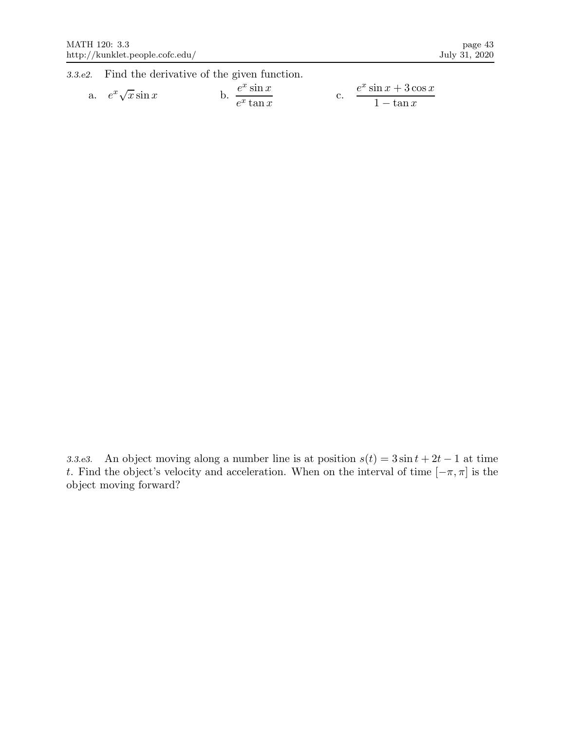*3.3.e2.* Find the derivative of the given function.

a. $e^x\sqrt{x}\sin x$ b. $\dfrac{e^x \sin x}{e^x \tan x}$ c. $\dfrac{e^x \sin x + 3\cos x}{1 - \tan x}$

*3.3.e3.* An object moving along a number line is at position $s(t) = 3\sin t + 2t - 1$ at time $t$. Find the object's velocity and acceleration. When on the interval of time $[-\pi, \pi]$ is the object moving forward?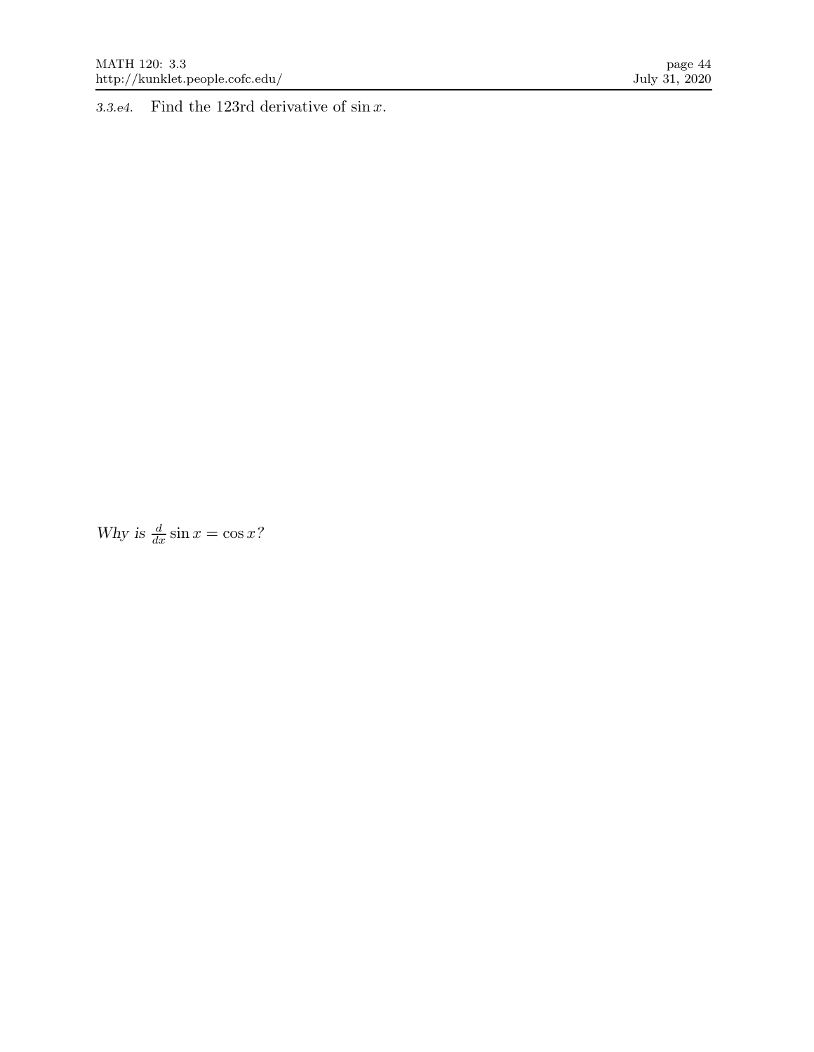*3.3.e4.* Find the 123rd derivative of $\sin x$.

*Why is* $\frac{d}{dx} \sin x = \cos x$*?*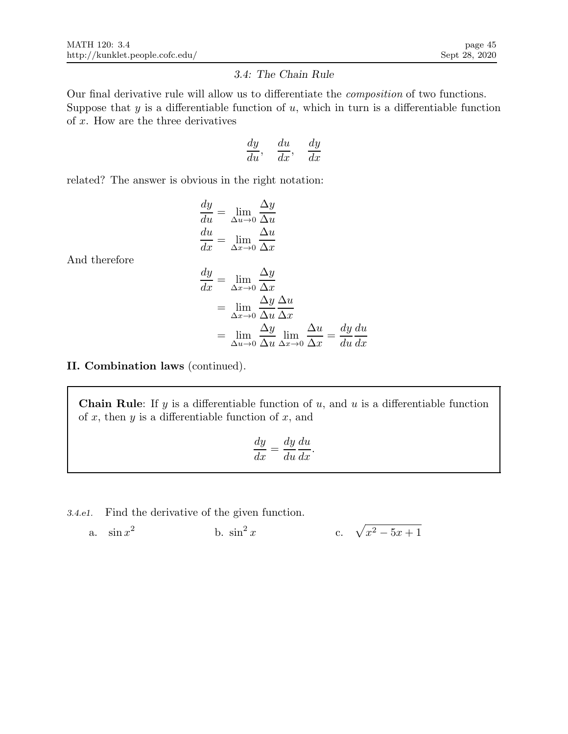## 3.4: The Chain Rule

Our final derivative rule will allow us to differentiate the *composition* of two functions. Suppose that $y$ is a differentiable function of $u$, which in turn is a differentiable function of $x$. How are the three derivatives

$$\frac{dy}{du}, \quad \frac{du}{dx}, \quad \frac{dy}{dx}$$

related? The answer is obvious in the right notation:

$$\frac{dy}{du} = \lim_{\Delta u \to 0} \frac{\Delta y}{\Delta u}$$

$$\frac{du}{dx} = \lim_{\Delta x \to 0} \frac{\Delta u}{\Delta x}$$

And therefore

$$\begin{aligned}
\frac{dy}{dx} &= \lim_{\Delta x \to 0} \frac{\Delta y}{\Delta x} \\
&= \lim_{\Delta x \to 0} \frac{\Delta y}{\Delta u}\frac{\Delta u}{\Delta x} \\
&= \lim_{\Delta u \to 0} \frac{\Delta y}{\Delta u} \lim_{\Delta x \to 0} \frac{\Delta u}{\Delta x} = \frac{dy}{du}\frac{du}{dx}
\end{aligned}$$

**II. Combination laws** (continued).

> **Chain Rule**: If $y$ is a differentiable function of $u$, and $u$ is a differentiable function of $x$, then $y$ is a differentiable function of $x$, and
>
> $$\frac{dy}{dx} = \frac{dy}{du}\frac{du}{dx}.$$

*3.4.e1.* Find the derivative of the given function.

a. $\sin x^2$ b. $\sin^2 x$ c. $\sqrt{x^2 - 5x + 1}$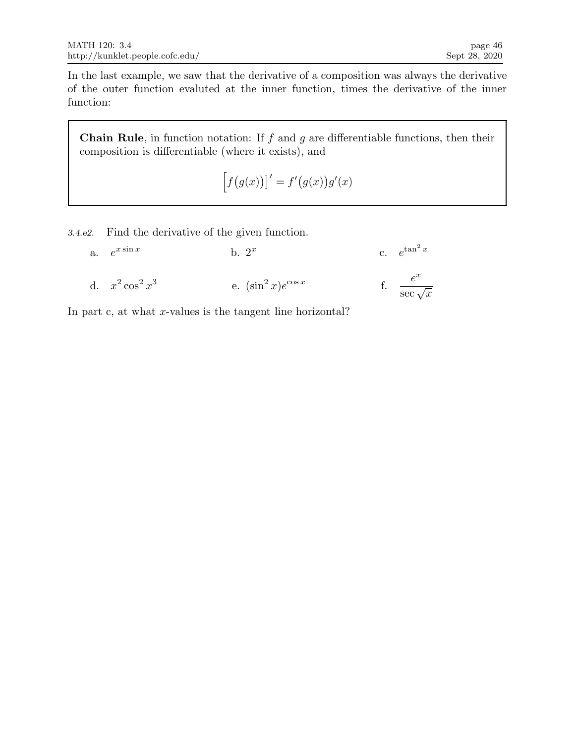In the last example, we saw that the derivative of a composition was always the derivative of the outer function evaluted at the inner function, times the derivative of the inner function:

> **Chain Rule**, in function notation: If $f$ and $g$ are differentiable functions, then their composition is differentiable (where it exists), and
>
> $$\Big[f\big(g(x)\big)\Big]' = f'\big(g(x)\big)g'(x)$$

*3.4.e2.* Find the derivative of the given function.

a. $e^{x \sin x}$ b. $2^x$ c. $e^{\tan^2 x}$

d. $x^2 \cos^2 x^3$ e. $(\sin^2 x)e^{\cos x}$ f. $\dfrac{e^x}{\sec \sqrt{x}}$

In part c, at what $x$-values is the tangent line horizontal?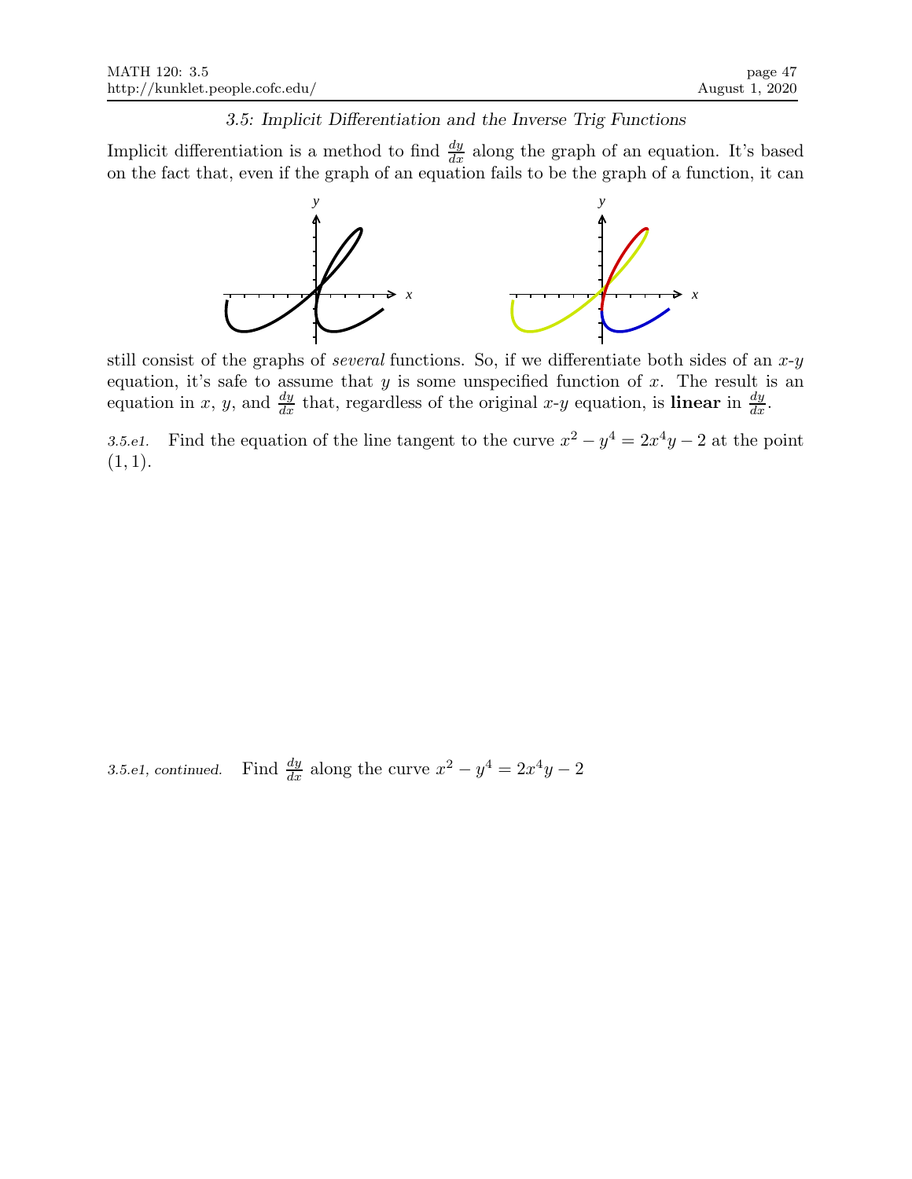### *3.5: Implicit Differentiation and the Inverse Trig Functions*

Implicit differentiation is a method to find $\frac{dy}{dx}$ along the graph of an equation. It's based on the fact that, even if the graph of an equation fails to be the graph of a function, it can still consist of the graphs of *several* functions. So, if we differentiate both sides of an $x$-$y$ equation, it's safe to assume that $y$ is some unspecified function of $x$. The result is an equation in $x$, $y$, and $\frac{dy}{dx}$ that, regardless of the original $x$-$y$ equation, is **linear** in $\frac{dy}{dx}$.

*3.5.e1.* Find the equation of the line tangent to the curve $x^2 - y^4 = 2x^4y - 2$ at the point $(1, 1)$.

*3.5.e1, continued.* Find $\frac{dy}{dx}$ along the curve $x^2 - y^4 = 2x^4y - 2$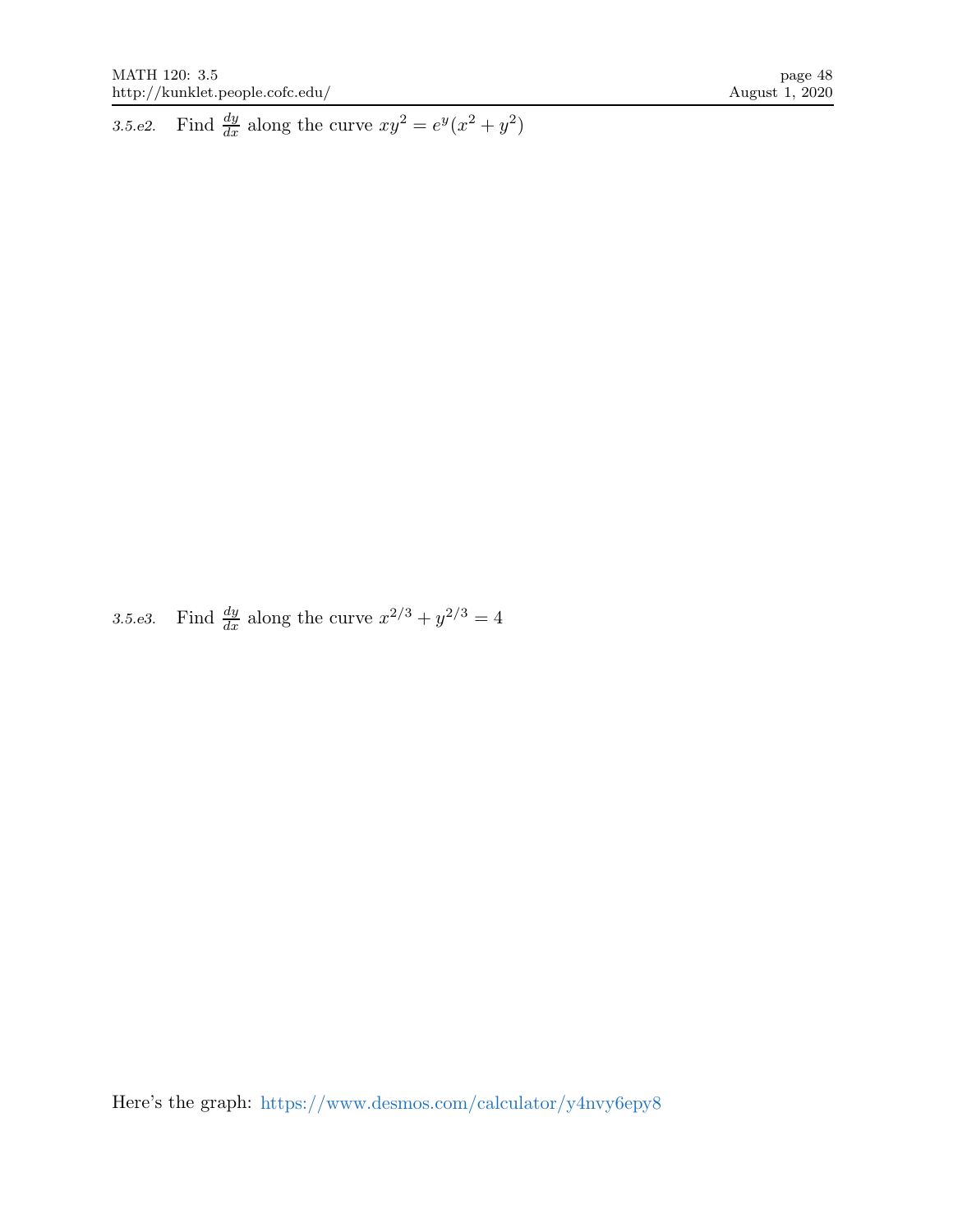*3.5.e2.* Find $\frac{dy}{dx}$ along the curve $xy^2 = e^y(x^2 + y^2)$

*3.5.e3.* Find $\frac{dy}{dx}$ along the curve $x^{2/3} + y^{2/3} = 4$

Here's the graph: https://www.desmos.com/calculator/y4nvy6epy8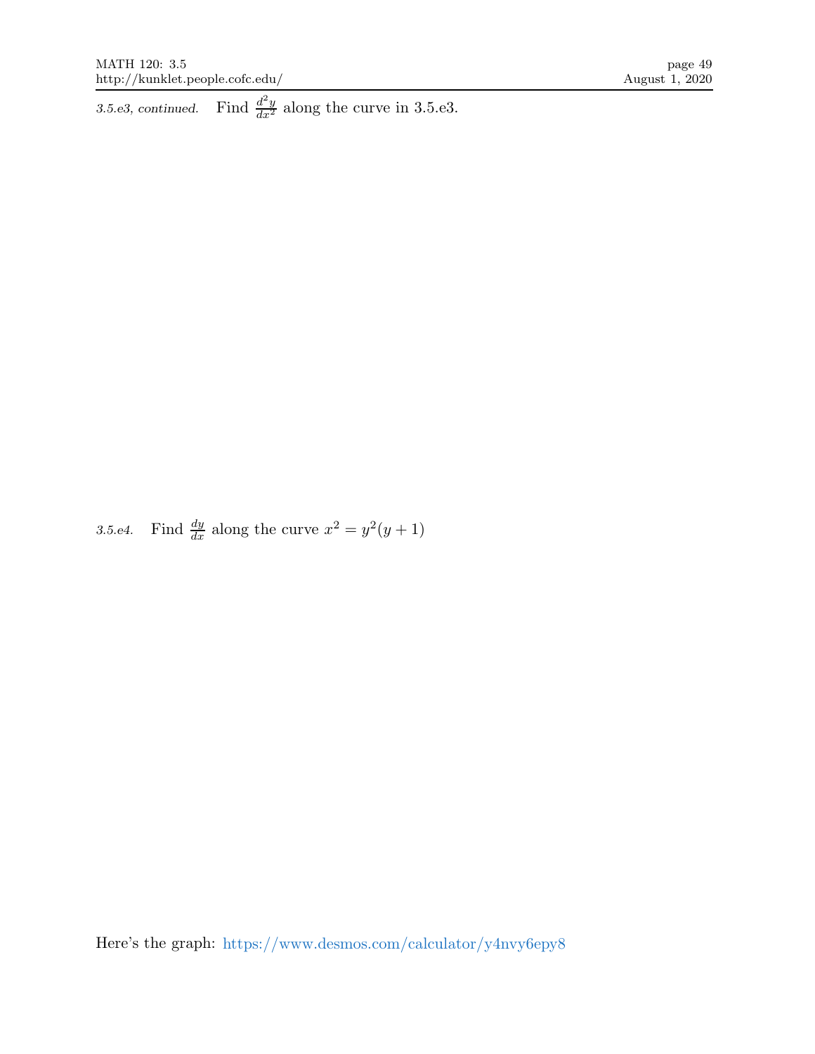*3.5.e3, continued.* Find $\frac{d^2y}{dx^2}$ along the curve in 3.5.e3.

*3.5.e4.* Find $\frac{dy}{dx}$ along the curve $x^2 = y^2(y+1)$

Here's the graph: https://www.desmos.com/calculator/y4nvy6epy8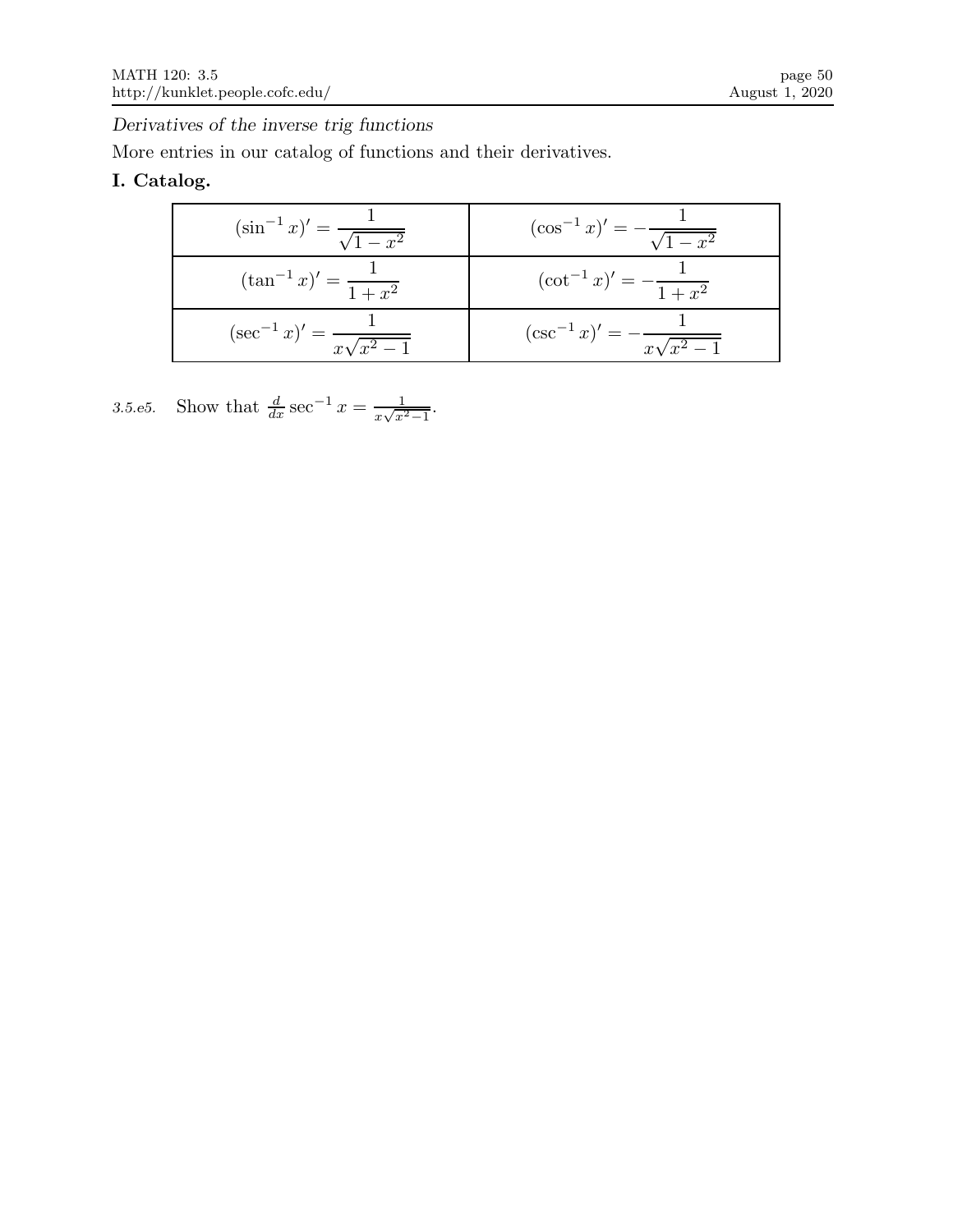*Derivatives of the inverse trig functions*

More entries in our catalog of functions and their derivatives.

**I. Catalog.**

| | |
|---|---|
| $(\sin^{-1} x)' = \dfrac{1}{\sqrt{1-x^2}}$ | $(\cos^{-1} x)' = -\dfrac{1}{\sqrt{1-x^2}}$ |
| $(\tan^{-1} x)' = \dfrac{1}{1+x^2}$ | $(\cot^{-1} x)' = -\dfrac{1}{1+x^2}$ |
| $(\sec^{-1} x)' = \dfrac{1}{x\sqrt{x^2-1}}$ | $(\csc^{-1} x)' = -\dfrac{1}{x\sqrt{x^2-1}}$ |

*3.5.e5.* Show that $\frac{d}{dx}\sec^{-1} x = \frac{1}{x\sqrt{x^2-1}}$.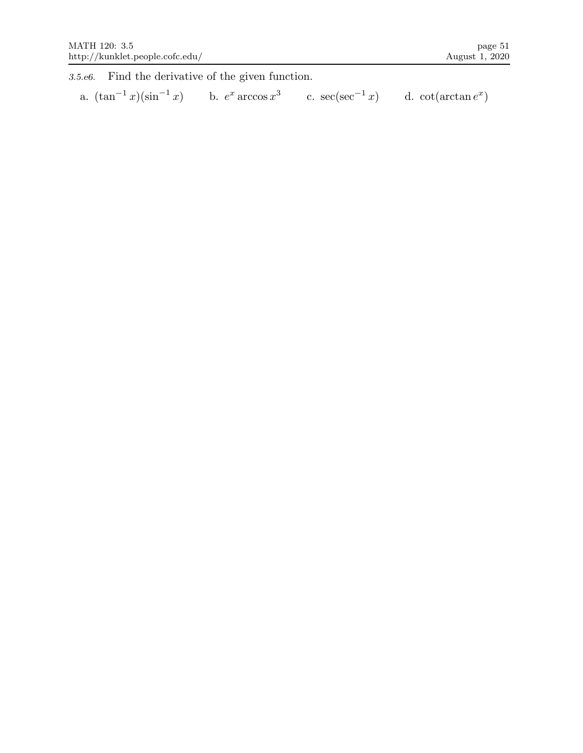*3.5.e6.* Find the derivative of the given function.

a. $(\tan^{-1} x)(\sin^{-1} x)$ b. $e^x \arccos x^3$ c. $\sec(\sec^{-1} x)$ d. $\cot(\arctan e^x)$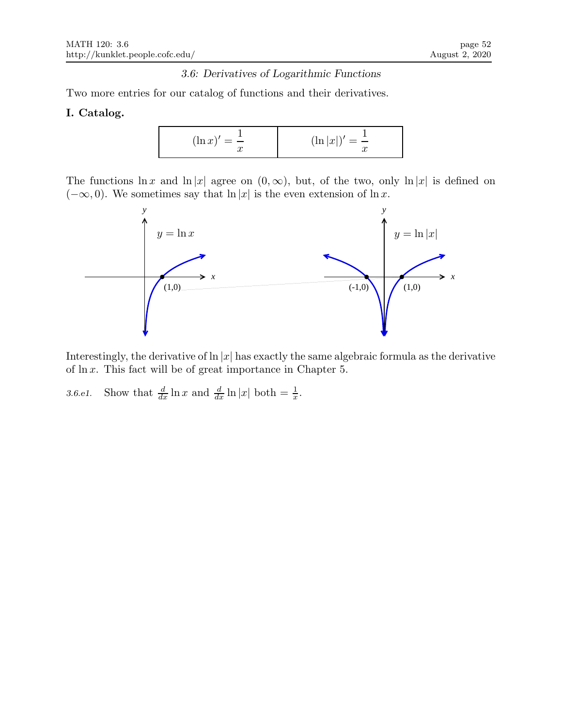### 3.6: Derivatives of Logarithmic Functions

Two more entries for our catalog of functions and their derivatives.

**I. Catalog.**

| $(\ln x)' = \dfrac{1}{x}$ | $(\ln \lvert x\rvert)' = \dfrac{1}{x}$ |
|---|---|

The functions $\ln x$ and $\ln |x|$ agree on $(0, \infty)$, but, of the two, only $\ln |x|$ is defined on $(-\infty, 0)$. We sometimes say that $\ln |x|$ is the even extension of $\ln x$.

Interestingly, the derivative of $\ln |x|$ has exactly the same algebraic formula as the derivative of $\ln x$. This fact will be of great importance in Chapter 5.

*3.6.e1.* Show that $\frac{d}{dx} \ln x$ and $\frac{d}{dx} \ln |x|$ both $= \frac{1}{x}$.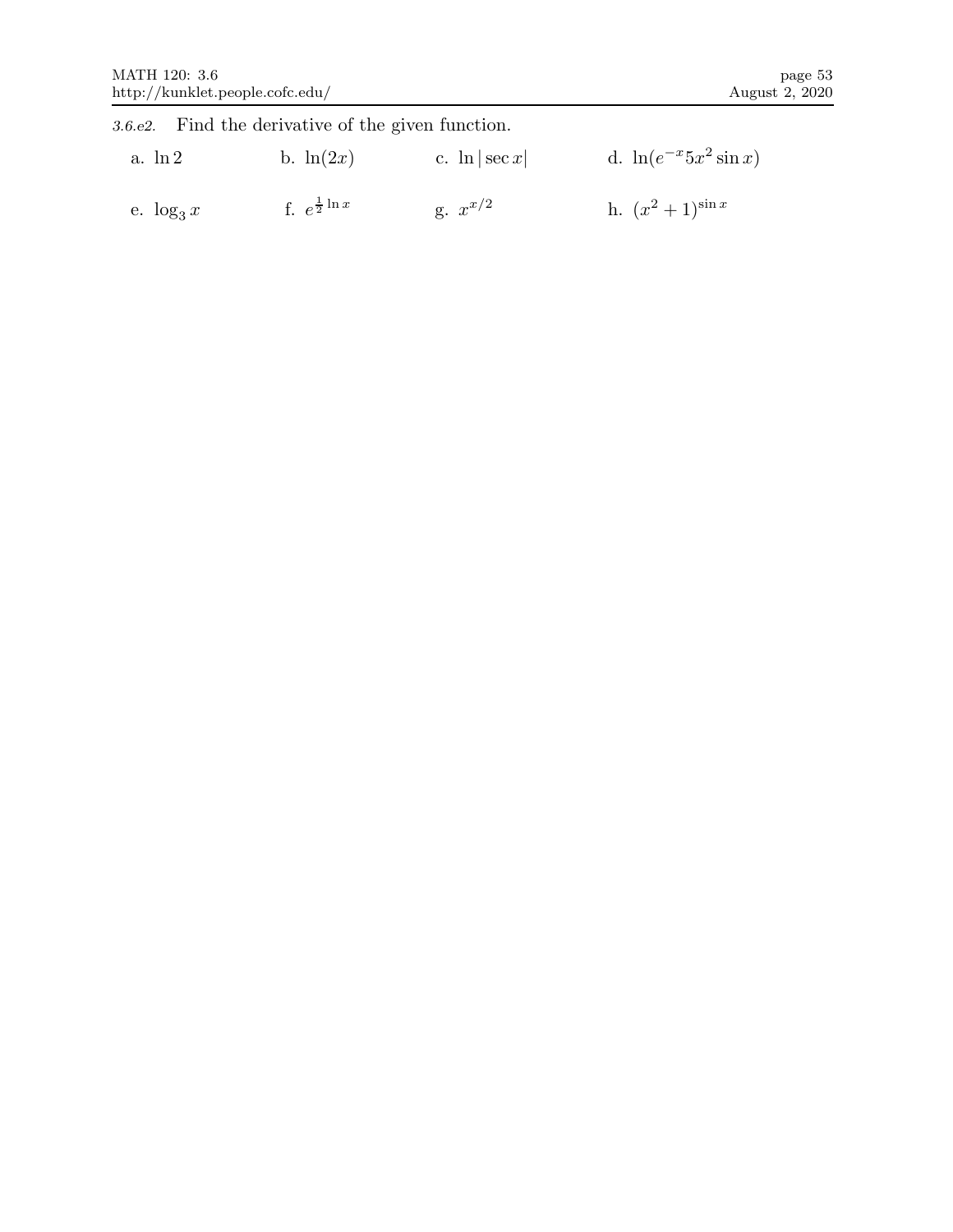*3.6.e2.* Find the derivative of the given function.

a. $\ln 2$

b. $\ln(2x)$

c. $\ln|\sec x|$

d. $\ln(e^{-x}5x^2 \sin x)$

e. $\log_3 x$

f. $e^{\frac{1}{2}\ln x}$

g. $x^{x/2}$

h. $(x^2+1)^{\sin x}$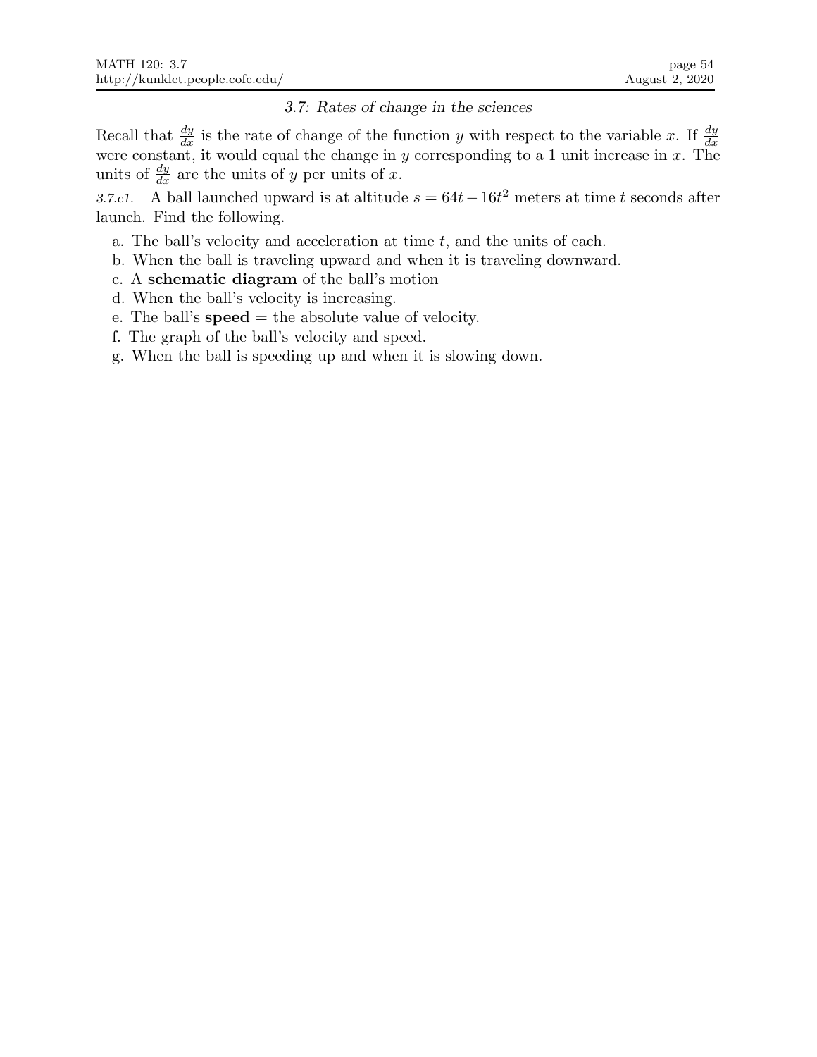### *3.7: Rates of change in the sciences*

Recall that $\frac{dy}{dx}$ is the rate of change of the function $y$ with respect to the variable $x$. If $\frac{dy}{dx}$ were constant, it would equal the change in $y$ corresponding to a 1 unit increase in $x$. The units of $\frac{dy}{dx}$ are the units of $y$ per units of $x$.

*3.7.e1.* A ball launched upward is at altitude $s = 64t - 16t^2$ meters at time $t$ seconds after launch. Find the following.

a. The ball's velocity and acceleration at time $t$, and the units of each.
b. When the ball is traveling upward and when it is traveling downward.
c. A **schematic diagram** of the ball's motion
d. When the ball's velocity is increasing.
e. The ball's **speed** = the absolute value of velocity.
f. The graph of the ball's velocity and speed.
g. When the ball is speeding up and when it is slowing down.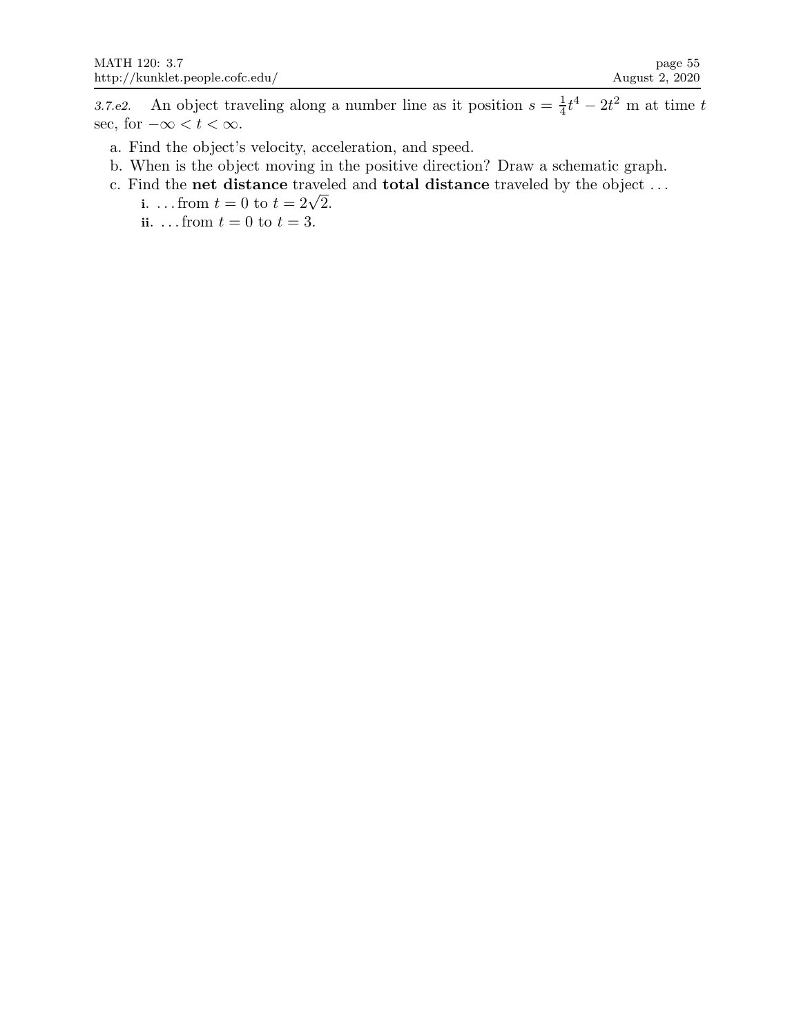*3.7.e2.* An object traveling along a number line as it position $s = \frac{1}{4}t^4 - 2t^2$ m at time $t$ sec, for $-\infty < t < \infty$.

a. Find the object's velocity, acceleration, and speed.

b. When is the object moving in the positive direction? Draw a schematic graph.

c. Find the **net distance** traveled and **total distance** traveled by the object . . .

  **i**. . . . from $t = 0$ to $t = 2\sqrt{2}$.

  **ii**. . . . from $t = 0$ to $t = 3$.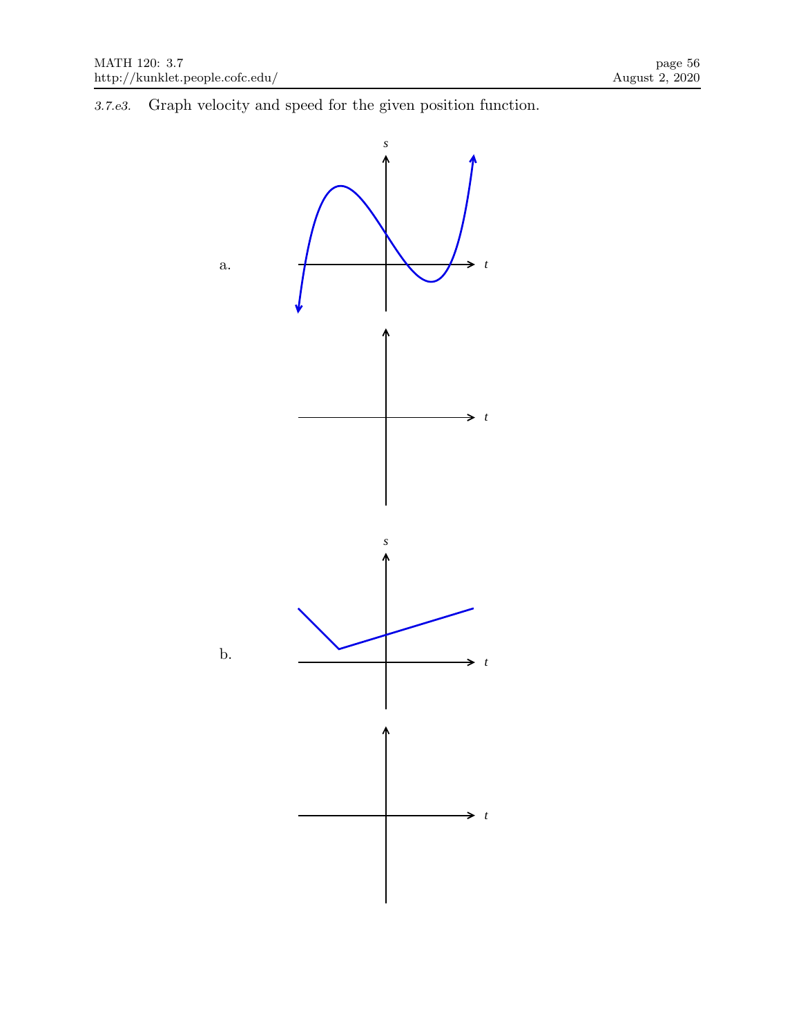*3.7.e3.* Graph velocity and speed for the given position function.

a.

b.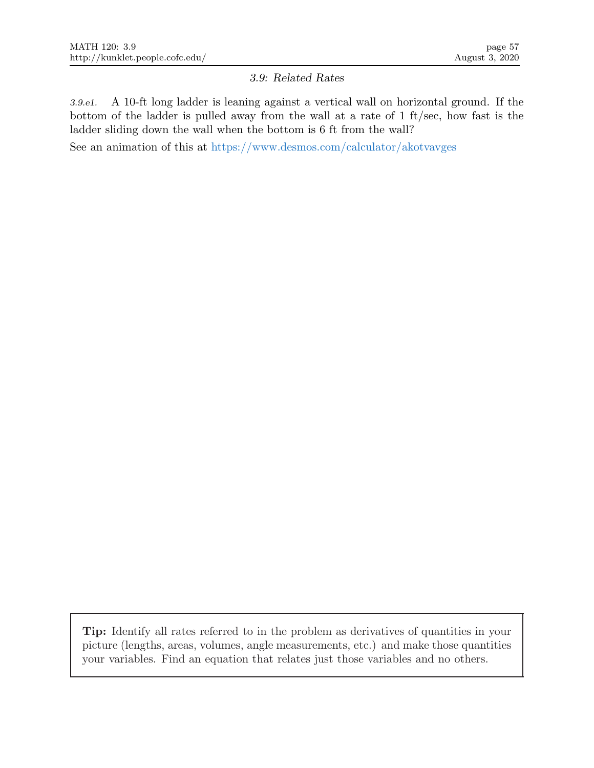## *3.9: Related Rates*

*3.9.e1.* A 10-ft long ladder is leaning against a vertical wall on horizontal ground. If the bottom of the ladder is pulled away from the wall at a rate of 1 ft/sec, how fast is the ladder sliding down the wall when the bottom is 6 ft from the wall?

See an animation of this at https://www.desmos.com/calculator/akotvavges

**Tip:** Identify all rates referred to in the problem as derivatives of quantities in your picture (lengths, areas, volumes, angle measurements, etc.) and make those quantities your variables. Find an equation that relates just those variables and no others.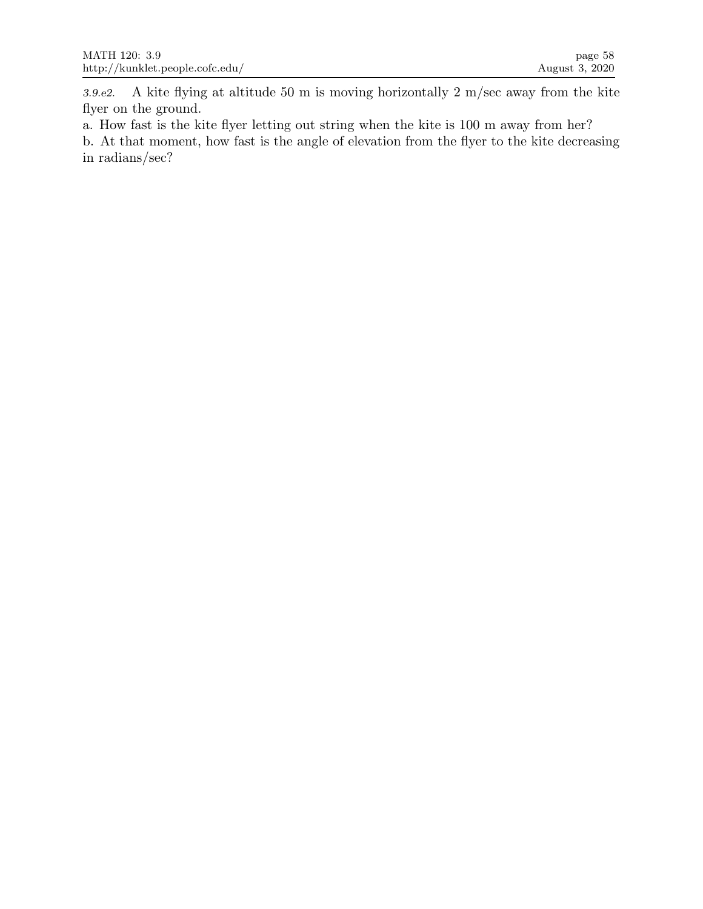*3.9.e2.* A kite flying at altitude 50 m is moving horizontally 2 m/sec away from the kite flyer on the ground.

a. How fast is the kite flyer letting out string when the kite is 100 m away from her?

b. At that moment, how fast is the angle of elevation from the flyer to the kite decreasing in radians/sec?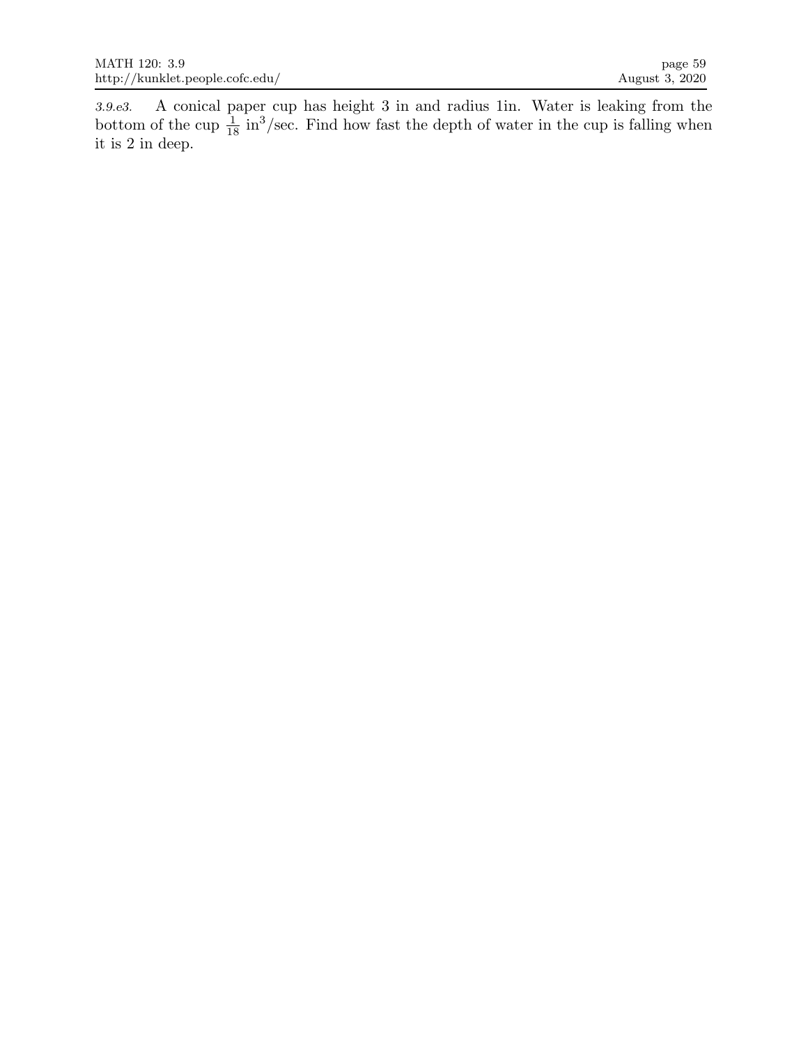*3.9.e3.* A conical paper cup has height 3 in and radius 1in. Water is leaking from the bottom of the cup $\frac{1}{18}$ in$^3$/sec. Find how fast the depth of water in the cup is falling when it is 2 in deep.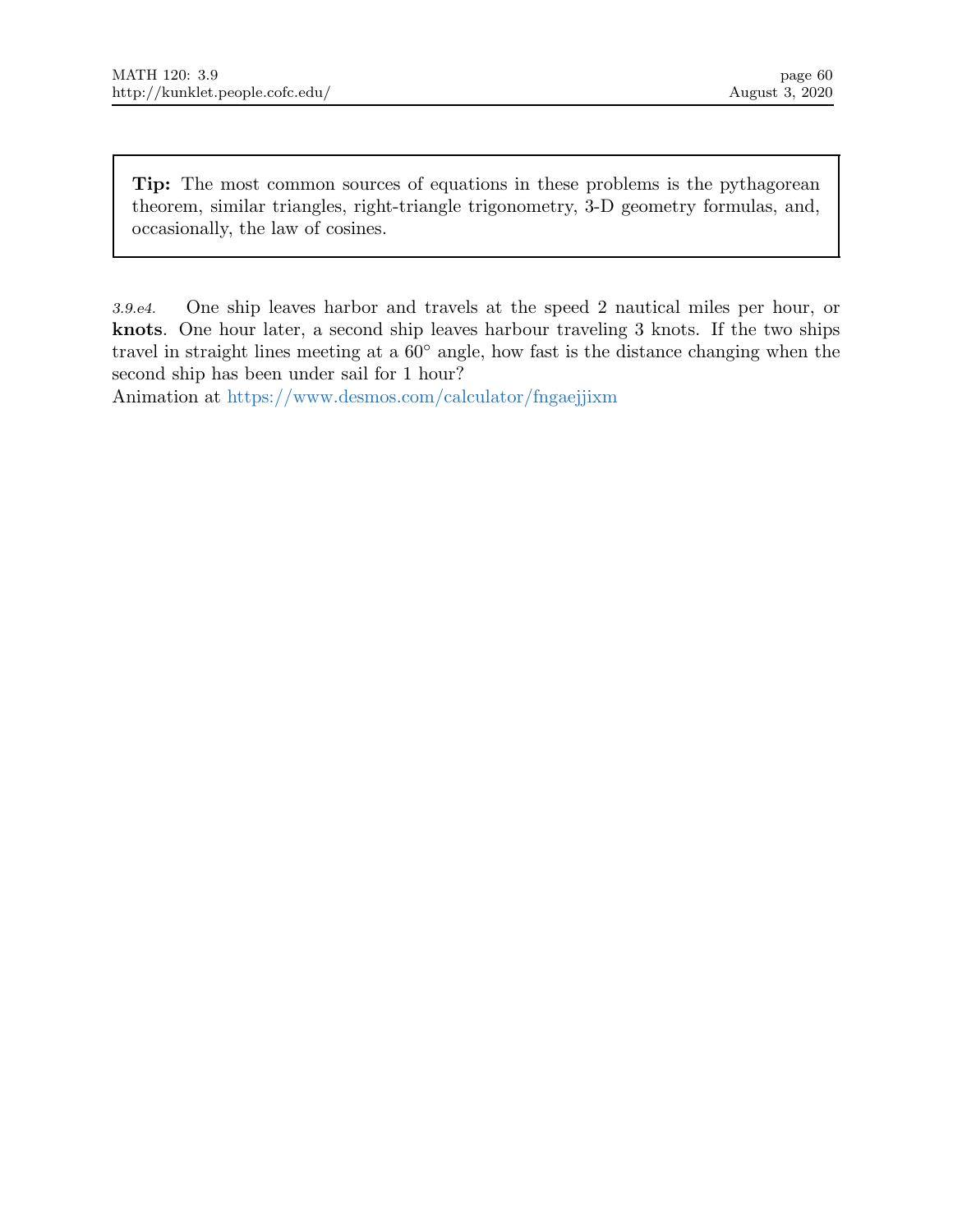> **Tip:** The most common sources of equations in these problems is the pythagorean theorem, similar triangles, right-triangle trigonometry, 3-D geometry formulas, and, occasionally, the law of cosines.

*3.9.e4.* One ship leaves harbor and travels at the speed 2 nautical miles per hour, or **knots**. One hour later, a second ship leaves harbour traveling 3 knots. If the two ships travel in straight lines meeting at a $60^\circ$ angle, how fast is the distance changing when the second ship has been under sail for 1 hour?
Animation at https://www.desmos.com/calculator/fngaejjixm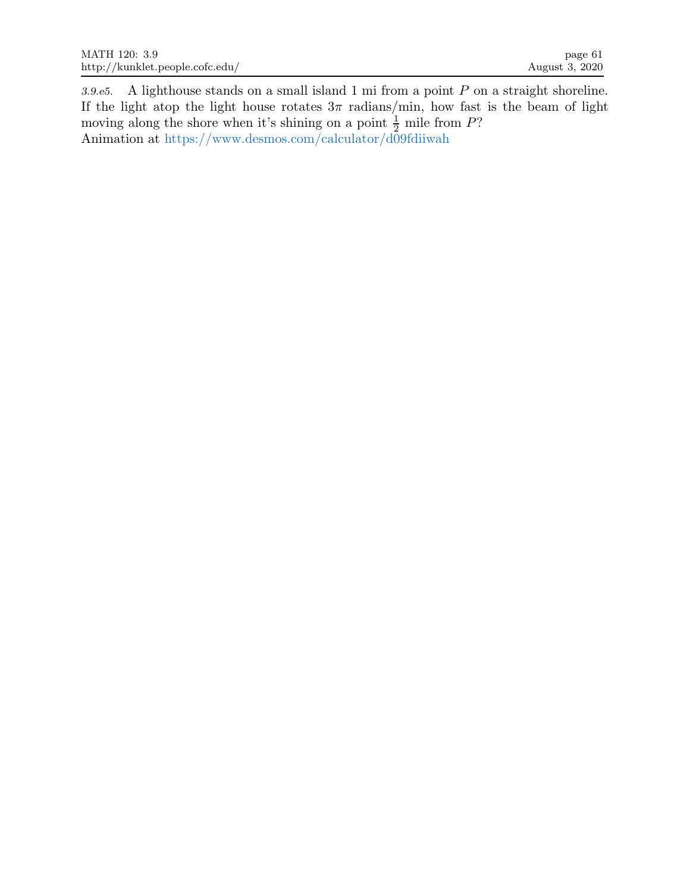*3.9.e5.* A lighthouse stands on a small island 1 mi from a point $P$ on a straight shoreline. If the light atop the light house rotates $3\pi$ radians/min, how fast is the beam of light moving along the shore when it's shining on a point $\frac{1}{2}$ mile from $P$?
Animation at https://www.desmos.com/calculator/d09fdiiwah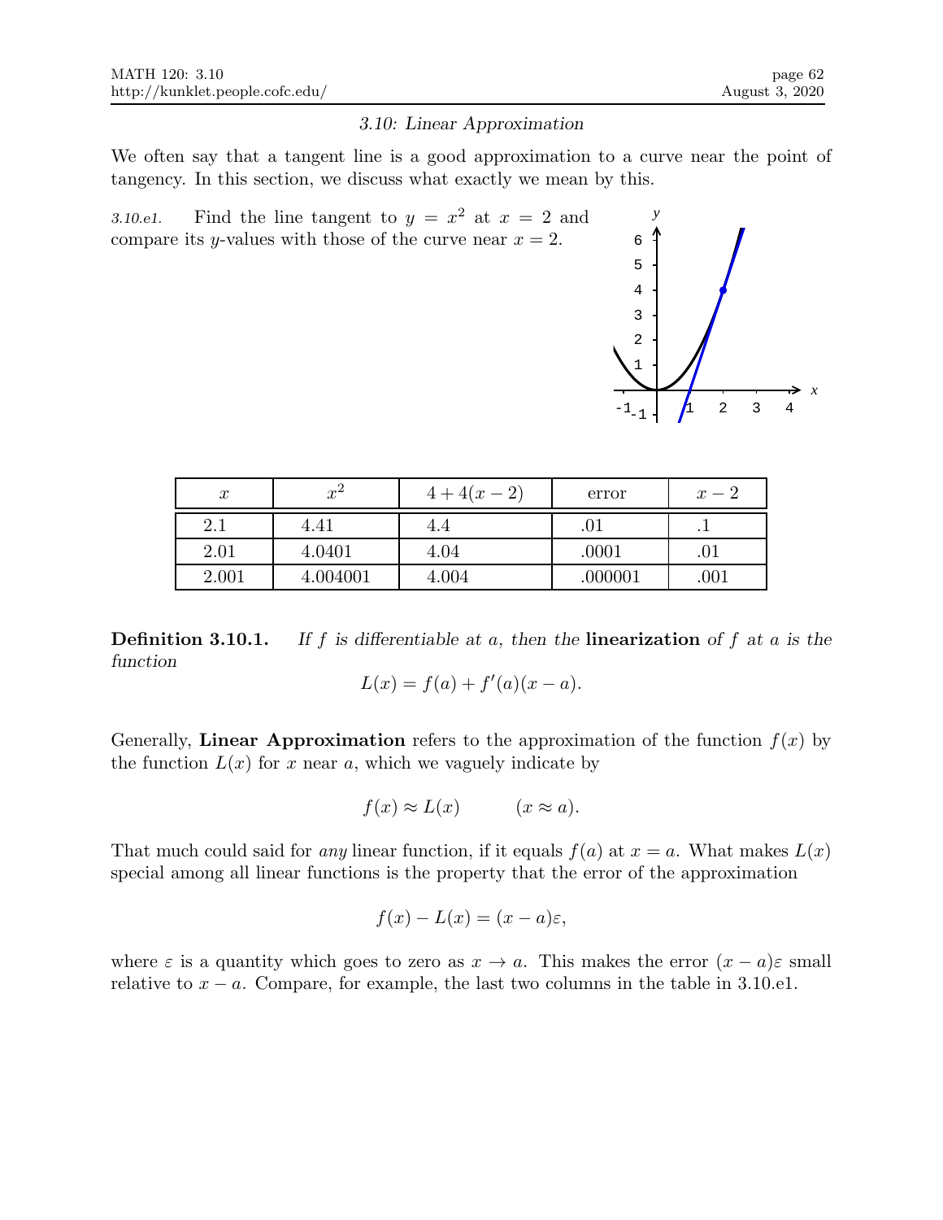### 3.10: Linear Approximation

We often say that a tangent line is a good approximation to a curve near the point of tangency. In this section, we discuss what exactly we mean by this.

*3.10.e1.* Find the line tangent to $y = x^2$ at $x = 2$ and compare its $y$-values with those of the curve near $x = 2$.

| $x$ | $x^2$ | $4 + 4(x-2)$ | error | $x - 2$ |
|---|---|---|---|---|
| 2.1 | 4.41 | 4.4 | .01 | .1 |
| 2.01 | 4.0401 | 4.04 | .0001 | .01 |
| 2.001 | 4.004001 | 4.004 | .000001 | .001 |

**Definition 3.10.1.** *If $f$ is differentiable at $a$, then the* **linearization** *of $f$ at $a$ is the function*

$$L(x) = f(a) + f'(a)(x - a).$$

Generally, **Linear Approximation** refers to the approximation of the function $f(x)$ by the function $L(x)$ for $x$ near $a$, which we vaguely indicate by

$$f(x) \approx L(x) \qquad (x \approx a).$$

That much could said for *any* linear function, if it equals $f(a)$ at $x = a$. What makes $L(x)$ special among all linear functions is the property that the error of the approximation

$$f(x) - L(x) = (x - a)\varepsilon,$$

where $\varepsilon$ is a quantity which goes to zero as $x \to a$. This makes the error $(x - a)\varepsilon$ small relative to $x - a$. Compare, for example, the last two columns in the table in 3.10.e1.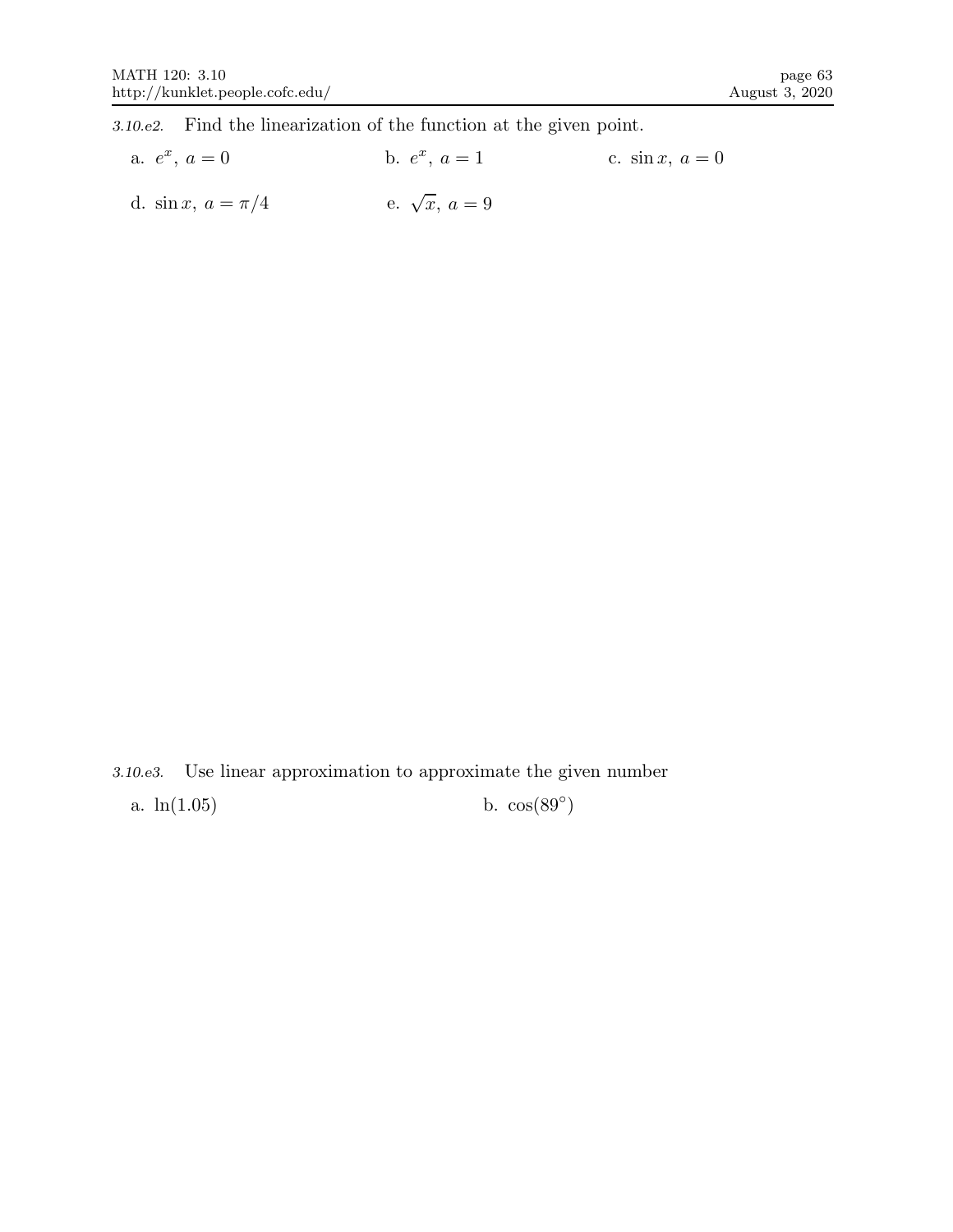*3.10.e2.* Find the linearization of the function at the given point.

a. $e^x,\ a = 0$ b. $e^x,\ a = 1$ c. $\sin x,\ a = 0$

d. $\sin x,\ a = \pi/4$ e. $\sqrt{x},\ a = 9$

*3.10.e3.* Use linear approximation to approximate the given number

a. $\ln(1.05)$ b. $\cos(89^\circ)$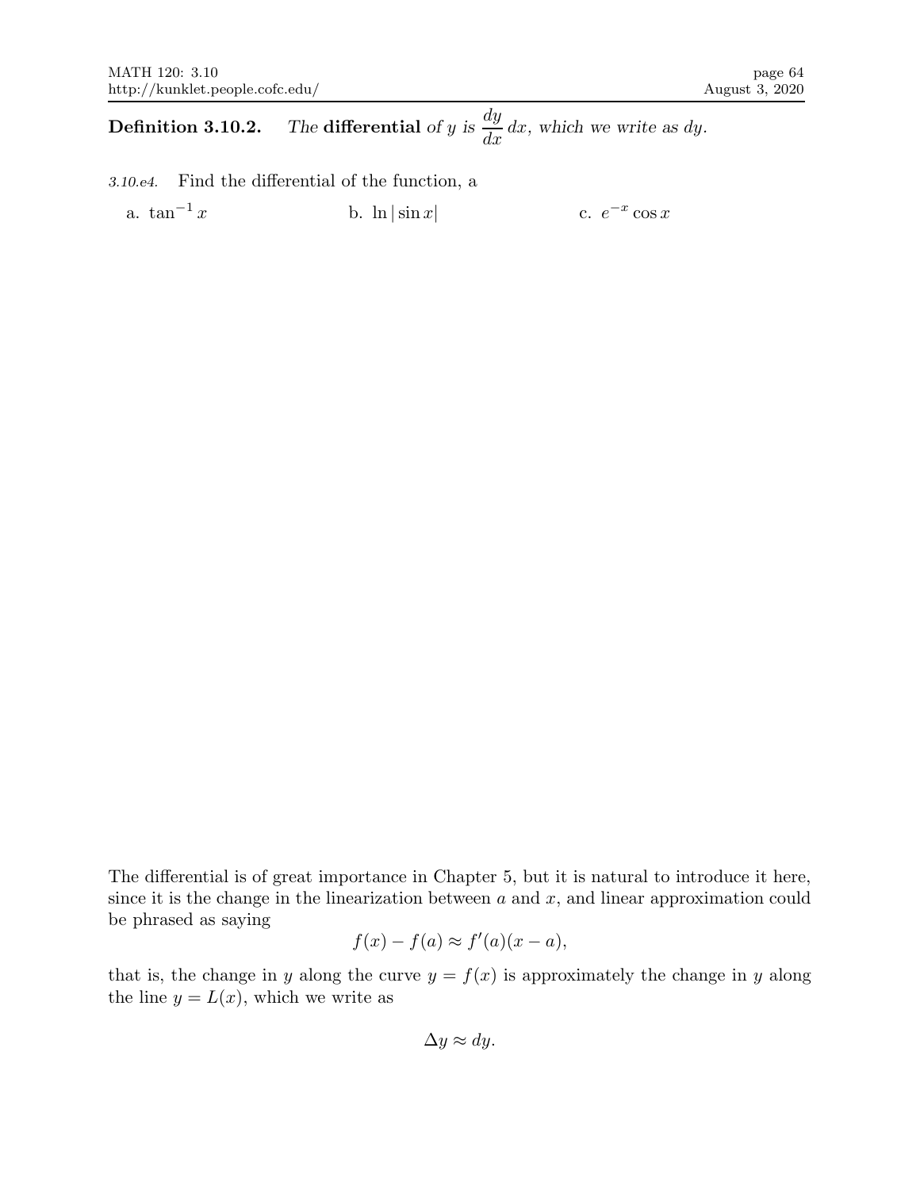**Definition 3.10.2.** *The* **differential** *of $y$ is $\dfrac{dy}{dx}\,dx$, which we write as $dy$.*

*3.10.e4.* Find the differential of the function, a

a. $\tan^{-1} x$

b. $\ln|\sin x|$

c. $e^{-x}\cos x$

The differential is of great importance in Chapter 5, but it is natural to introduce it here, since it is the change in the linearization between $a$ and $x$, and linear approximation could be phrased as saying

$$f(x) - f(a) \approx f'(a)(x - a),$$

that is, the change in $y$ along the curve $y = f(x)$ is approximately the change in $y$ along the line $y = L(x)$, which we write as

$$\Delta y \approx dy.$$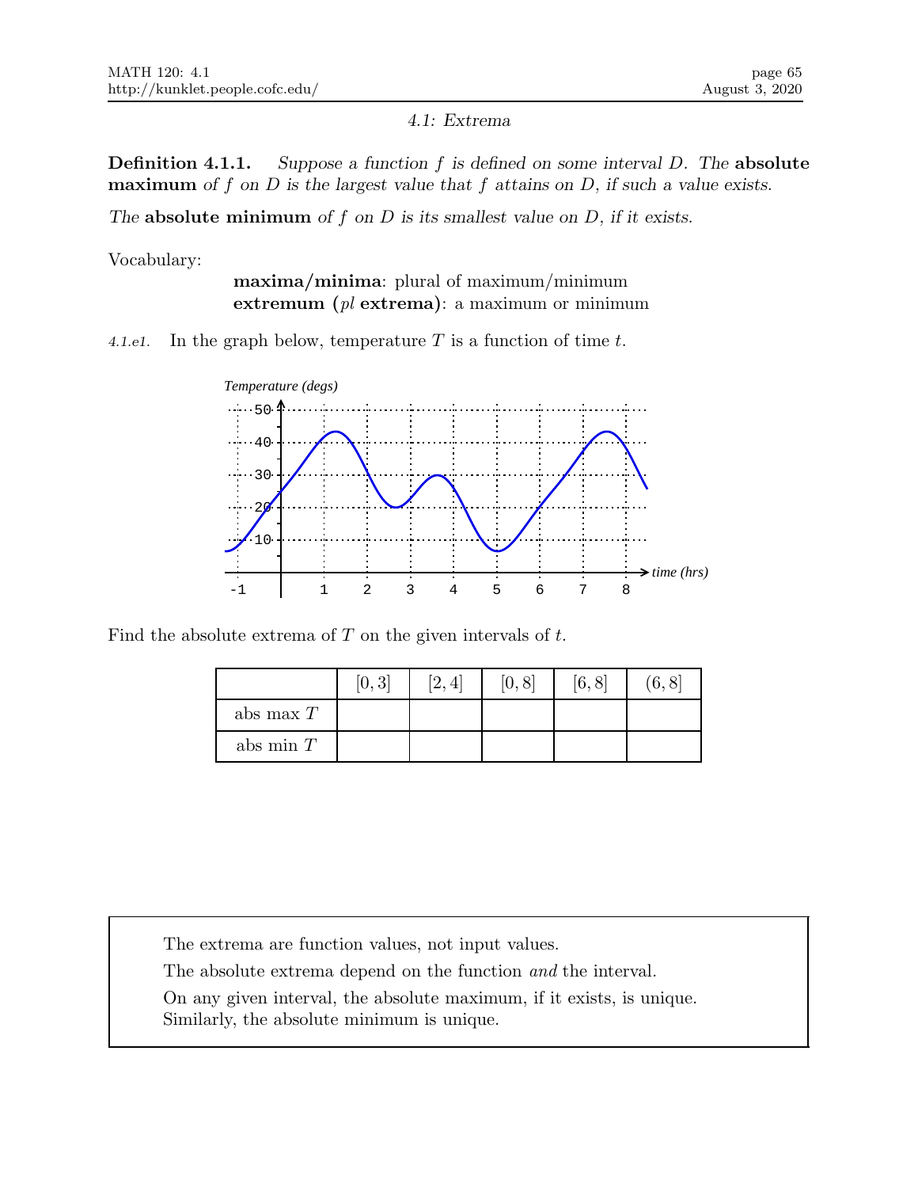## 4.1: Extrema

**Definition 4.1.1.** *Suppose a function $f$ is defined on some interval $D$. The* **absolute maximum** *of $f$ on $D$ is the largest value that $f$ attains on $D$, if such a value exists.*

*The* **absolute minimum** *of $f$ on $D$ is its smallest value on $D$, if it exists.*

Vocabulary:

**maxima/minima**: plural of maximum/minimum
**extremum** (*pl* **extrema**): a maximum or minimum

*4.1.e1.* In the graph below, temperature $T$ is a function of time $t$.

Find the absolute extrema of $T$ on the given intervals of $t$.

| | $[0, 3]$ | $[2, 4]$ | $[0, 8]$ | $[6, 8]$ | $(6, 8]$ |
|---|---|---|---|---|---|
| abs max $T$ | | | | | |
| abs min $T$ | | | | | |

The extrema are function values, not input values.

The absolute extrema depend on the function *and* the interval.

On any given interval, the absolute maximum, if it exists, is unique. Similarly, the absolute minimum is unique.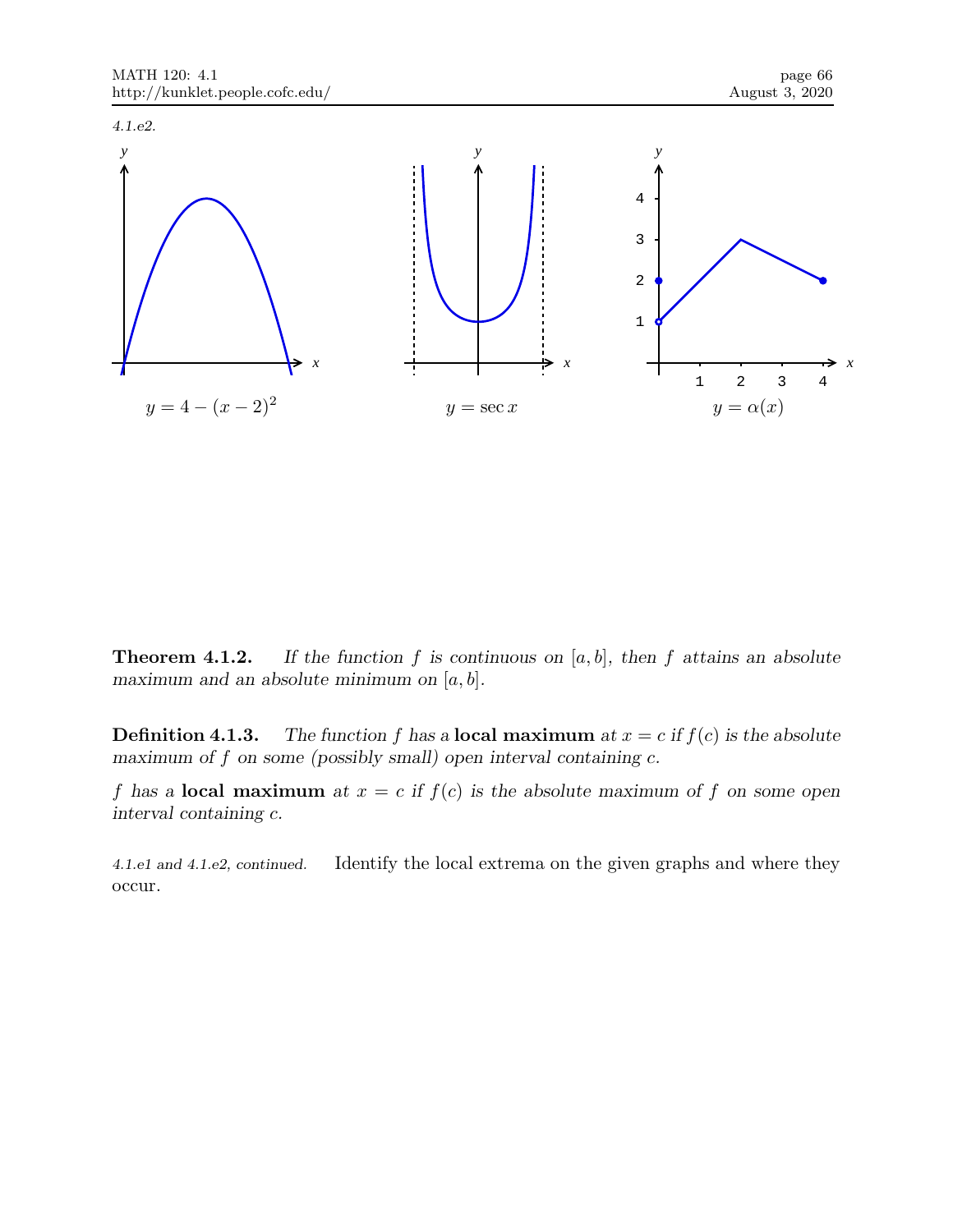*4.1.e2.*

$y = 4 - (x-2)^2$

$y = \sec x$

$y = \alpha(x)$

**Theorem 4.1.2.** *If the function $f$ is continuous on $[a, b]$, then $f$ attains an absolute maximum and an absolute minimum on $[a, b]$.*

**Definition 4.1.3.** *The function $f$ has a* **local maximum** *at $x = c$ if $f(c)$ is the absolute maximum of $f$ on some (possibly small) open interval containing $c$.*

*$f$ has a* **local maximum** *at $x = c$ if $f(c)$ is the absolute maximum of $f$ on some open interval containing $c$.*

*4.1.e1 and 4.1.e2, continued.* Identify the local extrema on the given graphs and where they occur.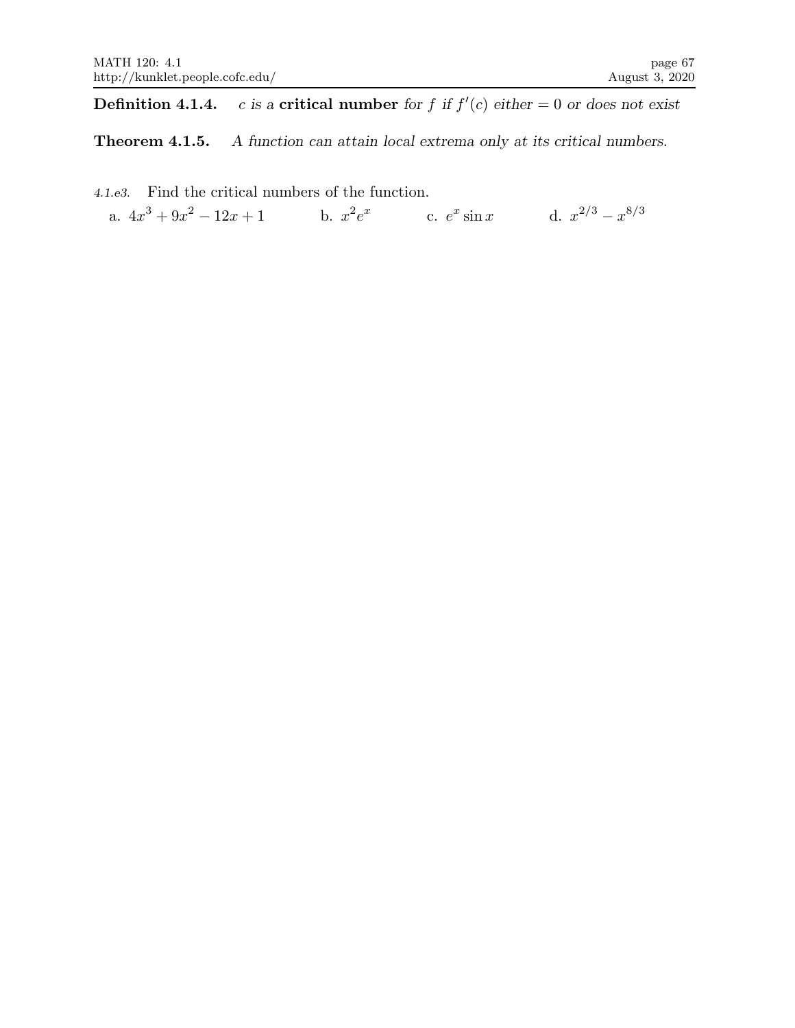**Definition 4.1.4.** *$c$ is a* **critical number** *for $f$ if $f'(c)$ either $= 0$ or does not exist*

**Theorem 4.1.5.** *A function can attain local extrema only at its critical numbers.*

*4.1.e3.* Find the critical numbers of the function.

a. $4x^3 + 9x^2 - 12x + 1$ b. $x^2 e^x$ c. $e^x \sin x$ d. $x^{2/3} - x^{8/3}$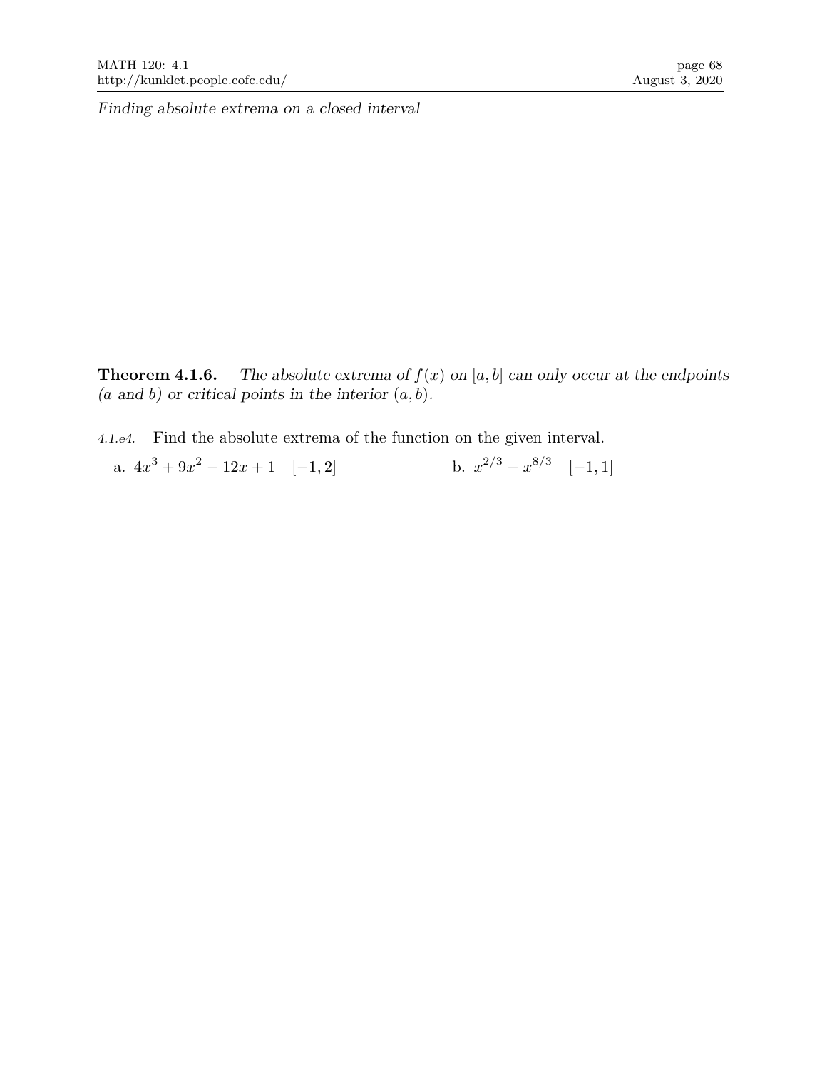*Finding absolute extrema on a closed interval*

**Theorem 4.1.6.** *The absolute extrema of $f(x)$ on $[a, b]$ can only occur at the endpoints ($a$ and $b$) or critical points in the interior $(a, b)$.*

*4.1.e4.* Find the absolute extrema of the function on the given interval.

a. $4x^3 + 9x^2 - 12x + 1 \quad [-1, 2]$

b. $x^{2/3} - x^{8/3} \quad [-1, 1]$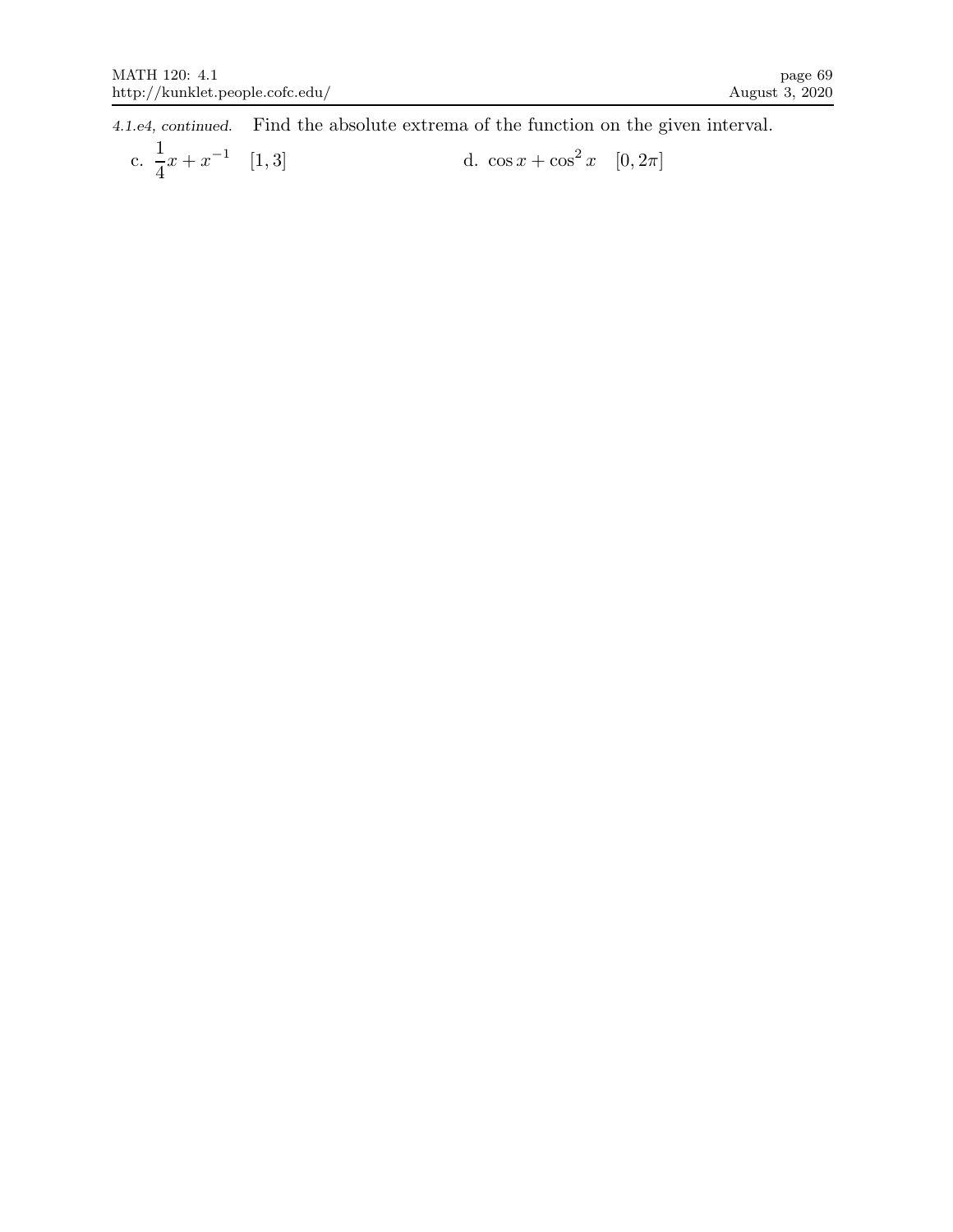*4.1.e4, continued.* Find the absolute extrema of the function on the given interval.

c. $\frac{1}{4}x + x^{-1}$ $[1, 3]$

d. $\cos x + \cos^2 x$ $[0, 2\pi]$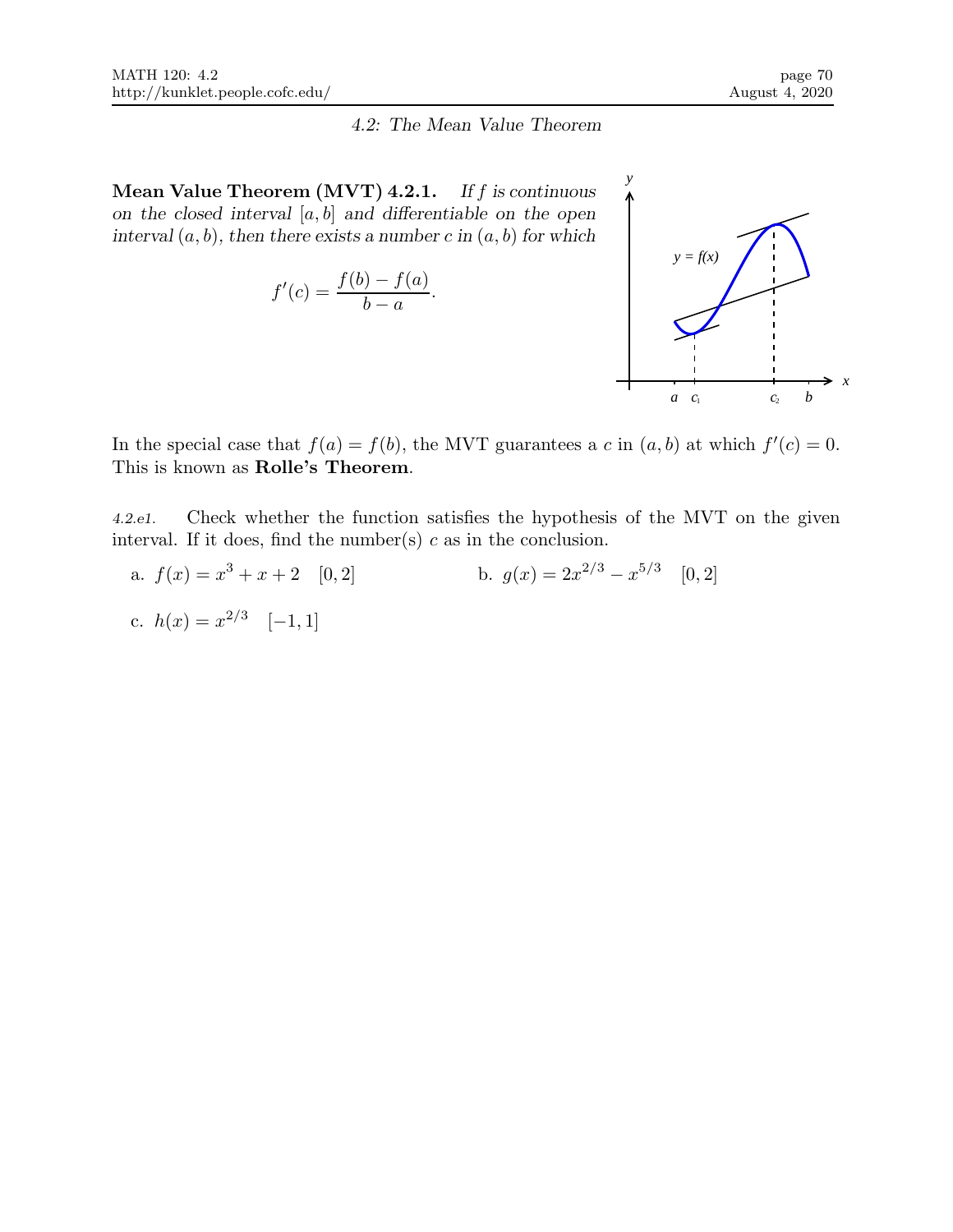## 4.2: The Mean Value Theorem

**Mean Value Theorem (MVT) 4.2.1.** *If $f$ is continuous on the closed interval $[a, b]$ and differentiable on the open interval $(a, b)$, then there exists a number $c$ in $(a, b)$ for which*

$$f'(c) = \frac{f(b) - f(a)}{b - a}.$$

In the special case that $f(a) = f(b)$, the MVT guarantees a $c$ in $(a, b)$ at which $f'(c) = 0$. This is known as **Rolle's Theorem**.

*4.2.e1.* Check whether the function satisfies the hypothesis of the MVT on the given interval. If it does, find the number(s) $c$ as in the conclusion.

a. $f(x) = x^3 + x + 2 \quad [0, 2]$

b. $g(x) = 2x^{2/3} - x^{5/3} \quad [0, 2]$

c. $h(x) = x^{2/3} \quad [-1, 1]$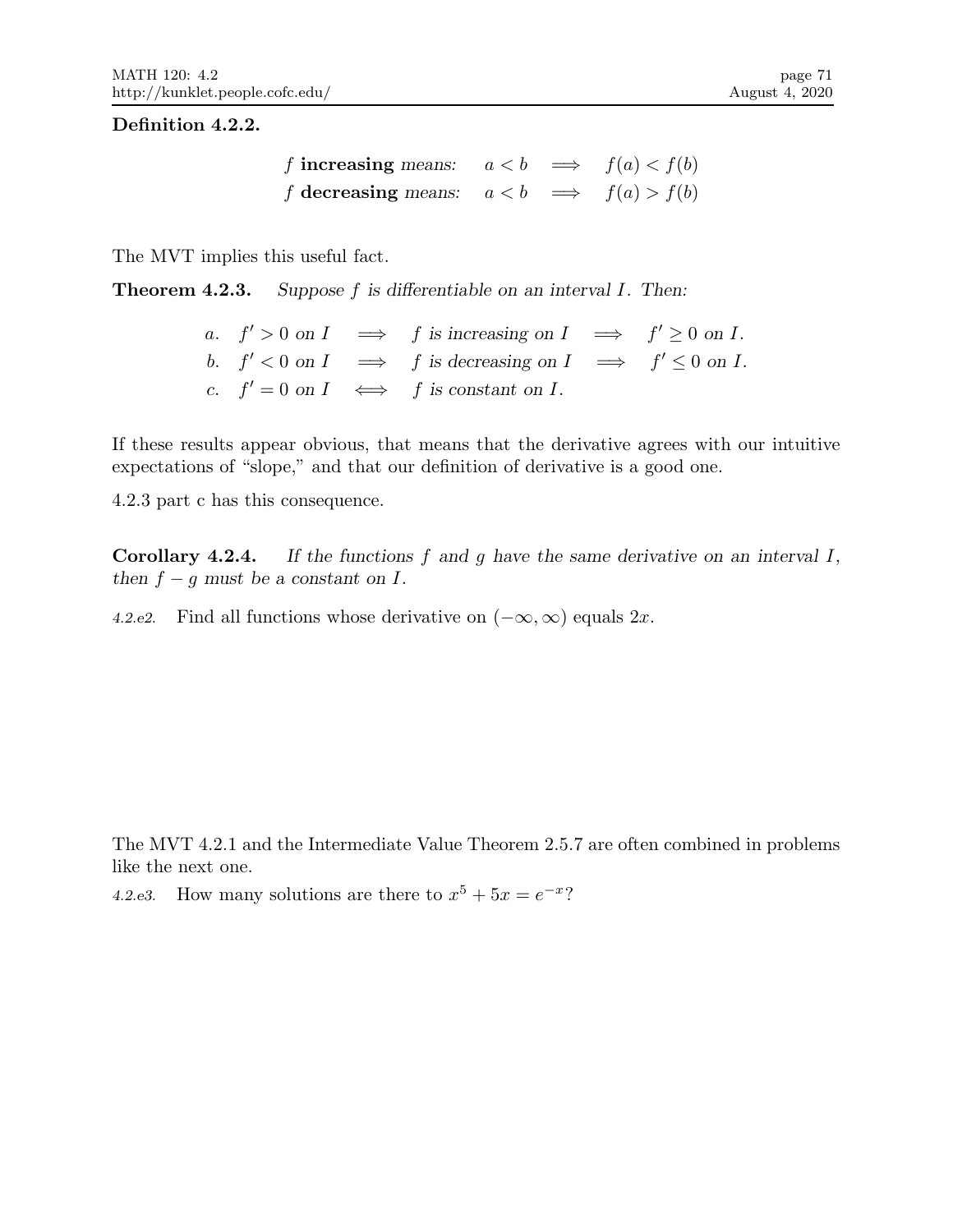**Definition 4.2.2.**

$$
\begin{array}{lccc}
f \textbf{ increasing } \textit{means:} & a < b & \implies & f(a) < f(b) \\
f \textbf{ decreasing } \textit{means:} & a < b & \implies & f(a) > f(b)
\end{array}
$$

The MVT implies this useful fact.

**Theorem 4.2.3.** *Suppose $f$ is differentiable on an interval $I$. Then:*

$$
\begin{array}{llclcl}
a. & f' > 0 \text{ on } I & \implies & f \text{ is increasing on } I & \implies & f' \geq 0 \text{ on } I. \\
b. & f' < 0 \text{ on } I & \implies & f \text{ is decreasing on } I & \implies & f' \leq 0 \text{ on } I. \\
c. & f' = 0 \text{ on } I & \iff & f \text{ is constant on } I. & &
\end{array}
$$

If these results appear obvious, that means that the derivative agrees with our intuitive expectations of "slope," and that our definition of derivative is a good one.

4.2.3 part c has this consequence.

**Corollary 4.2.4.** *If the functions $f$ and $g$ have the same derivative on an interval $I$, then $f - g$ must be a constant on $I$.*

*4.2.e2.* Find all functions whose derivative on $(-\infty, \infty)$ equals $2x$.

The MVT 4.2.1 and the Intermediate Value Theorem 2.5.7 are often combined in problems like the next one.

*4.2.e3.* How many solutions are there to $x^5 + 5x = e^{-x}$?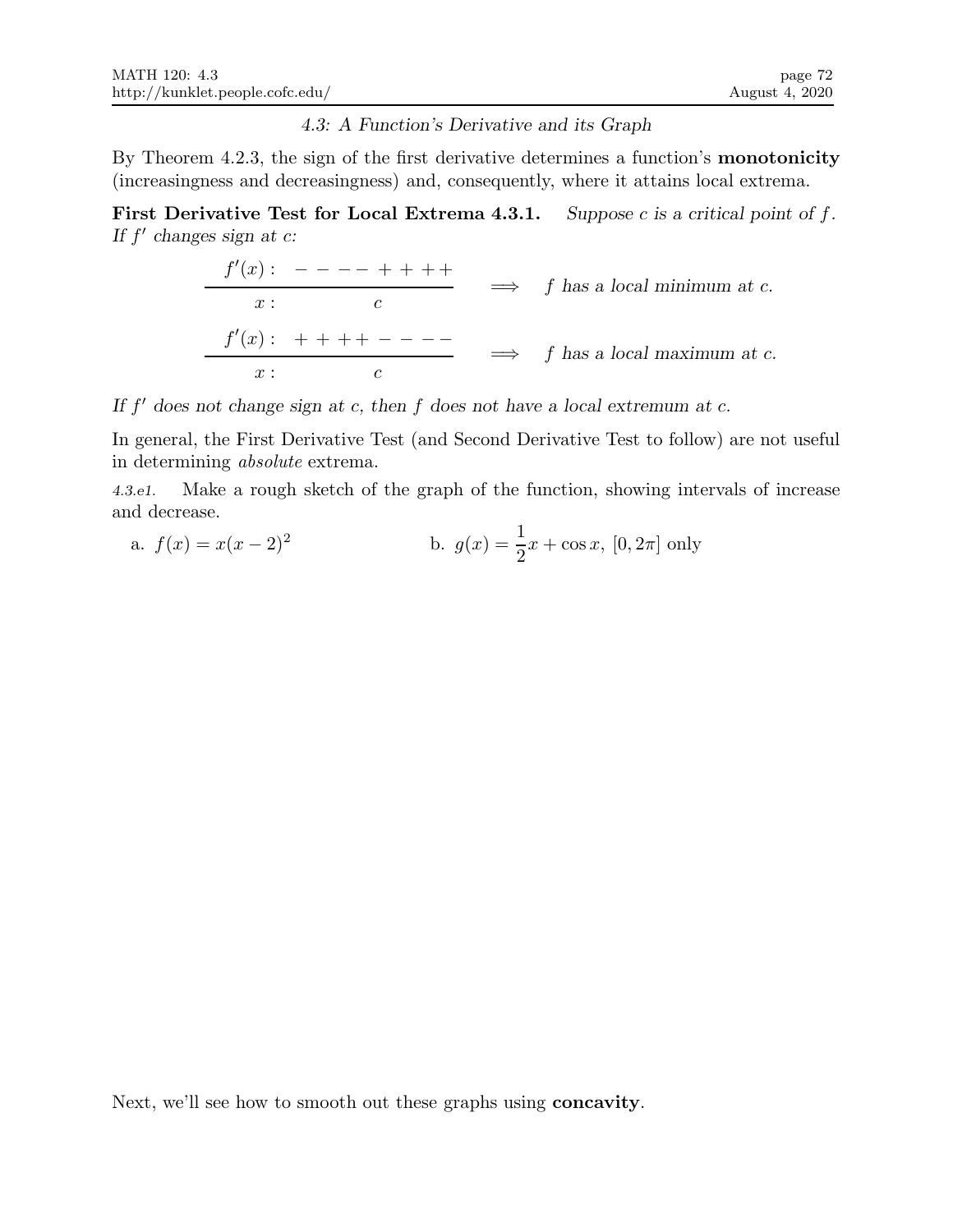### 4.3: A Function's Derivative and its Graph

By Theorem 4.2.3, the sign of the first derivative determines a function's **monotonicity** (increasingness and decreasingness) and, consequently, where it attains local extrema.

**First Derivative Test for Local Extrema 4.3.1.** *Suppose $c$ is a critical point of $f$. If $f'$ changes sign at $c$:*

$$\begin{array}{c|c} f'(x): & - - - - + + + + \\ \hline x: & c \end{array} \quad \Longrightarrow \quad f \text{ has a local minimum at } c.$$

$$\begin{array}{c|c} f'(x): & + + + + - - - - \\ \hline x: & c \end{array} \quad \Longrightarrow \quad f \text{ has a local maximum at } c.$$

*If $f'$ does not change sign at $c$, then $f$ does not have a local extremum at $c$.*

In general, the First Derivative Test (and Second Derivative Test to follow) are not useful in determining *absolute* extrema.

*4.3.e1.* Make a rough sketch of the graph of the function, showing intervals of increase and decrease.

a. $f(x) = x(x-2)^2$

b. $g(x) = \dfrac{1}{2}x + \cos x$, $[0, 2\pi]$ only

Next, we'll see how to smooth out these graphs using **concavity**.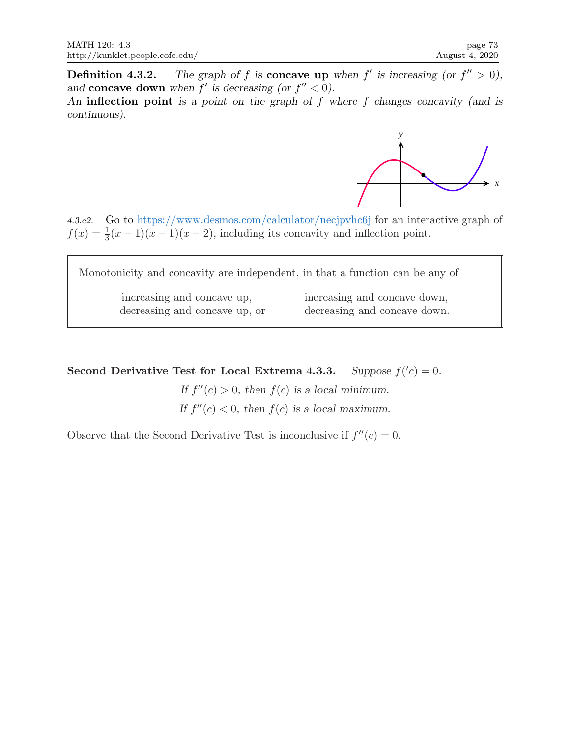**Definition 4.3.2.** *The graph of $f$ is* **concave up** *when $f'$ is increasing (or $f'' > 0$), and* **concave down** *when $f'$ is decreasing (or $f'' < 0$).*
*An* **inflection point** *is a point on the graph of $f$ where $f$ changes concavity (and is continuous).*

*4.3.e2.* Go to https://www.desmos.com/calculator/necjpvhc6j for an interactive graph of $f(x) = \frac{1}{3}(x+1)(x-1)(x-2)$, including its concavity and inflection point.

Monotonicity and concavity are independent, in that a function can be any of

| | |
|---|---|
| increasing and concave up, | increasing and concave down, |
| decreasing and concave up, or | decreasing and concave down. |

**Second Derivative Test for Local Extrema 4.3.3.** *Suppose $f('c) = 0$.*

*If $f''(c) > 0$, then $f(c)$ is a local minimum.*

*If $f''(c) < 0$, then $f(c)$ is a local maximum.*

Observe that the Second Derivative Test is inconclusive if $f''(c) = 0$.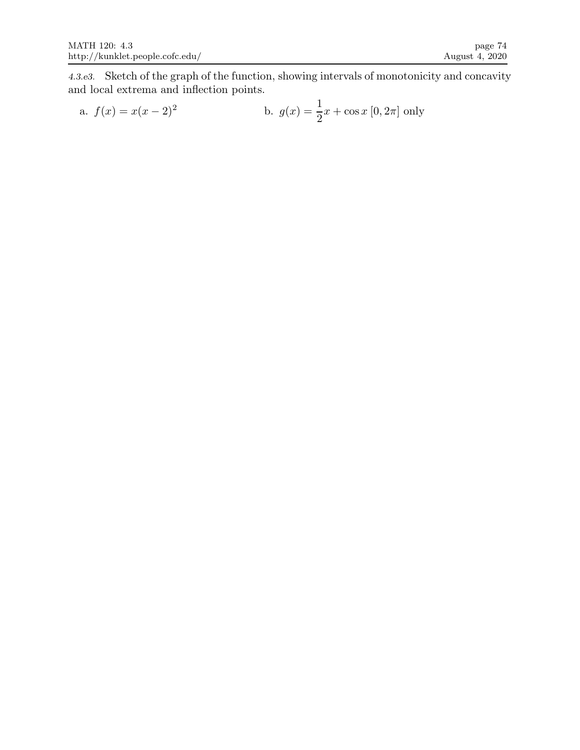*4.3.e3.* Sketch of the graph of the function, showing intervals of monotonicity and concavity and local extrema and inflection points.

a. $f(x) = x(x-2)^2$

b. $g(x) = \dfrac{1}{2}x + \cos x\ [0, 2\pi]$ only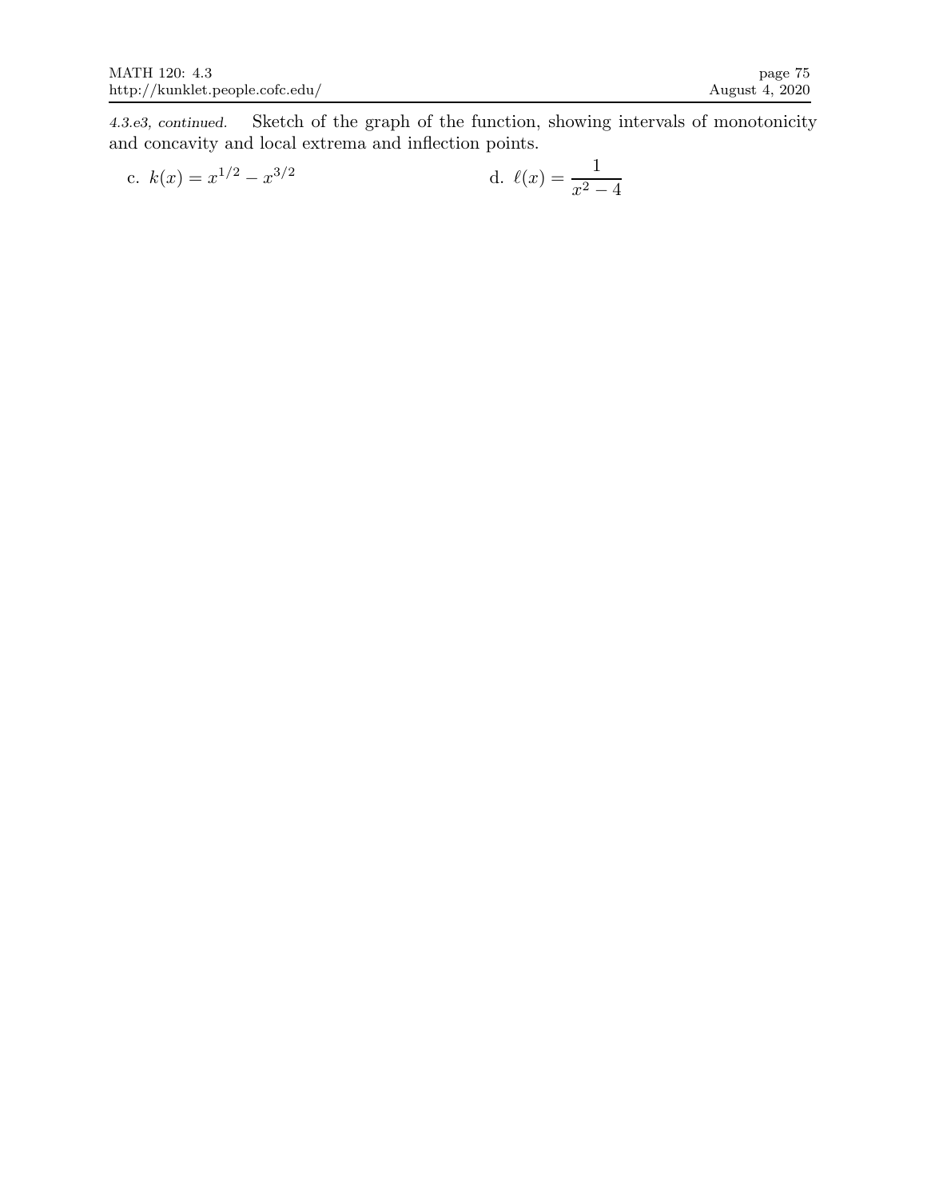*4.3.e3, continued.* Sketch of the graph of the function, showing intervals of monotonicity and concavity and local extrema and inflection points.

c. $k(x) = x^{1/2} - x^{3/2}$

d. $\ell(x) = \dfrac{1}{x^2 - 4}$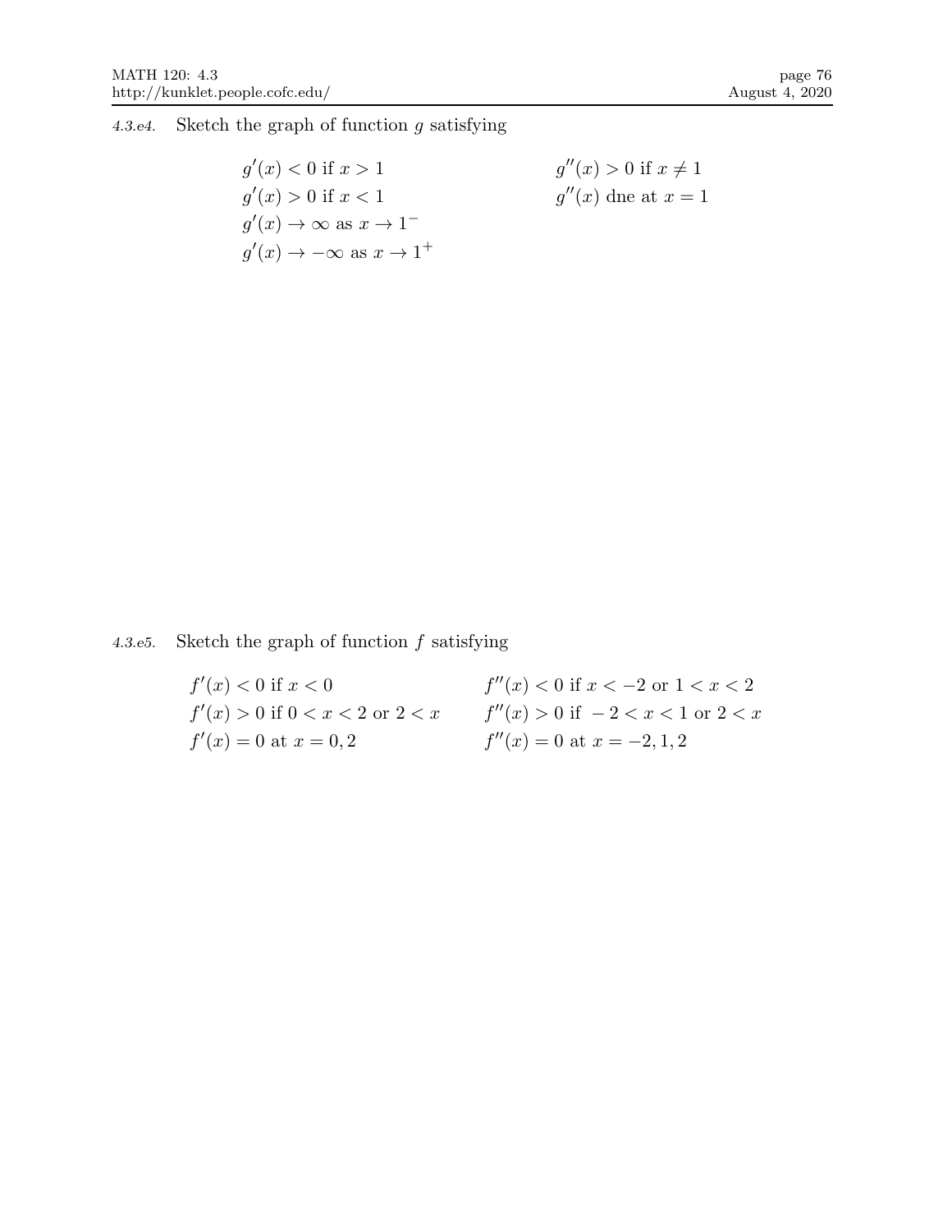*4.3.e4.* Sketch the graph of function $g$ satisfying

$g'(x) < 0$ if $x > 1$

$g'(x) > 0$ if $x < 1$

$g'(x) \to \infty$ as $x \to 1^-$

$g'(x) \to -\infty$ as $x \to 1^+$

$g''(x) > 0$ if $x \neq 1$

$g''(x)$ dne at $x = 1$

*4.3.e5.* Sketch the graph of function $f$ satisfying

$f'(x) < 0$ if $x < 0$

$f'(x) > 0$ if $0 < x < 2$ or $2 < x$

$f'(x) = 0$ at $x = 0, 2$

$f''(x) < 0$ if $x < -2$ or $1 < x < 2$

$f''(x) > 0$ if $-2 < x < 1$ or $2 < x$

$f''(x) = 0$ at $x = -2, 1, 2$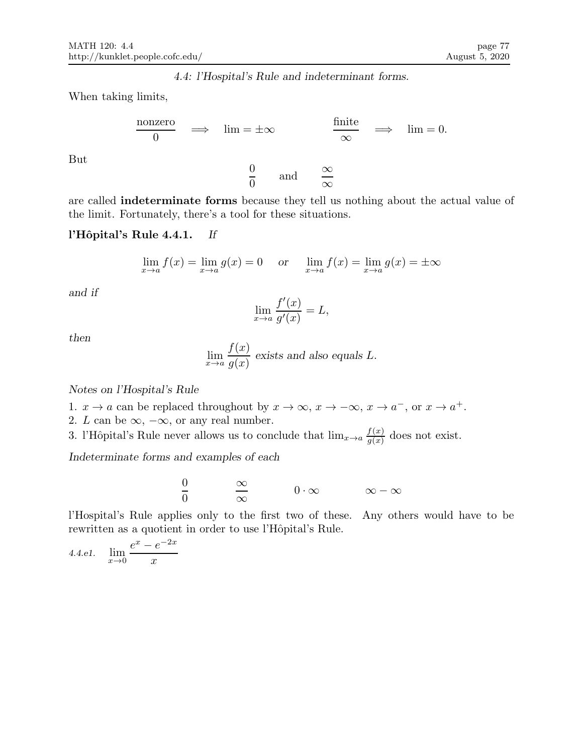*4.4: l'Hospital's Rule and indeterminant forms.*

When taking limits,

$$\frac{\text{nonzero}}{0} \implies \lim = \pm\infty \qquad\qquad \frac{\text{finite}}{\infty} \implies \lim = 0.$$

But

$$\frac{0}{0} \quad \text{and} \quad \frac{\infty}{\infty}$$

are called **indeterminate forms** because they tell us nothing about the actual value of the limit. Fortunately, there's a tool for these situations.

**l'Hôpital's Rule 4.4.1.** *If*

$$\lim_{x\to a} f(x) = \lim_{x\to a} g(x) = 0 \quad \text{or} \quad \lim_{x\to a} f(x) = \lim_{x\to a} g(x) = \pm\infty$$

*and if*

$$\lim_{x\to a} \frac{f'(x)}{g'(x)} = L,$$

*then*

$$\lim_{x\to a} \frac{f(x)}{g(x)} \text{ exists and also equals } L.$$

*Notes on l'Hospital's Rule*

1. $x \to a$ can be replaced throughout by $x \to \infty$, $x \to -\infty$, $x \to a^-$, or $x \to a^+$.
2. $L$ can be $\infty$, $-\infty$, or any real number.
3. l'Hôpital's Rule never allows us to conclude that $\lim_{x\to a} \frac{f(x)}{g(x)}$ does not exist.

*Indeterminate forms and examples of each*

$$\frac{0}{0} \qquad\qquad \frac{\infty}{\infty} \qquad\qquad 0\cdot\infty \qquad\qquad \infty - \infty$$

l'Hospital's Rule applies only to the first two of these. Any others would have to be rewritten as a quotient in order to use l'Hôpital's Rule.

*4.4.e1.* $\displaystyle \lim_{x\to 0} \frac{e^x - e^{-2x}}{x}$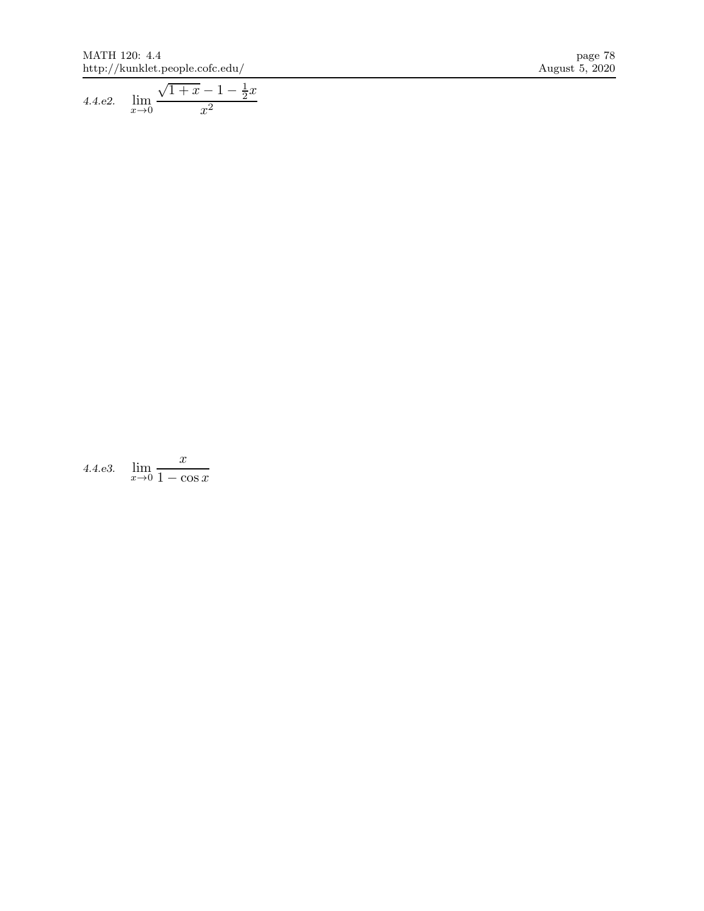*4.4.e2.* $\displaystyle \lim_{x \to 0} \frac{\sqrt{1+x} - 1 - \frac{1}{2}x}{x^2}$

*4.4.e3.* $\displaystyle \lim_{x \to 0} \frac{x}{1 - \cos x}$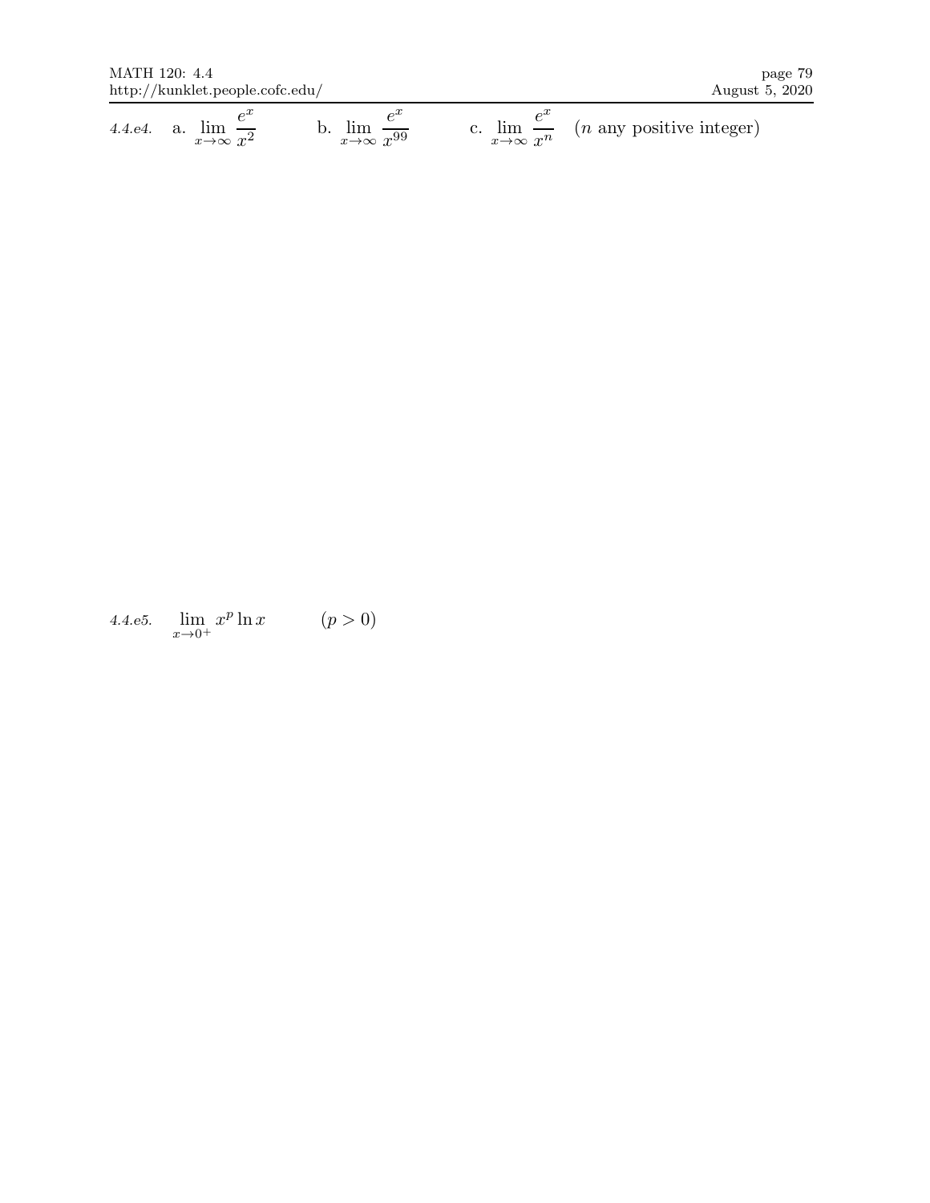*4.4.e4.* a. $\lim_{x \to \infty} \dfrac{e^x}{x^2}$ b. $\lim_{x \to \infty} \dfrac{e^x}{x^{99}}$ c. $\lim_{x \to \infty} \dfrac{e^x}{x^n}$ ($n$ any positive integer)

*4.4.e5.* $\lim_{x \to 0^+} x^p \ln x$ $(p > 0)$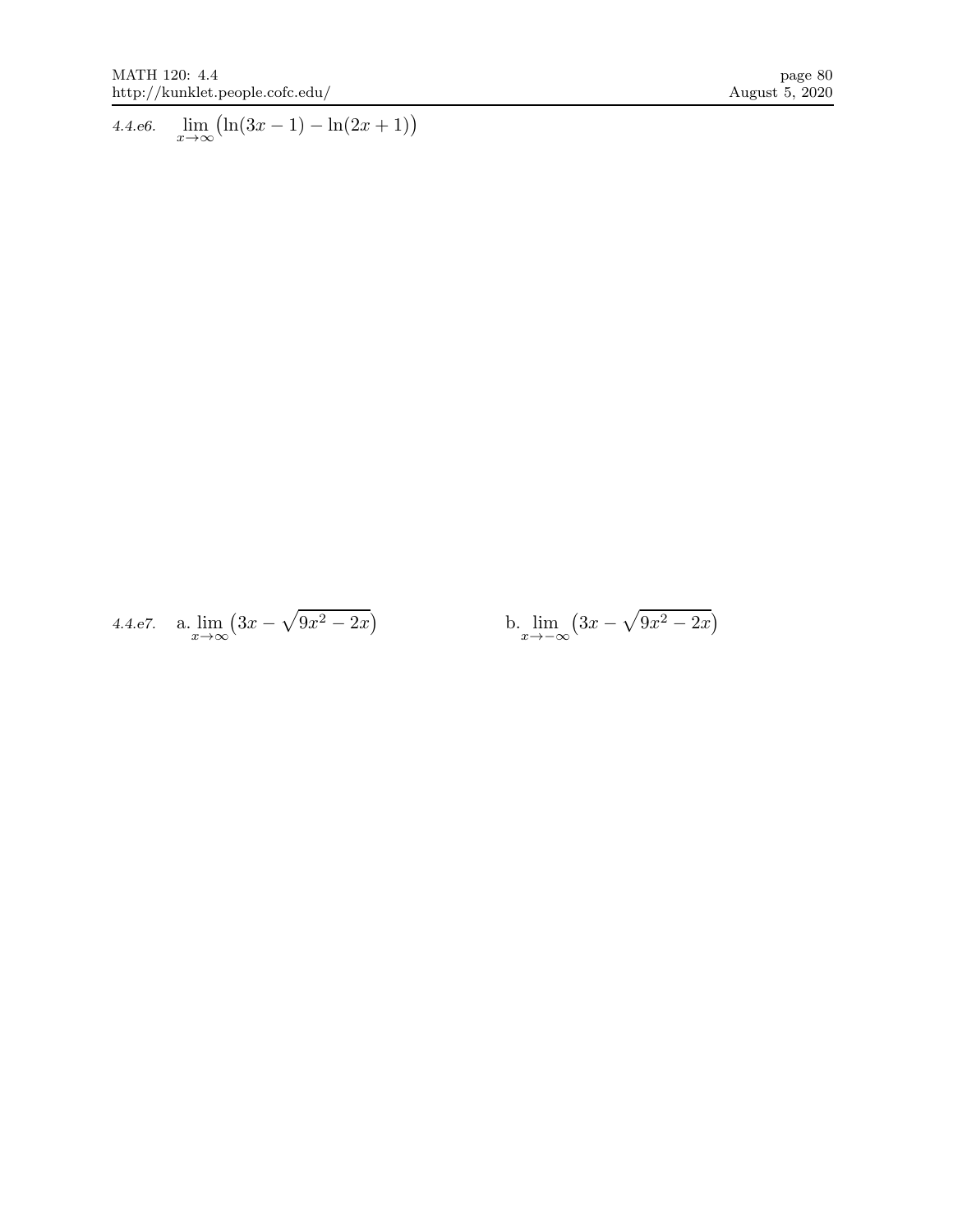*4.4.e6.* $\lim_{x \to \infty} \big(\ln(3x-1) - \ln(2x+1)\big)$

*4.4.e7.* a. $\lim_{x \to \infty} \big(3x - \sqrt{9x^2 - 2x}\big)$

b. $\lim_{x \to -\infty} \big(3x - \sqrt{9x^2 - 2x}\big)$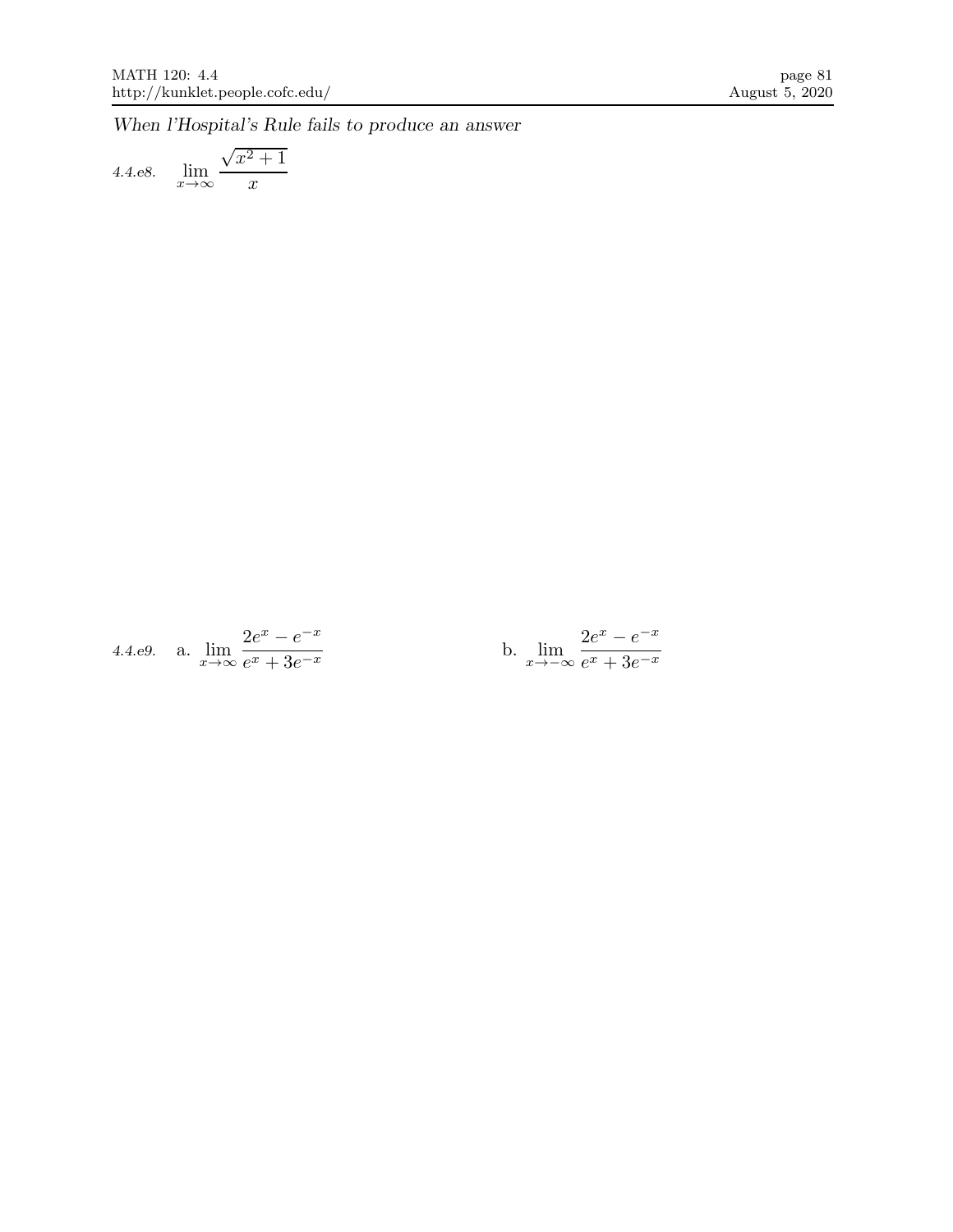*When l'Hospital's Rule fails to produce an answer*

*4.4.e8.* $\displaystyle\lim_{x\to\infty} \frac{\sqrt{x^2+1}}{x}$

*4.4.e9.* a. $\displaystyle\lim_{x\to\infty} \frac{2e^x - e^{-x}}{e^x + 3e^{-x}}$

b. $\displaystyle\lim_{x\to-\infty} \frac{2e^x - e^{-x}}{e^x + 3e^{-x}}$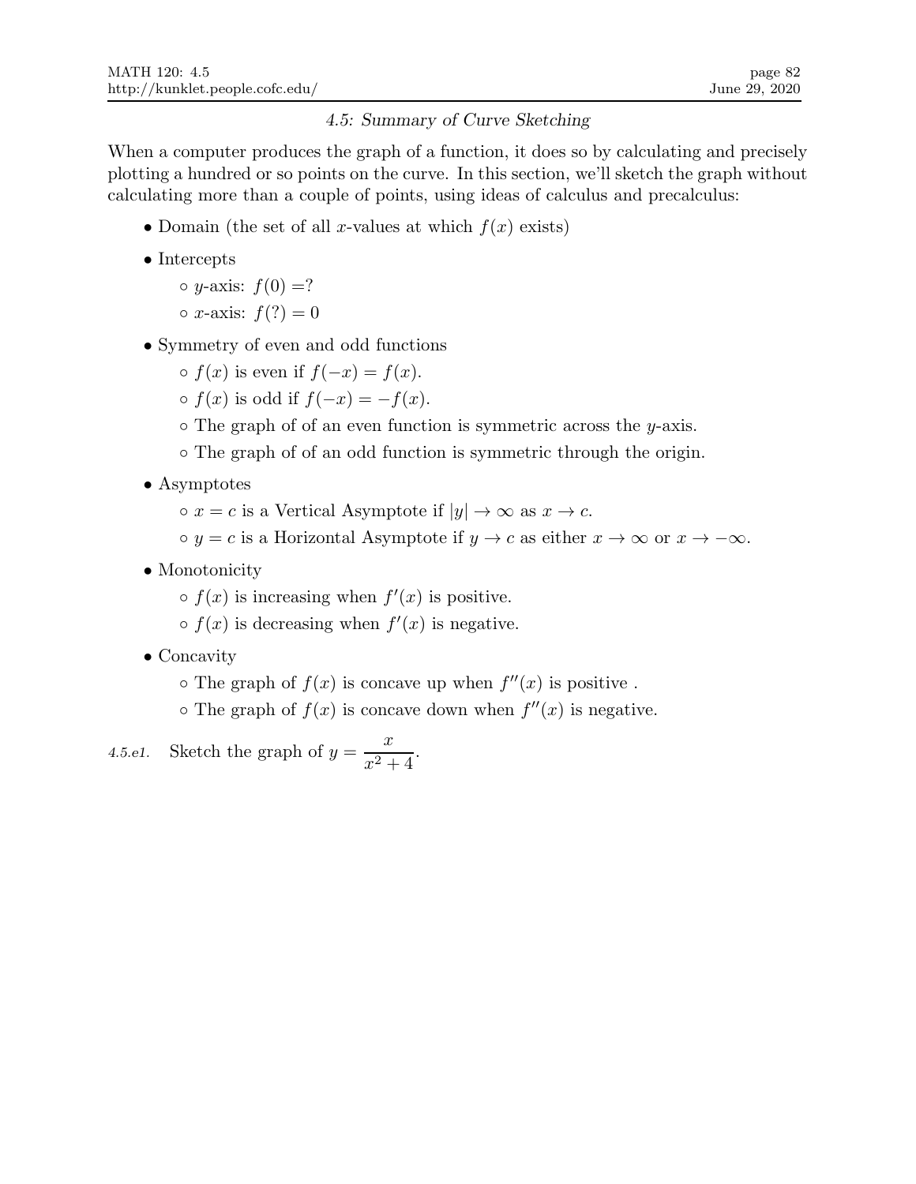## 4.5: *Summary of Curve Sketching*

When a computer produces the graph of a function, it does so by calculating and precisely plotting a hundred or so points on the curve. In this section, we'll sketch the graph without calculating more than a couple of points, using ideas of calculus and precalculus:

- Domain (the set of all $x$-values at which $f(x)$ exists)
- Intercepts
  - $y$-axis: $f(0) = ?$
  - $x$-axis: $f(?) = 0$
- Symmetry of even and odd functions
  - $f(x)$ is even if $f(-x) = f(x)$.
  - $f(x)$ is odd if $f(-x) = -f(x)$.
  - The graph of of an even function is symmetric across the $y$-axis.
  - The graph of of an odd function is symmetric through the origin.
- Asymptotes
  - $x = c$ is a Vertical Asymptote if $|y| \to \infty$ as $x \to c$.
  - $y = c$ is a Horizontal Asymptote if $y \to c$ as either $x \to \infty$ or $x \to -\infty$.
- Monotonicity
  - $f(x)$ is increasing when $f'(x)$ is positive.
  - $f(x)$ is decreasing when $f'(x)$ is negative.
- Concavity
  - The graph of $f(x)$ is concave up when $f''(x)$ is positive .
  - The graph of $f(x)$ is concave down when $f''(x)$ is negative.

*4.5.e1.* Sketch the graph of $y = \dfrac{x}{x^2 + 4}$.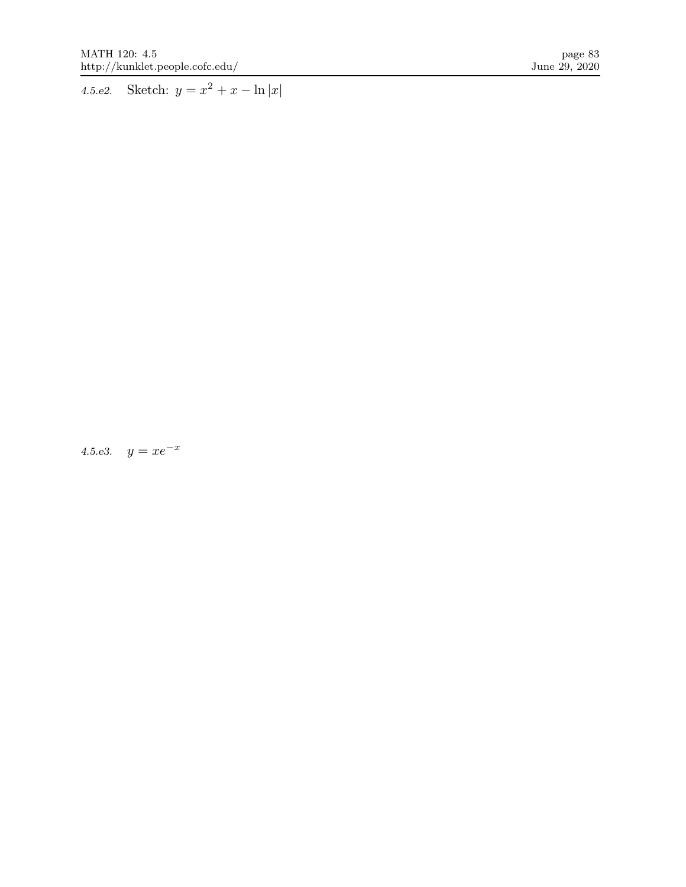*4.5.e2.* Sketch: $y = x^2 + x - \ln|x|$

*4.5.e3.* $y = xe^{-x}$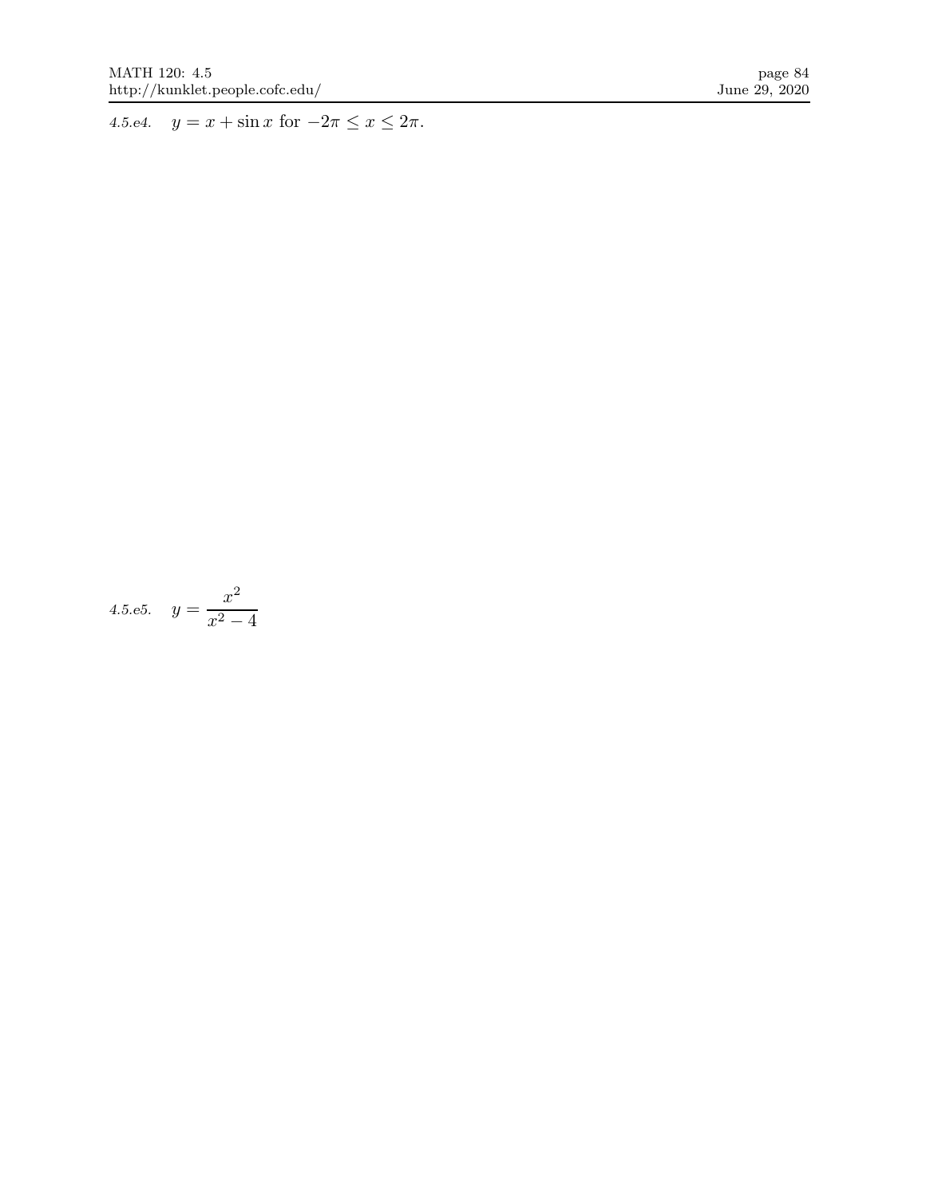*4.5.e4.* $y = x + \sin x$ for $-2\pi \leq x \leq 2\pi$.

*4.5.e5.* $y = \dfrac{x^2}{x^2 - 4}$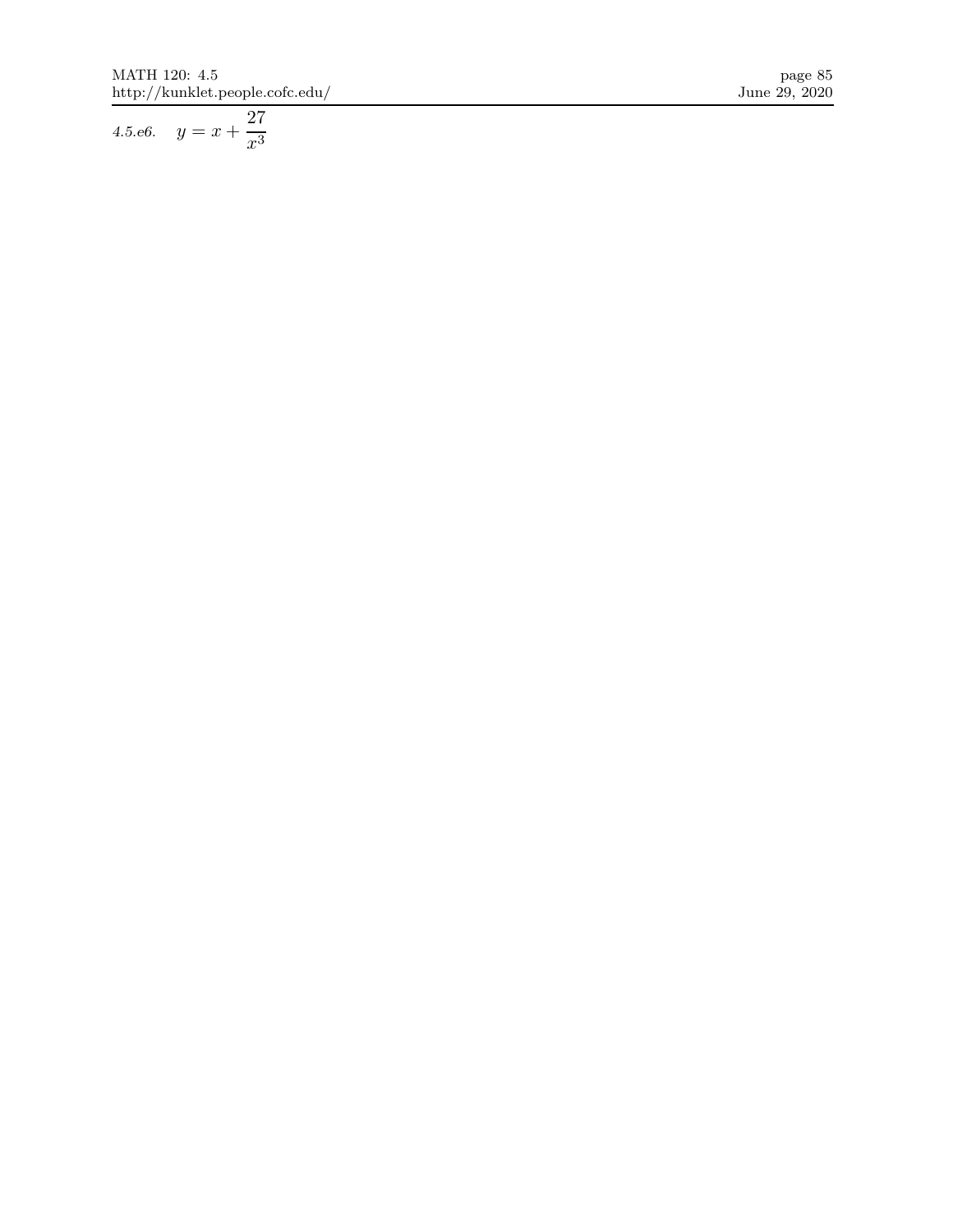*4.5.e6.* $y = x + \dfrac{27}{x^3}$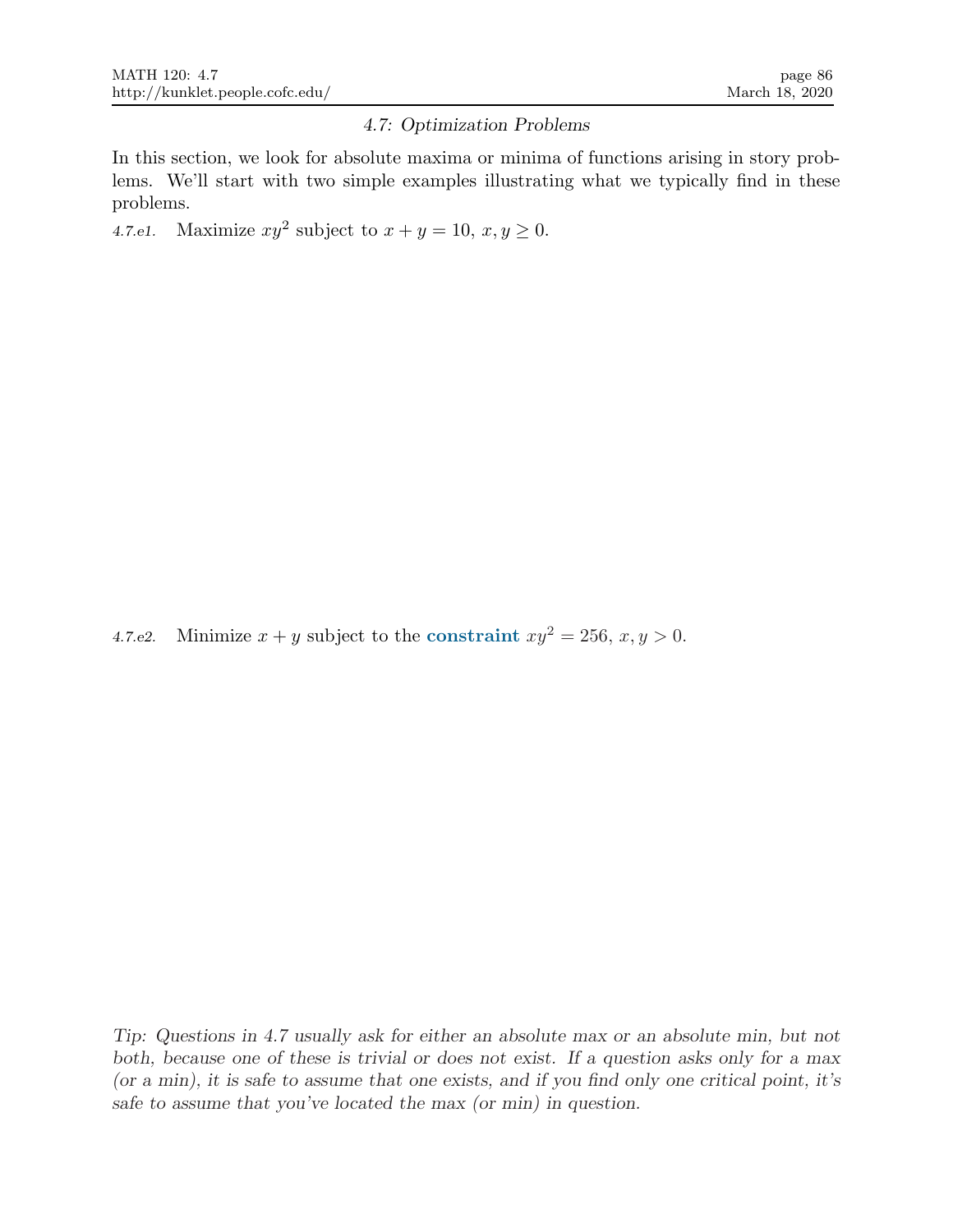## *4.7: Optimization Problems*

In this section, we look for absolute maxima or minima of functions arising in story problems. We'll start with two simple examples illustrating what we typically find in these problems.

*4.7.e1.* Maximize $xy^2$ subject to $x + y = 10$, $x, y \geq 0$.

*4.7.e2.* Minimize $x + y$ subject to the **constraint** $xy^2 = 256$, $x, y > 0$.

*Tip: Questions in 4.7 usually ask for either an absolute max or an absolute min, but not both, because one of these is trivial or does not exist. If a question asks only for a max (or a min), it is safe to assume that one exists, and if you find only one critical point, it's safe to assume that you've located the max (or min) in question.*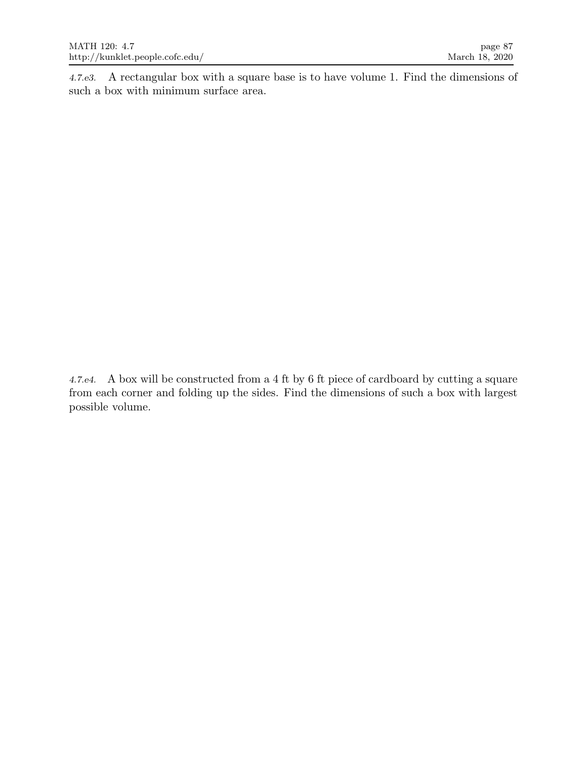*4.7.e3.* A rectangular box with a square base is to have volume 1. Find the dimensions of such a box with minimum surface area.

*4.7.e4.* A box will be constructed from a 4 ft by 6 ft piece of cardboard by cutting a square from each corner and folding up the sides. Find the dimensions of such a box with largest possible volume.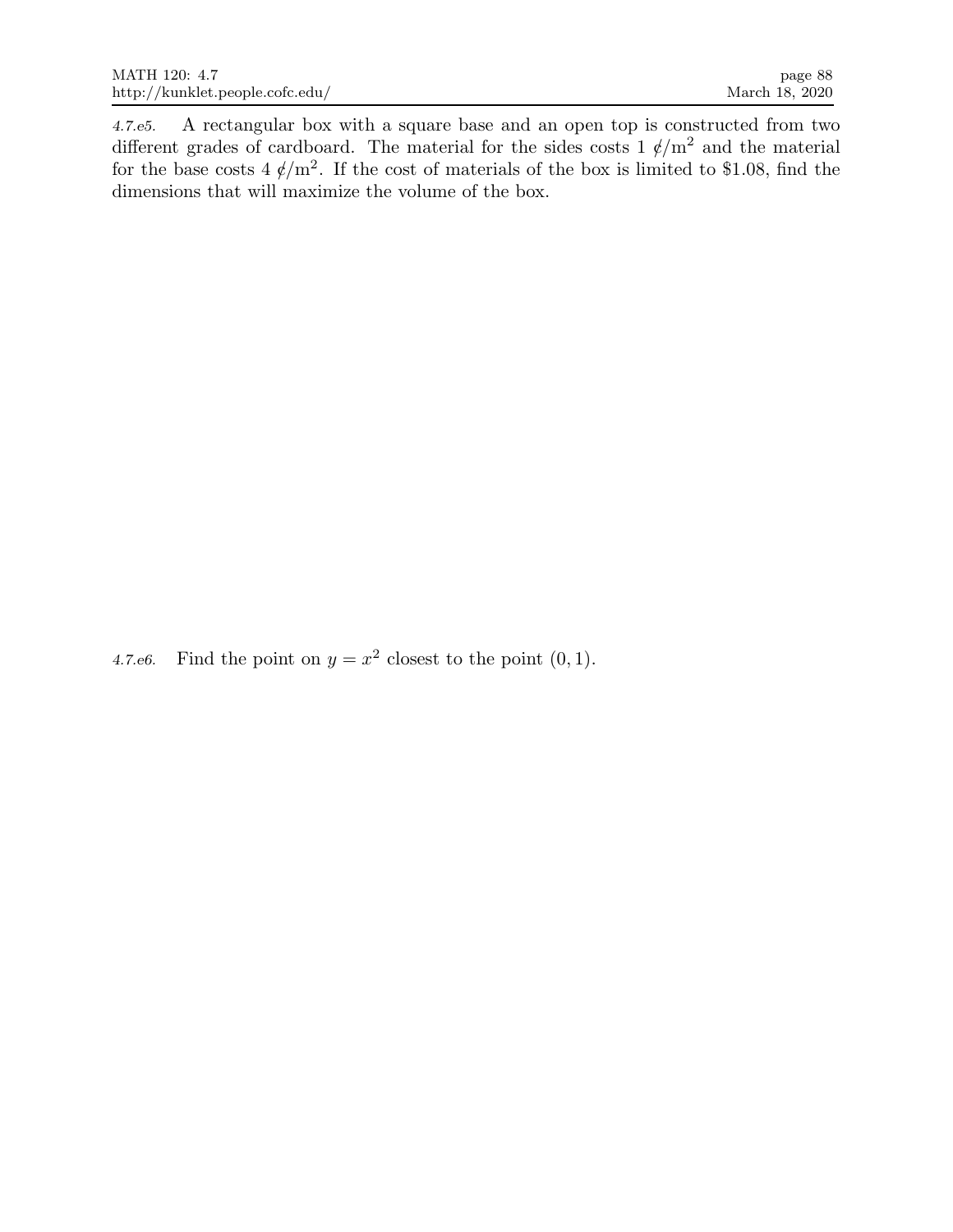*4.7.e5.* A rectangular box with a square base and an open top is constructed from two different grades of cardboard. The material for the sides costs 1 ¢/m$^2$ and the material for the base costs 4 ¢/m$^2$. If the cost of materials of the box is limited to \$1.08, find the dimensions that will maximize the volume of the box.

*4.7.e6.* Find the point on $y = x^2$ closest to the point $(0, 1)$.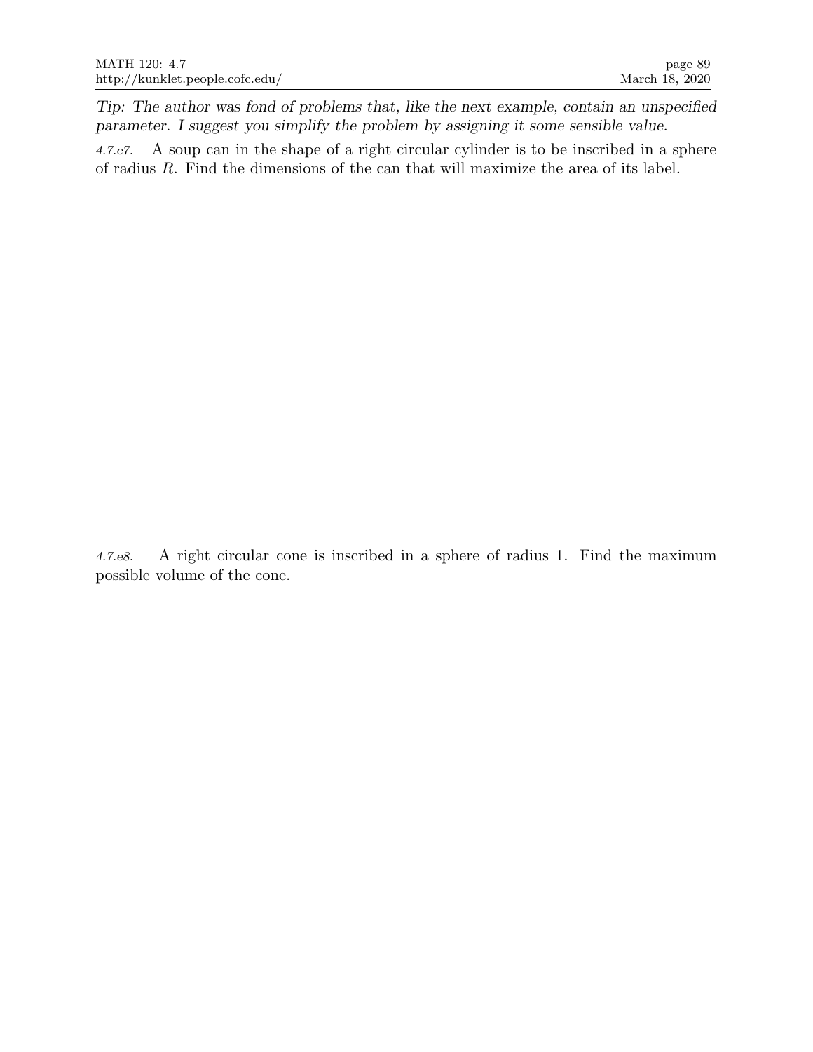*Tip: The author was fond of problems that, like the next example, contain an unspecified parameter. I suggest you simplify the problem by assigning it some sensible value.*

*4.7.e7.* A soup can in the shape of a right circular cylinder is to be inscribed in a sphere of radius $R$. Find the dimensions of the can that will maximize the area of its label.

*4.7.e8.* A right circular cone is inscribed in a sphere of radius 1. Find the maximum possible volume of the cone.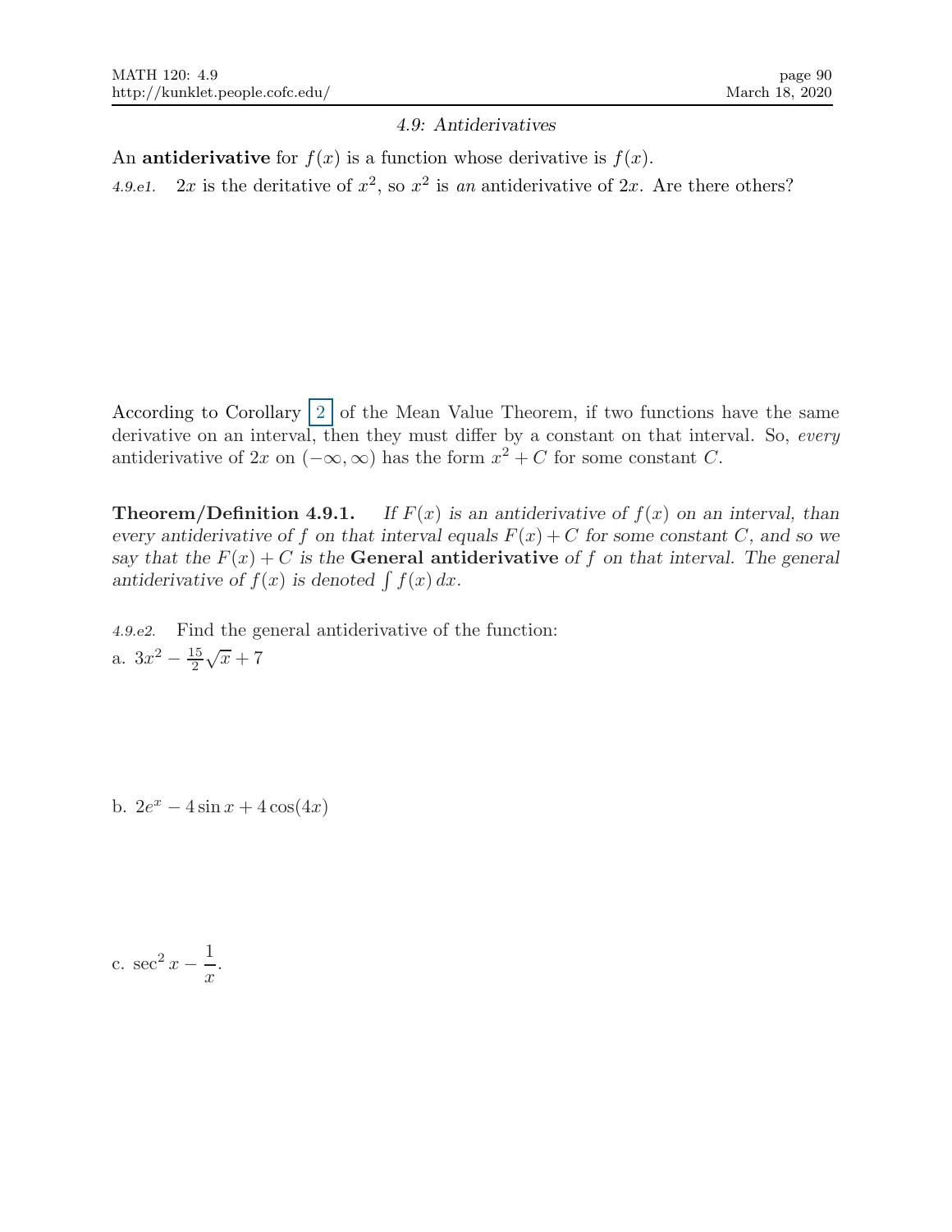## *4.9: Antiderivatives*

An **antiderivative** for $f(x)$ is a function whose derivative is $f(x)$.

*4.9.e1.* $2x$ is the deritative of $x^2$, so $x^2$ is *an* antiderivative of $2x$. Are there others?

According to Corollary 2 of the Mean Value Theorem, if two functions have the same derivative on an interval, then they must differ by a constant on that interval. So, *every* antiderivative of $2x$ on $(-\infty, \infty)$ has the form $x^2 + C$ for some constant $C$.

**Theorem/Definition 4.9.1.** *If $F(x)$ is an antiderivative of $f(x)$ on an interval, than every antiderivative of $f$ on that interval equals $F(x) + C$ for some constant $C$, and so we say that the $F(x) + C$ is the* **General antiderivative** *of $f$ on that interval. The general antiderivative of $f(x)$ is denoted $\int f(x)\,dx$.*

*4.9.e2.* Find the general antiderivative of the function:

a. $3x^2 - \frac{15}{2}\sqrt{x} + 7$

b. $2e^x - 4\sin x + 4\cos(4x)$

c. $\sec^2 x - \dfrac{1}{x}$.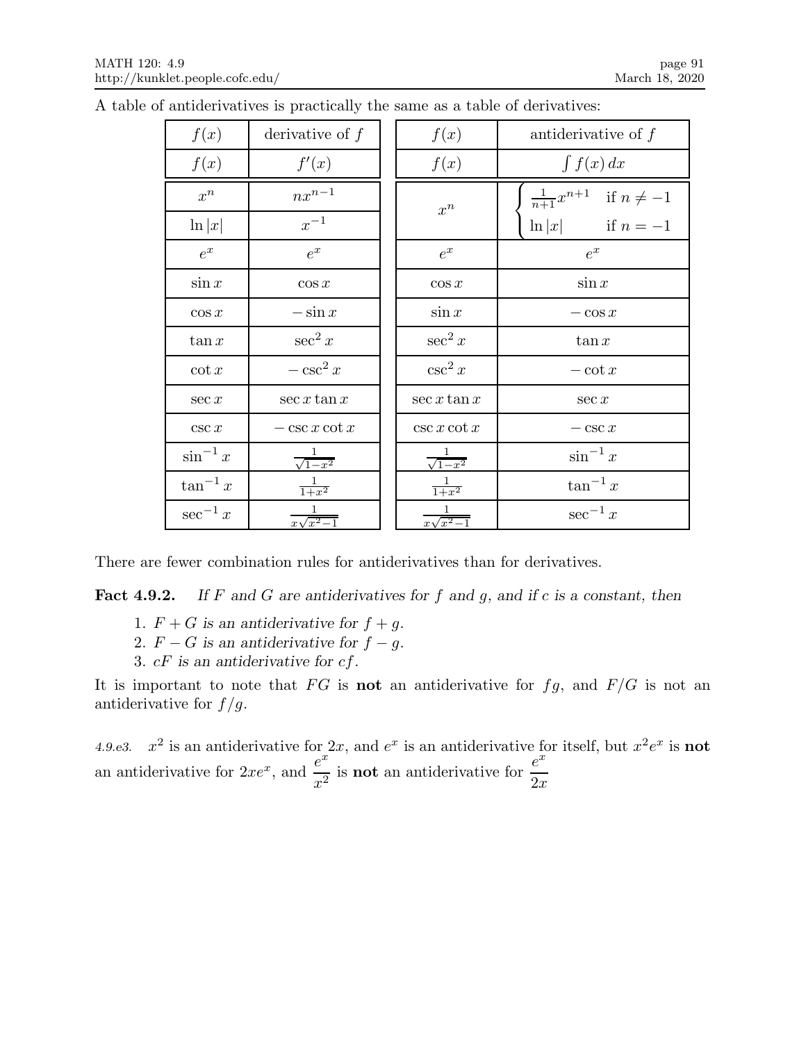A table of antiderivatives is practically the same as a table of derivatives:

| $f(x)$ | derivative of $f$ |
|---|---|
| $f(x)$ | $f'(x)$ |
| $x^n$ | $nx^{n-1}$ |
| $\ln\|x\|$ | $x^{-1}$ |
| $e^x$ | $e^x$ |
| $\sin x$ | $\cos x$ |
| $\cos x$ | $-\sin x$ |
| $\tan x$ | $\sec^2 x$ |
| $\cot x$ | $-\csc^2 x$ |
| $\sec x$ | $\sec x \tan x$ |
| $\csc x$ | $-\csc x \cot x$ |
| $\sin^{-1} x$ | $\frac{1}{\sqrt{1-x^2}}$ |
| $\tan^{-1} x$ | $\frac{1}{1+x^2}$ |
| $\sec^{-1} x$ | $\frac{1}{x\sqrt{x^2-1}}$ |

| $f(x)$ | antiderivative of $f$ |
|---|---|
| $f(x)$ | $\int f(x)\,dx$ |
| $x^n$ | $\begin{cases} \frac{1}{n+1}x^{n+1} & \text{if } n \neq -1 \\ \ln\|x\| & \text{if } n = -1 \end{cases}$ |
| $e^x$ | $e^x$ |
| $\cos x$ | $\sin x$ |
| $\sin x$ | $-\cos x$ |
| $\sec^2 x$ | $\tan x$ |
| $\csc^2 x$ | $-\cot x$ |
| $\sec x \tan x$ | $\sec x$ |
| $\csc x \cot x$ | $-\csc x$ |
| $\frac{1}{\sqrt{1-x^2}}$ | $\sin^{-1} x$ |
| $\frac{1}{1+x^2}$ | $\tan^{-1} x$ |
| $\frac{1}{x\sqrt{x^2-1}}$ | $\sec^{-1} x$ |

There are fewer combination rules for antiderivatives than for derivatives.

**Fact 4.9.2.** *If $F$ and $G$ are antiderivatives for $f$ and $g$, and if $c$ is a constant, then*

1. *$F + G$ is an antiderivative for $f + g$.*
2. *$F - G$ is an antiderivative for $f - g$.*
3. *$cF$ is an antiderivative for $cf$.*

It is important to note that $FG$ is **not** an antiderivative for $fg$, and $F/G$ is not an antiderivative for $f/g$.

*4.9.e3.* $x^2$ is an antiderivative for $2x$, and $e^x$ is an antiderivative for itself, but $x^2 e^x$ is **not** an antiderivative for $2xe^x$, and $\dfrac{e^x}{x^2}$ is **not** an antiderivative for $\dfrac{e^x}{2x}$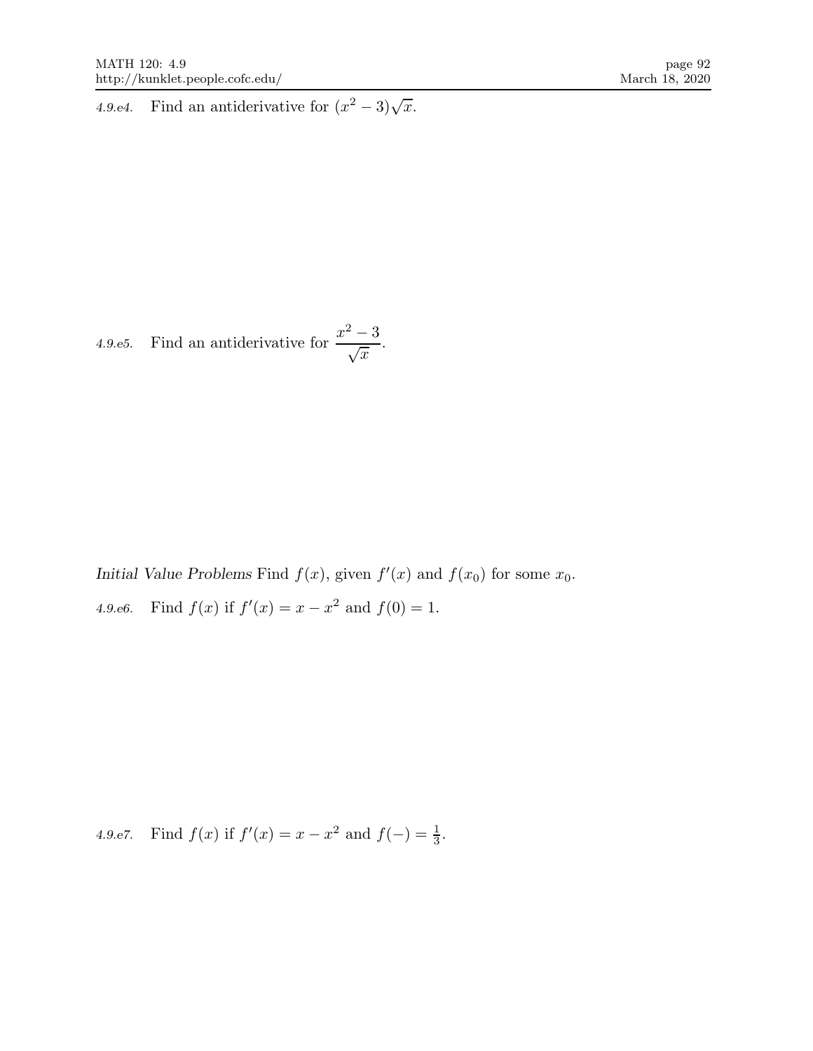*4.9.e4.* Find an antiderivative for $(x^2 - 3)\sqrt{x}$.

*4.9.e5.* Find an antiderivative for $\dfrac{x^2 - 3}{\sqrt{x}}$.

*Initial Value Problems* Find $f(x)$, given $f'(x)$ and $f(x_0)$ for some $x_0$.

*4.9.e6.* Find $f(x)$ if $f'(x) = x - x^2$ and $f(0) = 1$.

*4.9.e7.* Find $f(x)$ if $f'(x) = x - x^2$ and $f(-) = \frac{1}{3}$.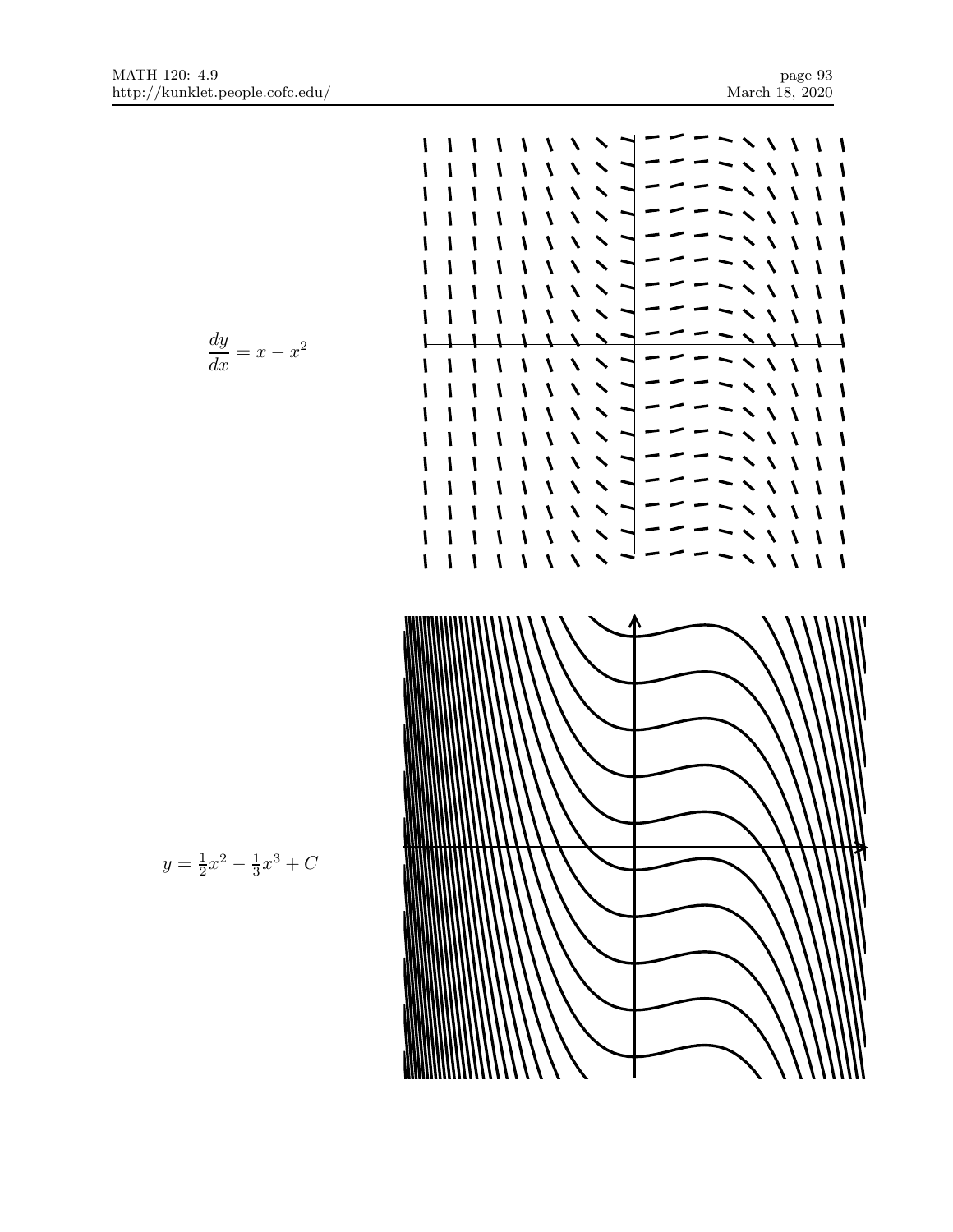$$\frac{dy}{dx} = x - x^2$$

$$y = \frac{1}{2}x^2 - \frac{1}{3}x^3 + C$$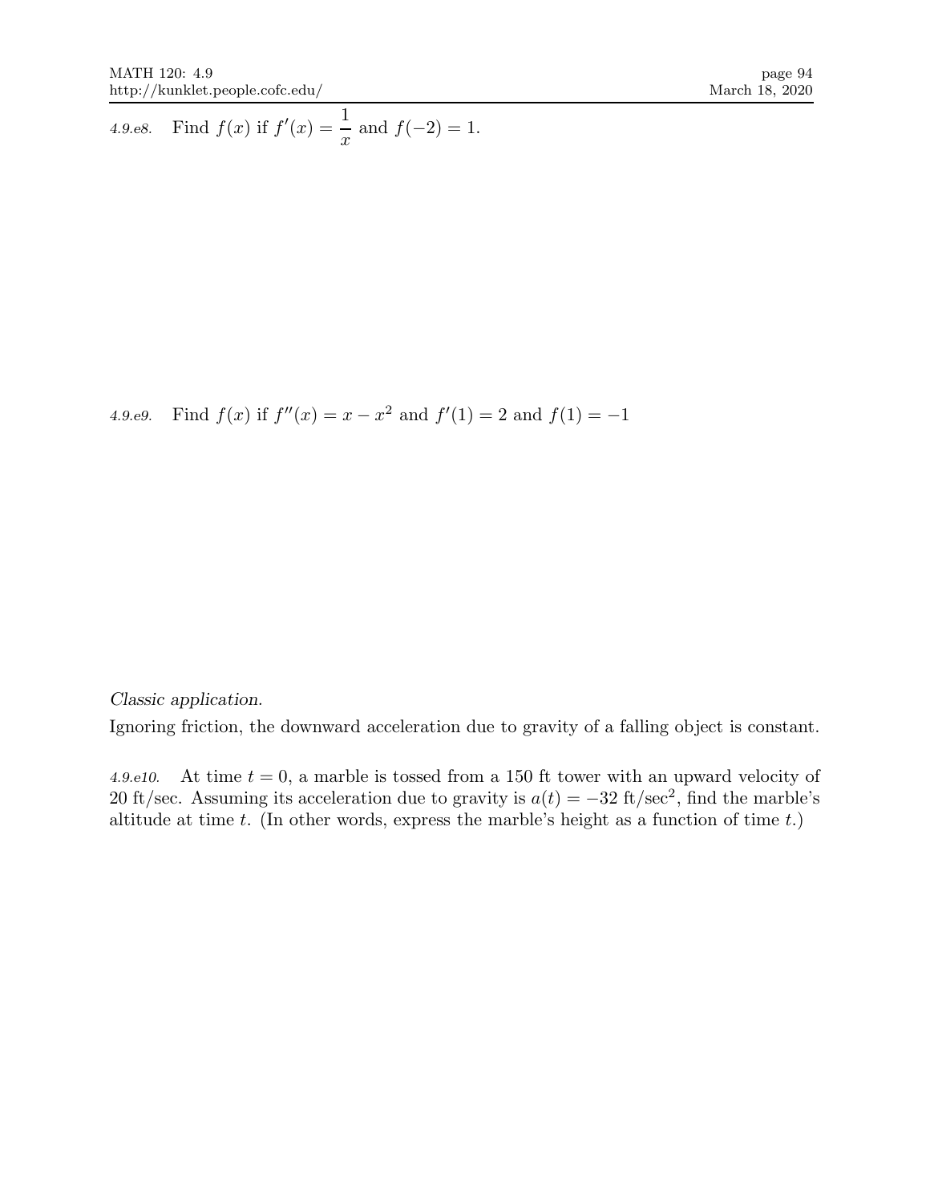*4.9.e8.* Find $f(x)$ if $f'(x) = \dfrac{1}{x}$ and $f(-2) = 1$.

*4.9.e9.* Find $f(x)$ if $f''(x) = x - x^2$ and $f'(1) = 2$ and $f(1) = -1$

*Classic application.*

Ignoring friction, the downward acceleration due to gravity of a falling object is constant.

*4.9.e10.* At time $t = 0$, a marble is tossed from a 150 ft tower with an upward velocity of 20 ft/sec. Assuming its acceleration due to gravity is $a(t) = -32$ ft/sec$^2$, find the marble's altitude at time $t$. (In other words, express the marble's height as a function of time $t$.)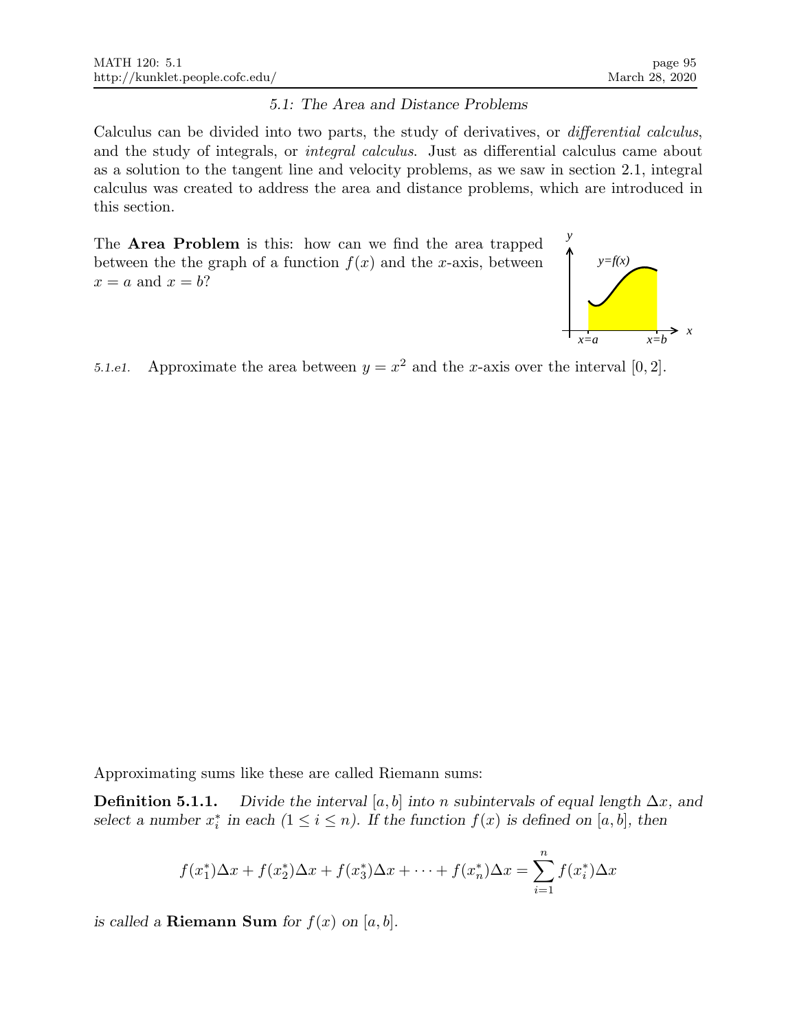### 5.1: The Area and Distance Problems

Calculus can be divided into two parts, the study of derivatives, or *differential calculus*, and the study of integrals, or *integral calculus*. Just as differential calculus came about as a solution to the tangent line and velocity problems, as we saw in section 2.1, integral calculus was created to address the area and distance problems, which are introduced in this section.

The **Area Problem** is this: how can we find the area trapped between the the graph of a function $f(x)$ and the $x$-axis, between $x = a$ and $x = b$?

*5.1.e1.* Approximate the area between $y = x^2$ and the $x$-axis over the interval $[0, 2]$.

Approximating sums like these are called Riemann sums:

**Definition 5.1.1.** *Divide the interval $[a, b]$ into $n$ subintervals of equal length $\Delta x$, and select a number $x_i^*$ in each ($1 \le i \le n$). If the function $f(x)$ is defined on $[a, b]$, then*

$$f(x_1^*)\Delta x + f(x_2^*)\Delta x + f(x_3^*)\Delta x + \cdots + f(x_n^*)\Delta x = \sum_{i=1}^{n} f(x_i^*)\Delta x$$

*is called a* **Riemann Sum** *for $f(x)$ on $[a, b]$.*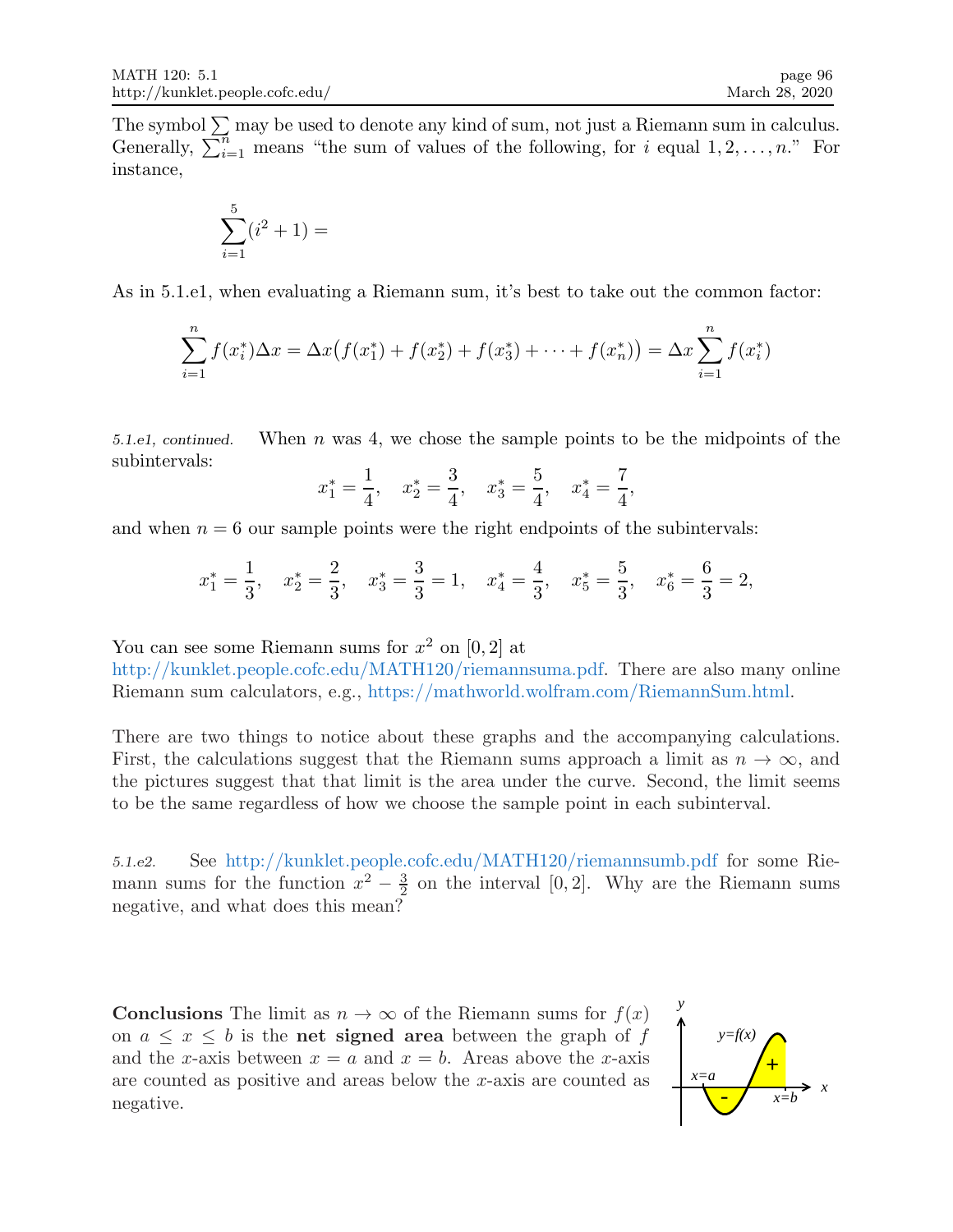The symbol $\sum$ may be used to denote any kind of sum, not just a Riemann sum in calculus. Generally, $\sum_{i=1}^{n}$ means "the sum of values of the following, for $i$ equal $1, 2, \ldots, n$." For instance,

$$\sum_{i=1}^{5}(i^2+1) =$$

As in 5.1.e1, when evaluating a Riemann sum, it's best to take out the common factor:

$$\sum_{i=1}^{n} f(x_i^*)\Delta x = \Delta x\big(f(x_1^*) + f(x_2^*) + f(x_3^*) + \cdots + f(x_n^*)\big) = \Delta x \sum_{i=1}^{n} f(x_i^*)$$

*5.1.e1, continued.* When $n$ was 4, we chose the sample points to be the midpoints of the subintervals:

$$x_1^* = \frac{1}{4}, \quad x_2^* = \frac{3}{4}, \quad x_3^* = \frac{5}{4}, \quad x_4^* = \frac{7}{4},$$

and when $n = 6$ our sample points were the right endpoints of the subintervals:

$$x_1^* = \frac{1}{3}, \quad x_2^* = \frac{2}{3}, \quad x_3^* = \frac{3}{3} = 1, \quad x_4^* = \frac{4}{3}, \quad x_5^* = \frac{5}{3}, \quad x_6^* = \frac{6}{3} = 2,$$

You can see some Riemann sums for $x^2$ on $[0, 2]$ at http://kunklet.people.cofc.edu/MATH120/riemannsuma.pdf. There are also many online Riemann sum calculators, e.g., https://mathworld.wolfram.com/RiemannSum.html.

There are two things to notice about these graphs and the accompanying calculations. First, the calculations suggest that the Riemann sums approach a limit as $n \to \infty$, and the pictures suggest that that limit is the area under the curve. Second, the limit seems to be the same regardless of how we choose the sample point in each subinterval.

*5.1.e2.* See http://kunklet.people.cofc.edu/MATH120/riemannsumb.pdf for some Riemann sums for the function $x^2 - \frac{3}{2}$ on the interval $[0, 2]$. Why are the Riemann sums negative, and what does this mean?

**Conclusions** The limit as $n \to \infty$ of the Riemann sums for $f(x)$ on $a \le x \le b$ is the **net signed area** between the graph of $f$ and the $x$-axis between $x = a$ and $x = b$. Areas above the $x$-axis are counted as positive and areas below the $x$-axis are counted as negative.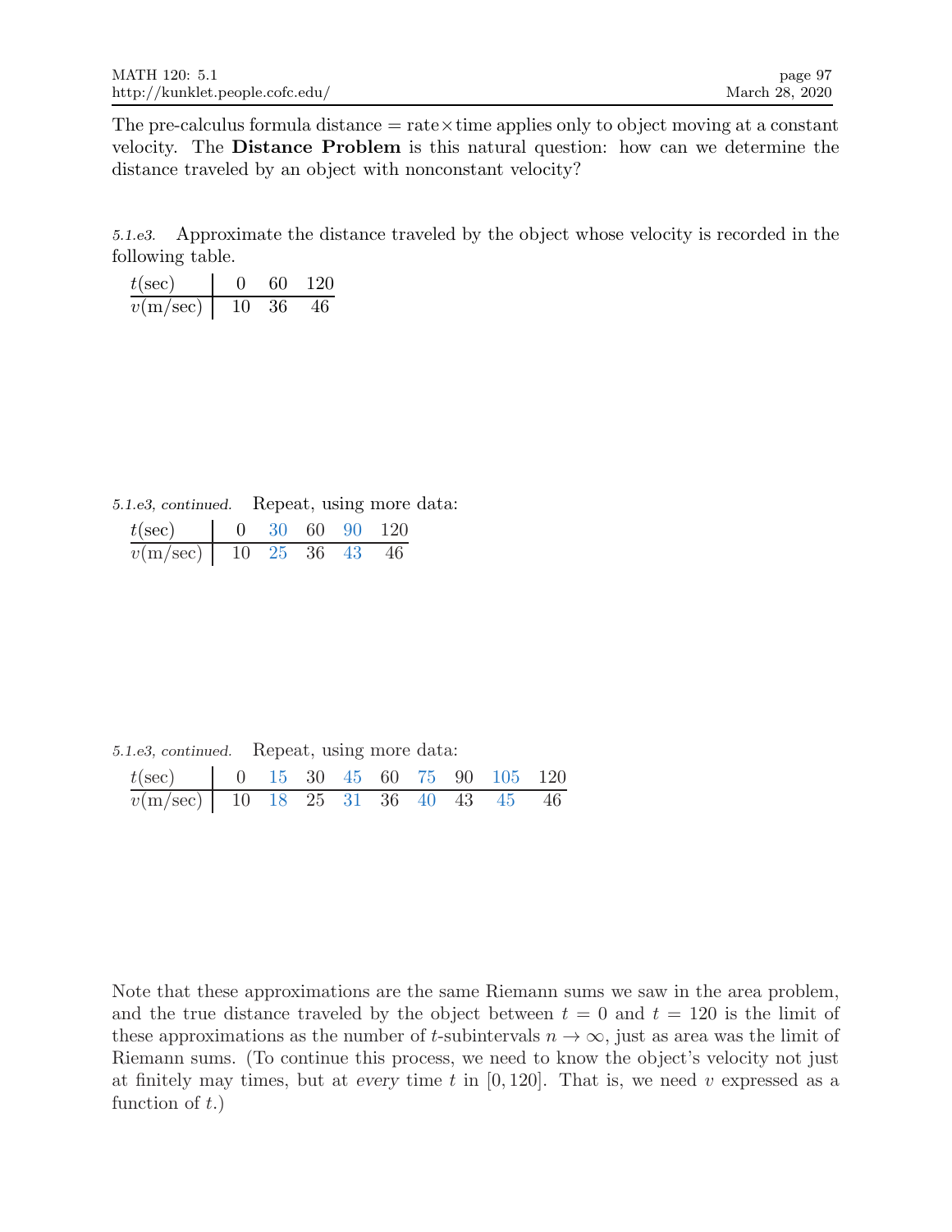The pre-calculus formula distance = rate × time applies only to object moving at a constant velocity. The **Distance Problem** is this natural question: how can we determine the distance traveled by an object with nonconstant velocity?

*5.1.e3.* Approximate the distance traveled by the object whose velocity is recorded in the following table.

| $t$(sec) | 0 | 60 | 120 |
|---|---|---|---|
| $v$(m/sec) | 10 | 36 | 46 |

*5.1.e3, continued.* Repeat, using more data:

| $t$(sec) | 0 | 30 | 60 | 90 | 120 |
|---|---|---|---|---|---|
| $v$(m/sec) | 10 | 25 | 36 | 43 | 46 |

*5.1.e3, continued.* Repeat, using more data:

| $t$(sec) | 0 | 15 | 30 | 45 | 60 | 75 | 90 | 105 | 120 |
|---|---|---|---|---|---|---|---|---|---|
| $v$(m/sec) | 10 | 18 | 25 | 31 | 36 | 40 | 43 | 45 | 46 |

Note that these approximations are the same Riemann sums we saw in the area problem, and the true distance traveled by the object between $t = 0$ and $t = 120$ is the limit of these approximations as the number of $t$-subintervals $n \to \infty$, just as area was the limit of Riemann sums. (To continue this process, we need to know the object's velocity not just at finitely may times, but at *every* time $t$ in $[0, 120]$. That is, we need $v$ expressed as a function of $t$.)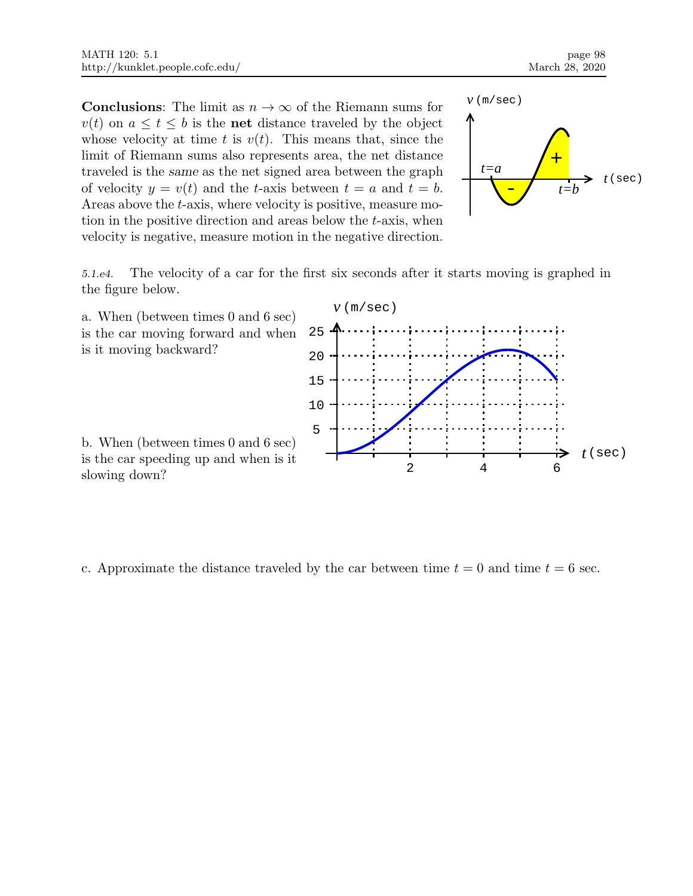**Conclusions**: The limit as $n \to \infty$ of the Riemann sums for $v(t)$ on $a \leq t \leq b$ is the **net** distance traveled by the object whose velocity at time $t$ is $v(t)$. This means that, since the limit of Riemann sums also represents area, the net distance traveled is the *same* as the net signed area between the graph of velocity $y = v(t)$ and the $t$-axis between $t = a$ and $t = b$. Areas above the $t$-axis, where velocity is positive, measure motion in the positive direction and areas below the $t$-axis, when velocity is negative, measure motion in the negative direction.

*5.1.e4.* The velocity of a car for the first six seconds after it starts moving is graphed in the figure below.

a. When (between times 0 and 6 sec) is the car moving forward and when is it moving backward?

b. When (between times 0 and 6 sec) is the car speeding up and when is it slowing down?

c. Approximate the distance traveled by the car between time $t = 0$ and time $t = 6$ sec.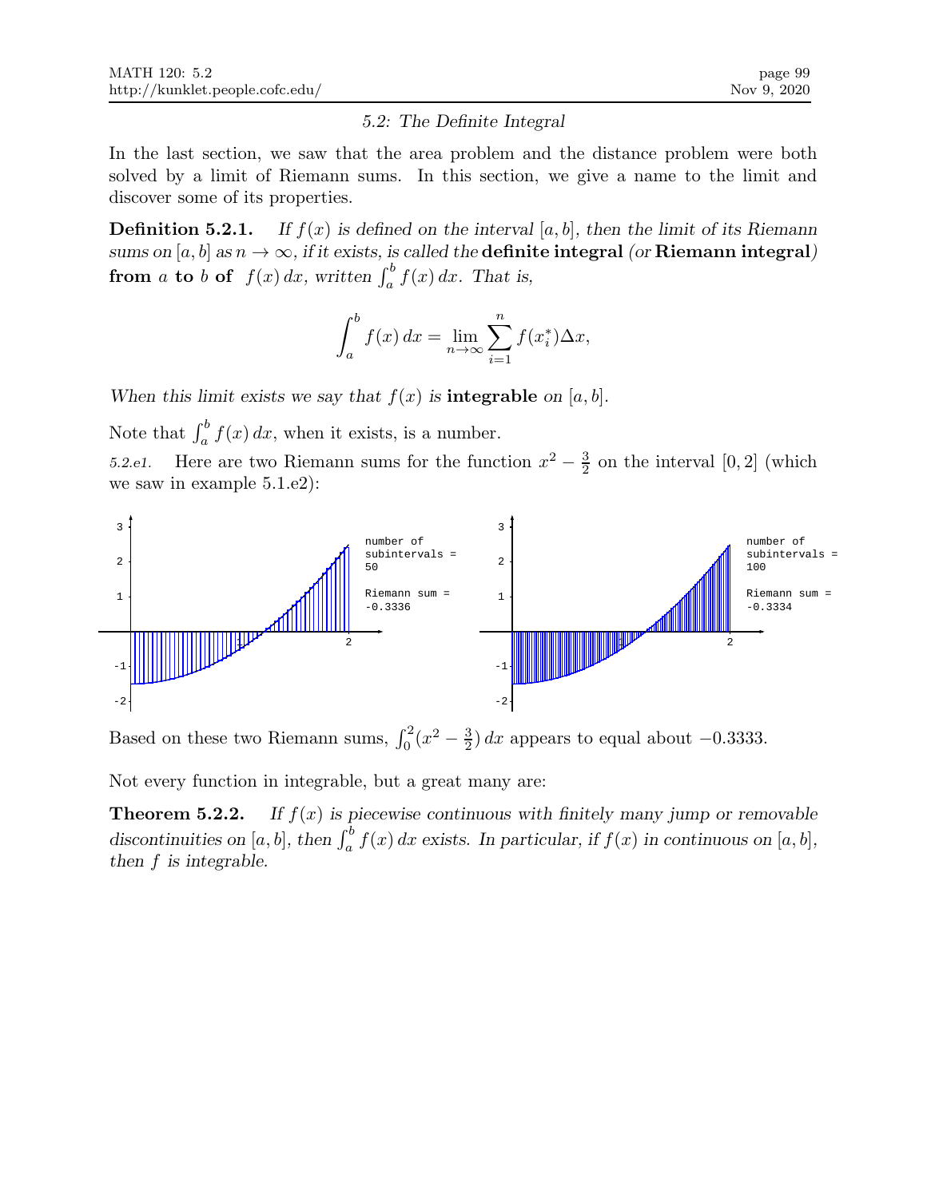## 5.2: The Definite Integral

In the last section, we saw that the area problem and the distance problem were both solved by a limit of Riemann sums. In this section, we give a name to the limit and discover some of its properties.

**Definition 5.2.1.** *If $f(x)$ is defined on the interval $[a, b]$, then the limit of its Riemann sums on $[a, b]$ as $n \to \infty$, if it exists, is called the* **definite integral** *(or* **Riemann integral***)* **from $a$ to $b$ of** $f(x)\,dx$, *written $\int_a^b f(x)\,dx$. That is,*

$$\int_a^b f(x)\,dx = \lim_{n\to\infty} \sum_{i=1}^{n} f(x_i^*)\Delta x,$$

*When this limit exists we say that $f(x)$ is* **integrable** *on $[a, b]$.*

Note that $\int_a^b f(x)\,dx$, when it exists, is a number.

*5.2.e1.* Here are two Riemann sums for the function $x^2 - \frac{3}{2}$ on the interval $[0, 2]$ (which we saw in example 5.1.e2):

number of subintervals = 50
Riemann sum = -0.3336

number of subintervals = 100
Riemann sum = -0.3334

Based on these two Riemann sums, $\int_0^2 (x^2 - \frac{3}{2})\,dx$ appears to equal about $-0.3333$.

Not every function in integrable, but a great many are:

**Theorem 5.2.2.** *If $f(x)$ is piecewise continuous with finitely many jump or removable discontinuities on $[a, b]$, then $\int_a^b f(x)\,dx$ exists. In particular, if $f(x)$ in continuous on $[a, b]$, then $f$ is integrable.*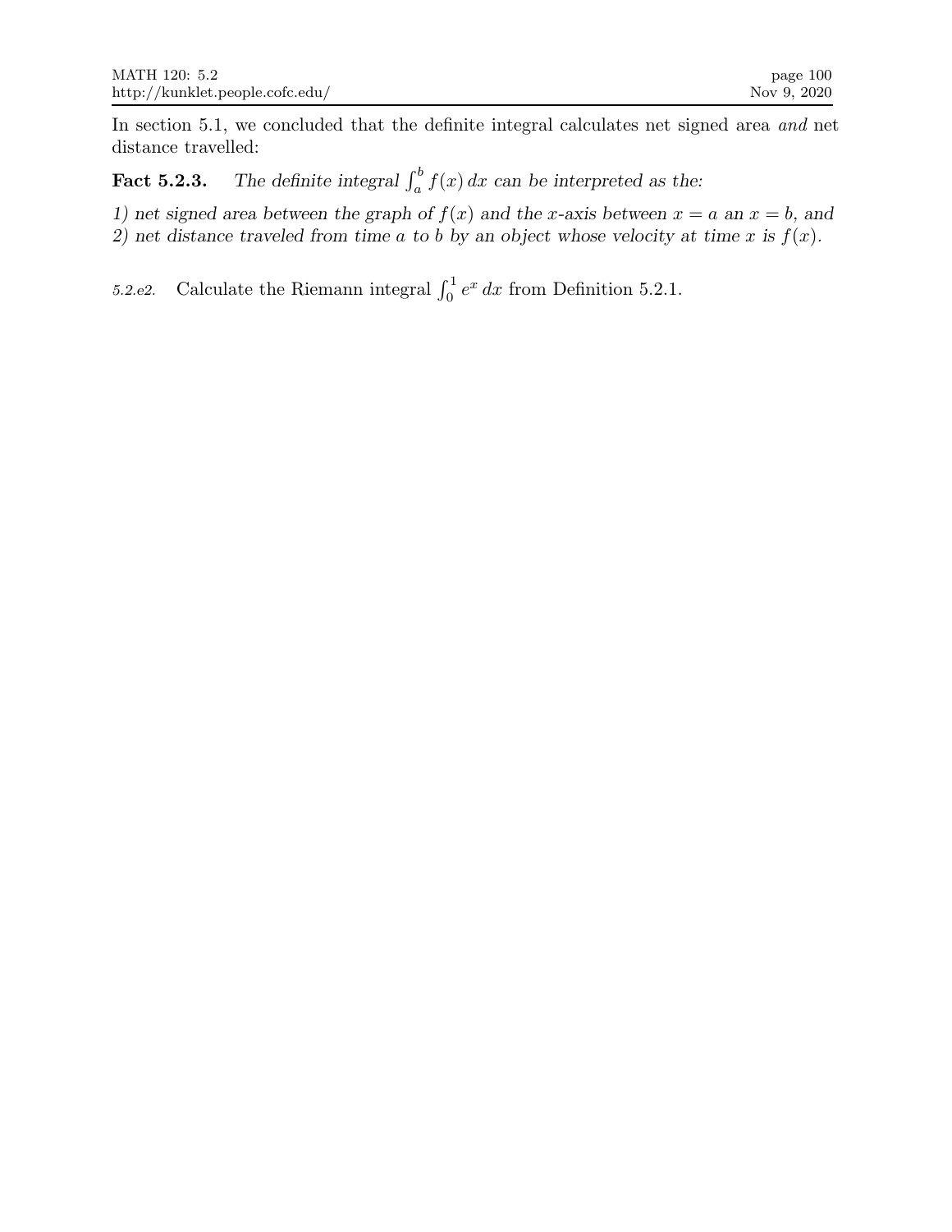In section 5.1, we concluded that the definite integral calculates net signed area *and* net distance travelled:

**Fact 5.2.3.** *The definite integral $\int_a^b f(x)\,dx$ can be interpreted as the:*

*1) net signed area between the graph of $f(x)$ and the $x$-axis between $x = a$ an $x = b$, and*
*2) net distance traveled from time $a$ to $b$ by an object whose velocity at time $x$ is $f(x)$.*

*5.2.e2.* Calculate the Riemann integral $\int_0^1 e^x\,dx$ from Definition 5.2.1.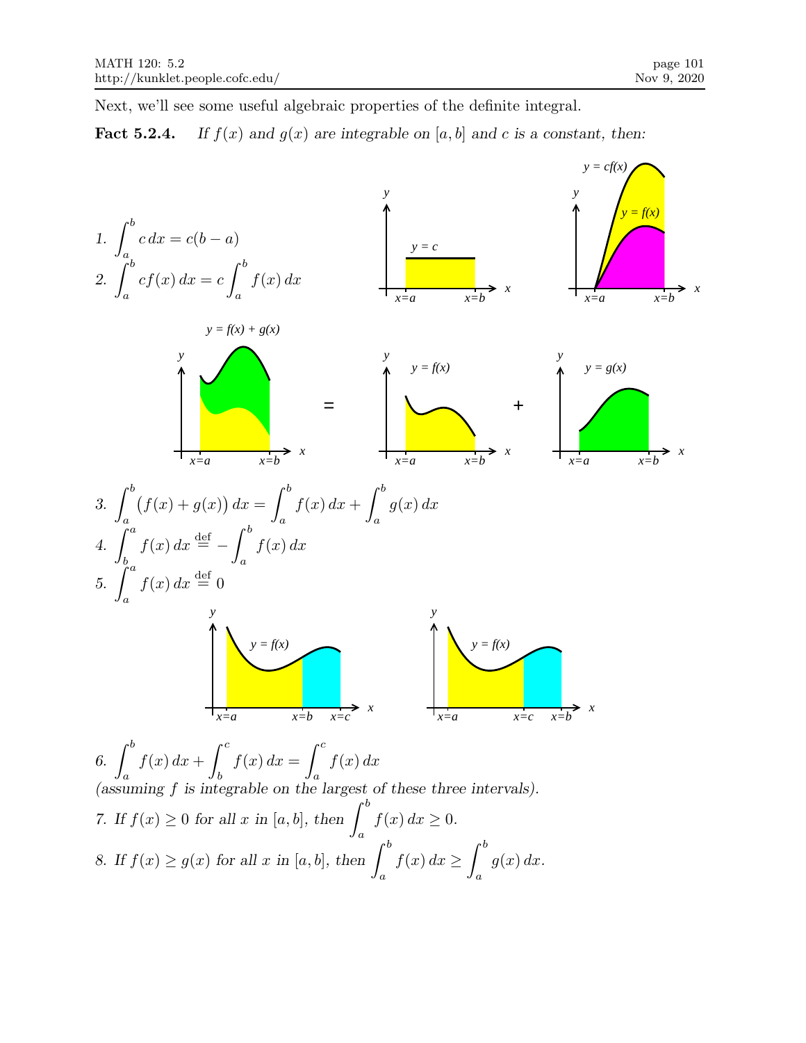Next, we'll see some useful algebraic properties of the definite integral.

**Fact 5.2.4.** *If $f(x)$ and $g(x)$ are integrable on $[a,b]$ and $c$ is a constant, then:*

1. $\displaystyle\int_a^b c\,dx = c(b-a)$
2. $\displaystyle\int_a^b cf(x)\,dx = c\int_a^b f(x)\,dx$
3. $\displaystyle\int_a^b \big(f(x)+g(x)\big)\,dx = \int_a^b f(x)\,dx + \int_a^b g(x)\,dx$
4. $\displaystyle\int_b^a f(x)\,dx \stackrel{\text{def}}{=} -\int_a^b f(x)\,dx$
5. $\displaystyle\int_a^a f(x)\,dx \stackrel{\text{def}}{=} 0$
6. $\displaystyle\int_a^b f(x)\,dx + \int_b^c f(x)\,dx = \int_a^c f(x)\,dx$  
   *(assuming $f$ is integrable on the largest of these three intervals).*
7. *If $f(x) \geq 0$ for all $x$ in $[a,b]$, then* $\displaystyle\int_a^b f(x)\,dx \geq 0$.
8. *If $f(x) \geq g(x)$ for all $x$ in $[a,b]$, then* $\displaystyle\int_a^b f(x)\,dx \geq \int_a^b g(x)\,dx$.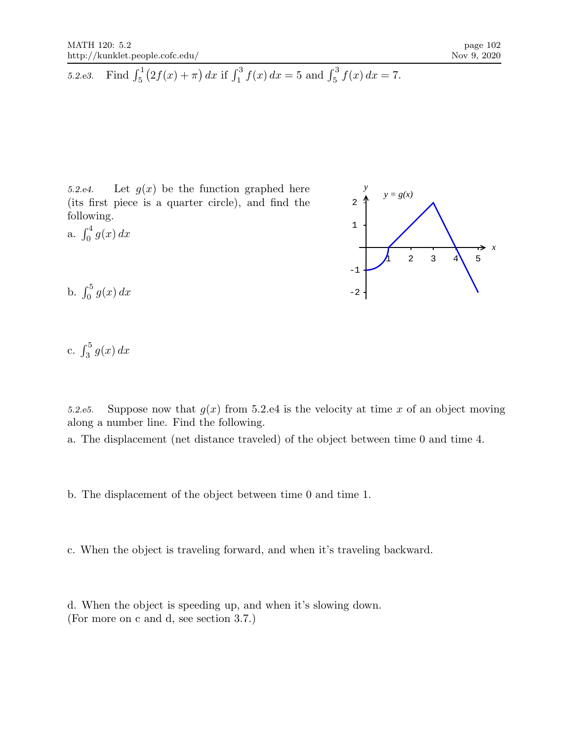*5.2.e3.* Find $\int_5^1 \big(2f(x) + \pi\big)\,dx$ if $\int_1^3 f(x)\,dx = 5$ and $\int_5^3 f(x)\,dx = 7$.

*5.2.e4.* Let $g(x)$ be the function graphed here (its first piece is a quarter circle), and find the following.

a. $\int_0^4 g(x)\,dx$

b. $\int_0^5 g(x)\,dx$

c. $\int_3^5 g(x)\,dx$

*5.2.e5.* Suppose now that $g(x)$ from 5.2.e4 is the velocity at time $x$ of an object moving along a number line. Find the following.

a. The displacement (net distance traveled) of the object between time 0 and time 4.

b. The displacement of the object between time 0 and time 1.

c. When the object is traveling forward, and when it's traveling backward.

d. When the object is speeding up, and when it's slowing down.
(For more on c and d, see section 3.7.)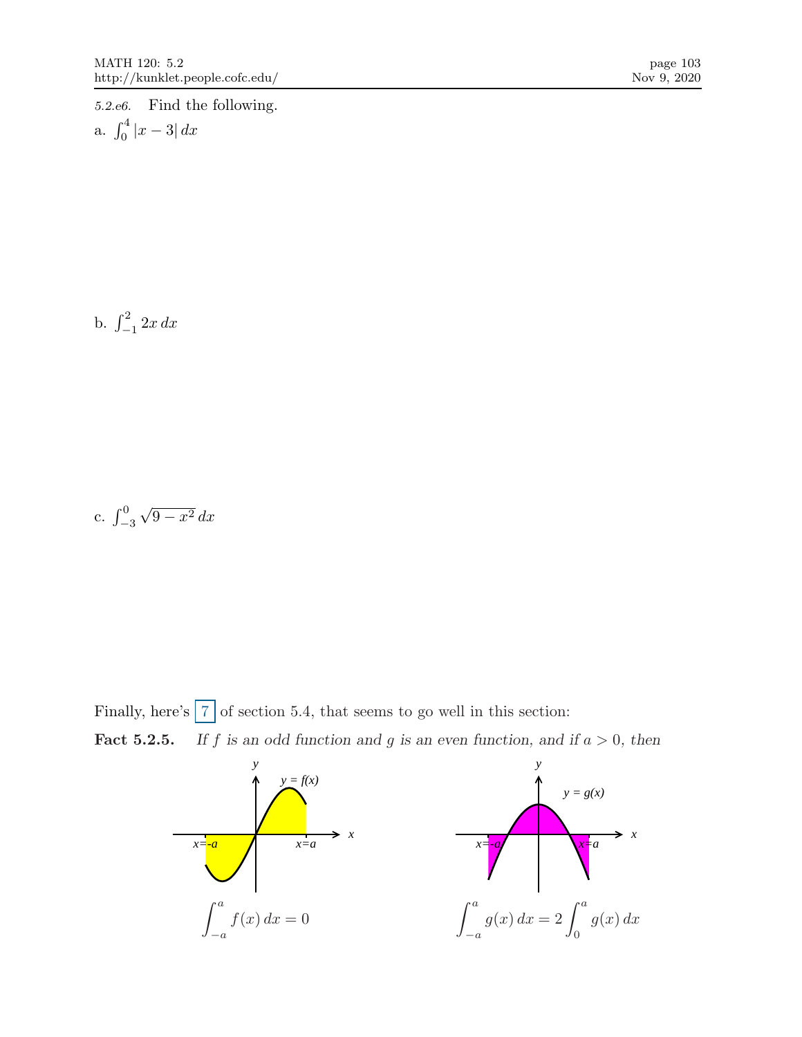*5.2.e6.* Find the following.

a. $\int_0^4 |x-3|\,dx$

b. $\int_{-1}^2 2x\,dx$

c. $\int_{-3}^0 \sqrt{9-x^2}\,dx$

Finally, here's 7 of section 5.4, that seems to go well in this section:

**Fact 5.2.5.** *If $f$ is an odd function and $g$ is an even function, and if $a > 0$, then*

$$\int_{-a}^{a} f(x)\,dx = 0$$

$$\int_{-a}^{a} g(x)\,dx = 2\int_{0}^{a} g(x)\,dx$$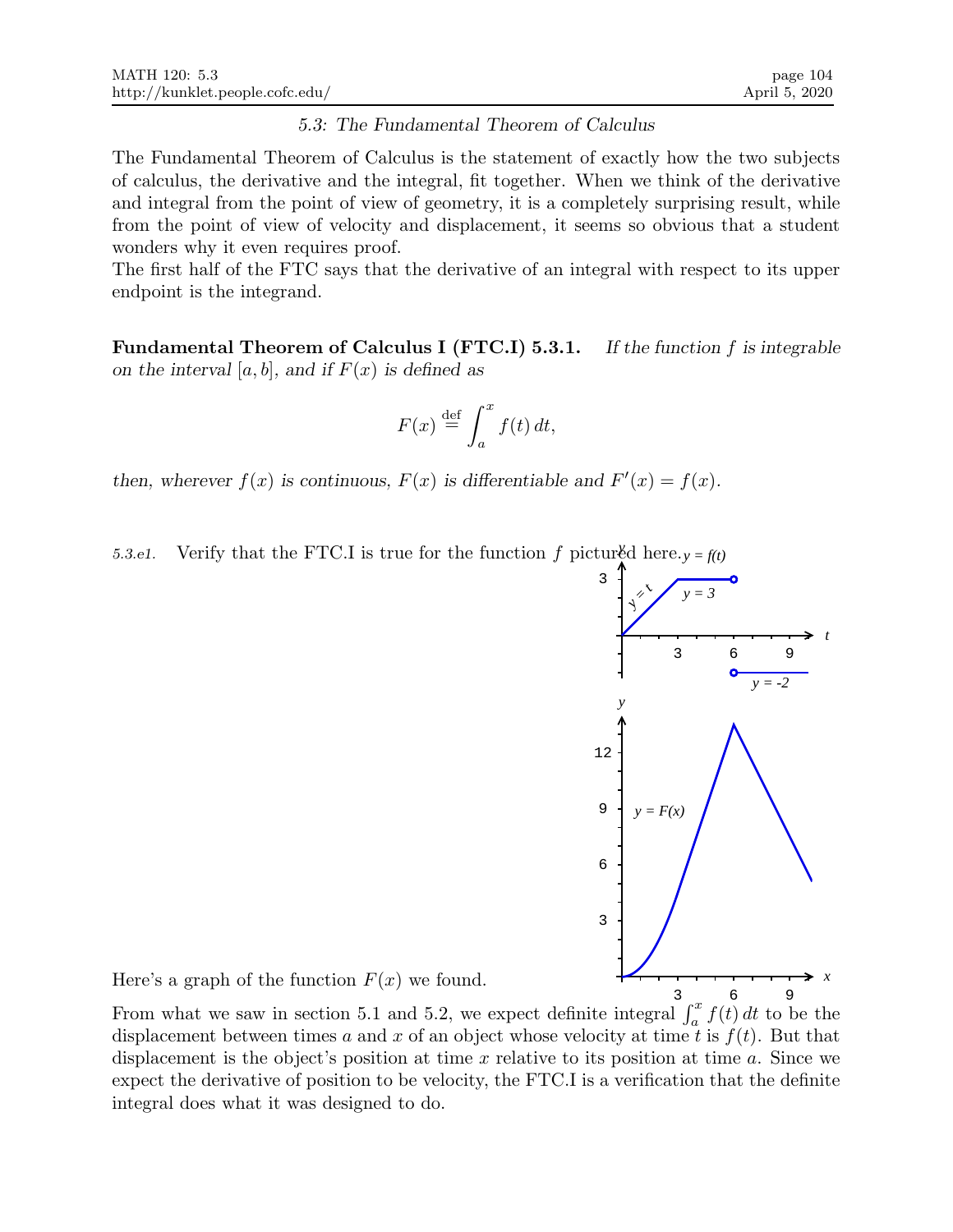### 5.3: The Fundamental Theorem of Calculus

The Fundamental Theorem of Calculus is the statement of exactly how the two subjects of calculus, the derivative and the integral, fit together. When we think of the derivative and integral from the point of view of geometry, it is a completely surprising result, while from the point of view of velocity and displacement, it seems so obvious that a student wonders why it even requires proof.
The first half of the FTC says that the derivative of an integral with respect to its upper endpoint is the integrand.

**Fundamental Theorem of Calculus I (FTC.I) 5.3.1.** *If the function $f$ is integrable on the interval $[a, b]$, and if $F(x)$ is defined as*

$$F(x) \stackrel{\text{def}}{=} \int_a^x f(t)\,dt,$$

*then, wherever $f(x)$ is continuous, $F(x)$ is differentiable and $F'(x) = f(x)$.*

*5.3.e1.* Verify that the FTC.I is true for the function $f$ pictured here.

Here's a graph of the function $F(x)$ we found.

From what we saw in section 5.1 and 5.2, we expect definite integral $\int_a^x f(t)\,dt$ to be the displacement between times $a$ and $x$ of an object whose velocity at time $t$ is $f(t)$. But that displacement is the object's position at time $x$ relative to its position at time $a$. Since we expect the derivative of position to be velocity, the FTC.I is a verification that the definite integral does what it was designed to do.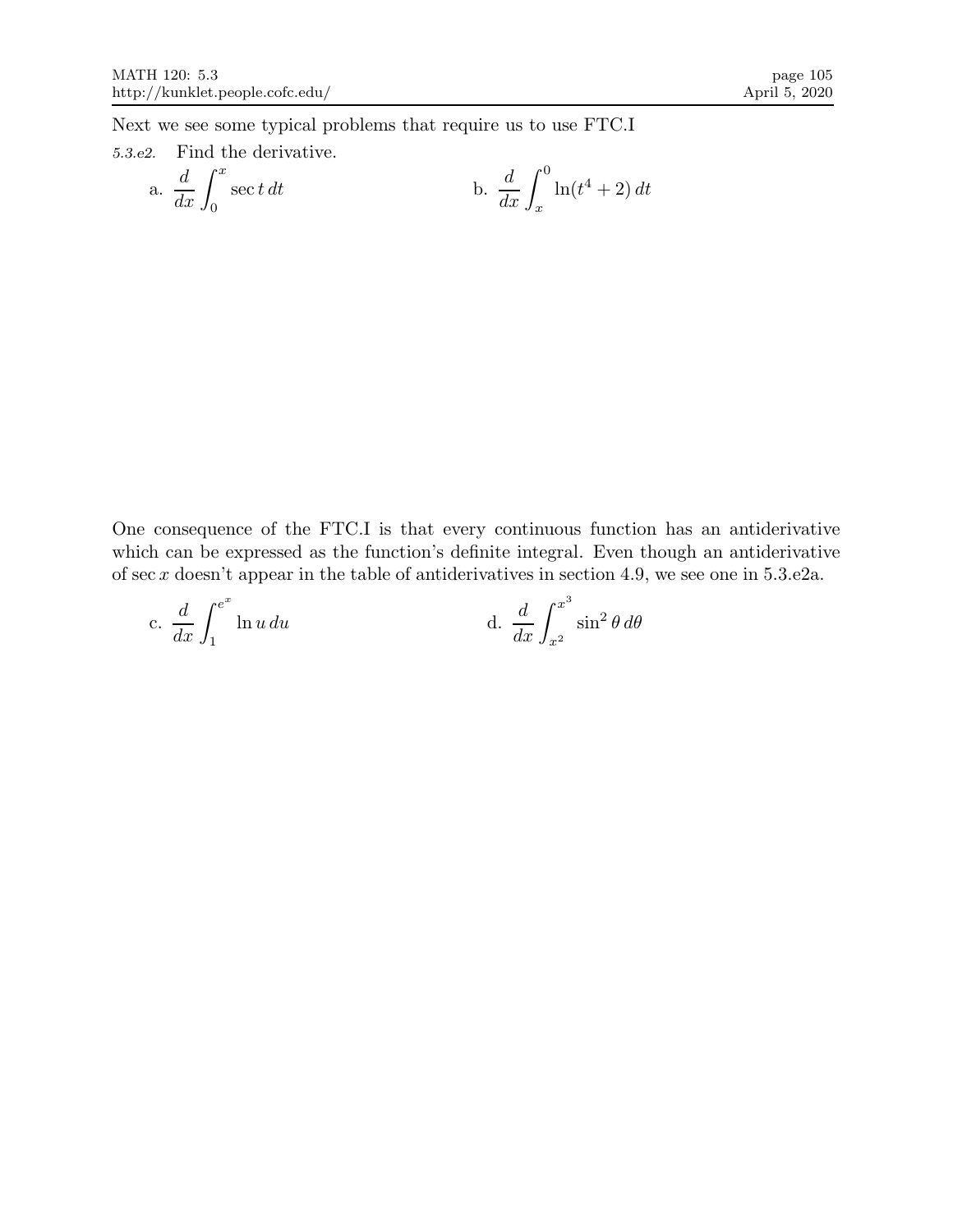Next we see some typical problems that require us to use FTC.I

*5.3.e2.* Find the derivative.

a. $\dfrac{d}{dx}\displaystyle\int_0^x \sec t\,dt$

b. $\dfrac{d}{dx}\displaystyle\int_x^0 \ln(t^4+2)\,dt$

One consequence of the FTC.I is that every continuous function has an antiderivative which can be expressed as the function's definite integral. Even though an antiderivative of $\sec x$ doesn't appear in the table of antiderivatives in section 4.9, we see one in 5.3.e2a.

c. $\dfrac{d}{dx}\displaystyle\int_1^{e^x} \ln u\,du$

d. $\dfrac{d}{dx}\displaystyle\int_{x^2}^{x^3} \sin^2\theta\,d\theta$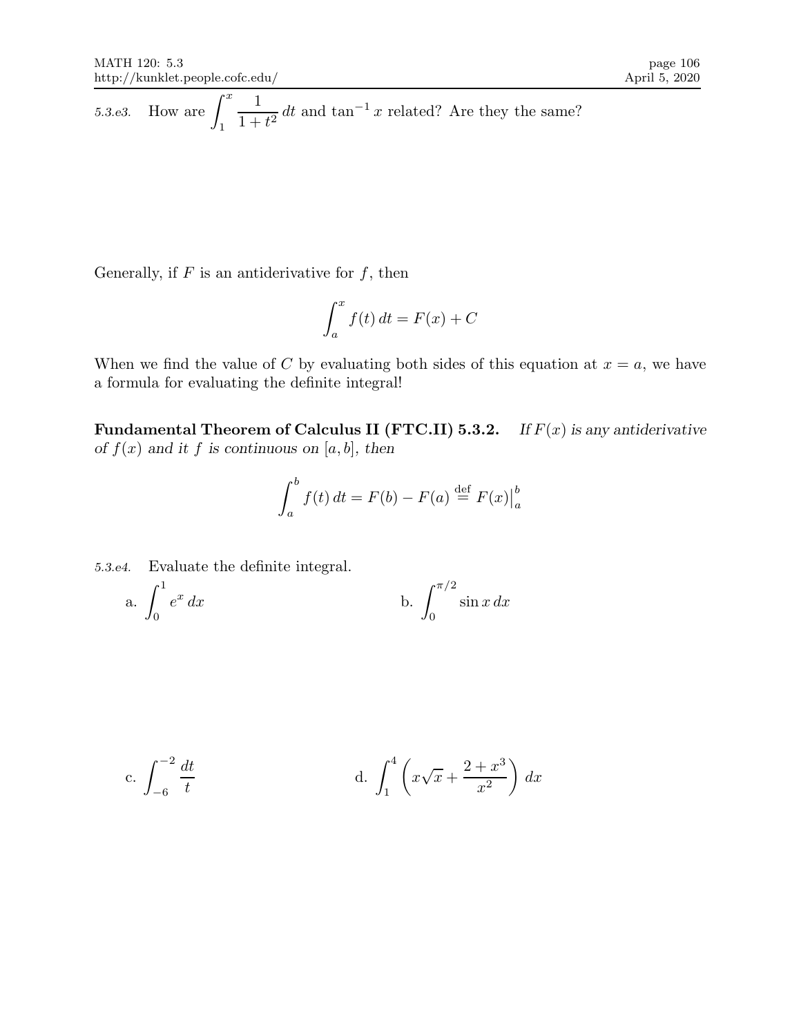*5.3.e3.* How are $\int_1^x \frac{1}{1+t^2}\,dt$ and $\tan^{-1} x$ related? Are they the same?

Generally, if $F$ is an antiderivative for $f$, then

$$\int_a^x f(t)\,dt = F(x) + C$$

When we find the value of $C$ by evaluating both sides of this equation at $x = a$, we have a formula for evaluating the definite integral!

**Fundamental Theorem of Calculus II (FTC.II) 5.3.2.** *If $F(x)$ is any antiderivative of $f(x)$ and it $f$ is continuous on $[a, b]$, then*

$$\int_a^b f(t)\,dt = F(b) - F(a) \overset{\text{def}}{=} F(x)\Big|_a^b$$

*5.3.e4.* Evaluate the definite integral.

a. $\int_0^1 e^x\,dx$

b. $\int_0^{\pi/2} \sin x\,dx$

c. $\int_{-6}^{-2} \frac{dt}{t}$

d. $\int_1^4 \left( x\sqrt{x} + \frac{2+x^3}{x^2} \right)\,dx$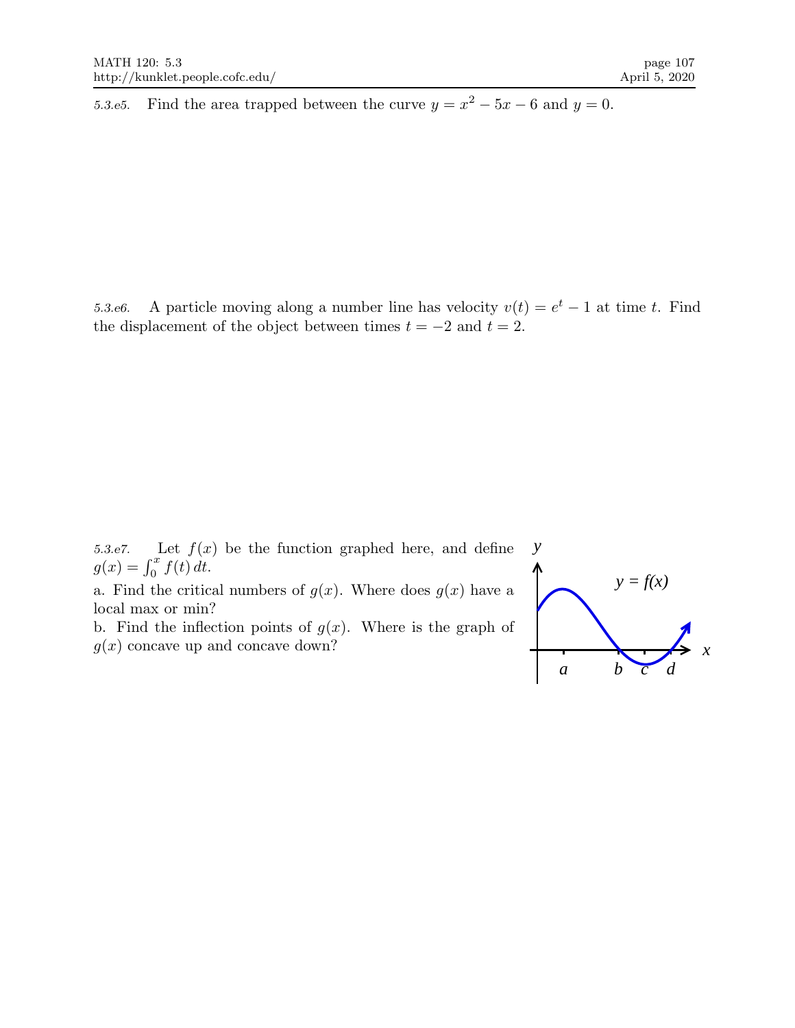*5.3.e5.* Find the area trapped between the curve $y = x^2 - 5x - 6$ and $y = 0$.

*5.3.e6.* A particle moving along a number line has velocity $v(t) = e^t - 1$ at time $t$. Find the displacement of the object between times $t = -2$ and $t = 2$.

*5.3.e7.* Let $f(x)$ be the function graphed here, and define $g(x) = \int_0^x f(t)\,dt$.

a. Find the critical numbers of $g(x)$. Where does $g(x)$ have a local max or min?

b. Find the inflection points of $g(x)$. Where is the graph of $g(x)$ concave up and concave down?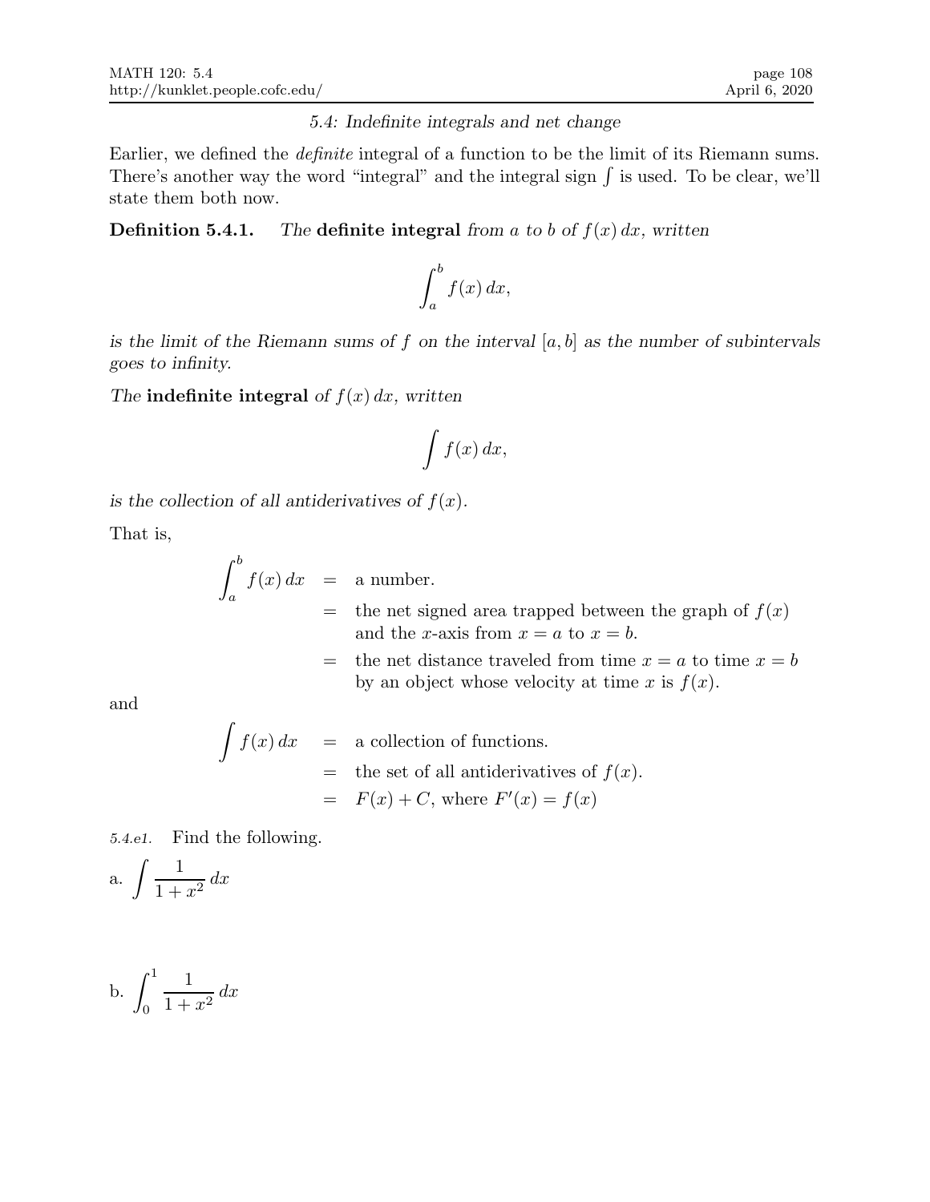## 5.4: Indefinite integrals and net change

Earlier, we defined the *definite* integral of a function to be the limit of its Riemann sums. There's another way the word "integral" and the integral sign $\int$ is used. To be clear, we'll state them both now.

**Definition 5.4.1.** *The* **definite integral** *from $a$ to $b$ of $f(x)\,dx$, written*

$$\int_a^b f(x)\,dx,$$

*is the limit of the Riemann sums of $f$ on the interval $[a,b]$ as the number of subintervals goes to infinity.*

*The* **indefinite integral** *of $f(x)\,dx$, written*

$$\int f(x)\,dx,$$

*is the collection of all antiderivatives of $f(x)$.*

That is,

$$\begin{aligned}
\int_a^b f(x)\,dx &= \text{a number.}\\
&= \text{the net signed area trapped between the graph of } f(x) \text{ and the } x\text{-axis from } x=a \text{ to } x=b.\\
&= \text{the net distance traveled from time } x=a \text{ to time } x=b \text{ by an object whose velocity at time } x \text{ is } f(x).
\end{aligned}$$

and

$$\begin{aligned}
\int f(x)\,dx &= \text{a collection of functions.}\\
&= \text{the set of all antiderivatives of } f(x).\\
&= F(x)+C, \text{ where } F'(x)=f(x)
\end{aligned}$$

*5.4.e1.* Find the following.

a. $\displaystyle\int \frac{1}{1+x^2}\,dx$

b. $\displaystyle\int_0^1 \frac{1}{1+x^2}\,dx$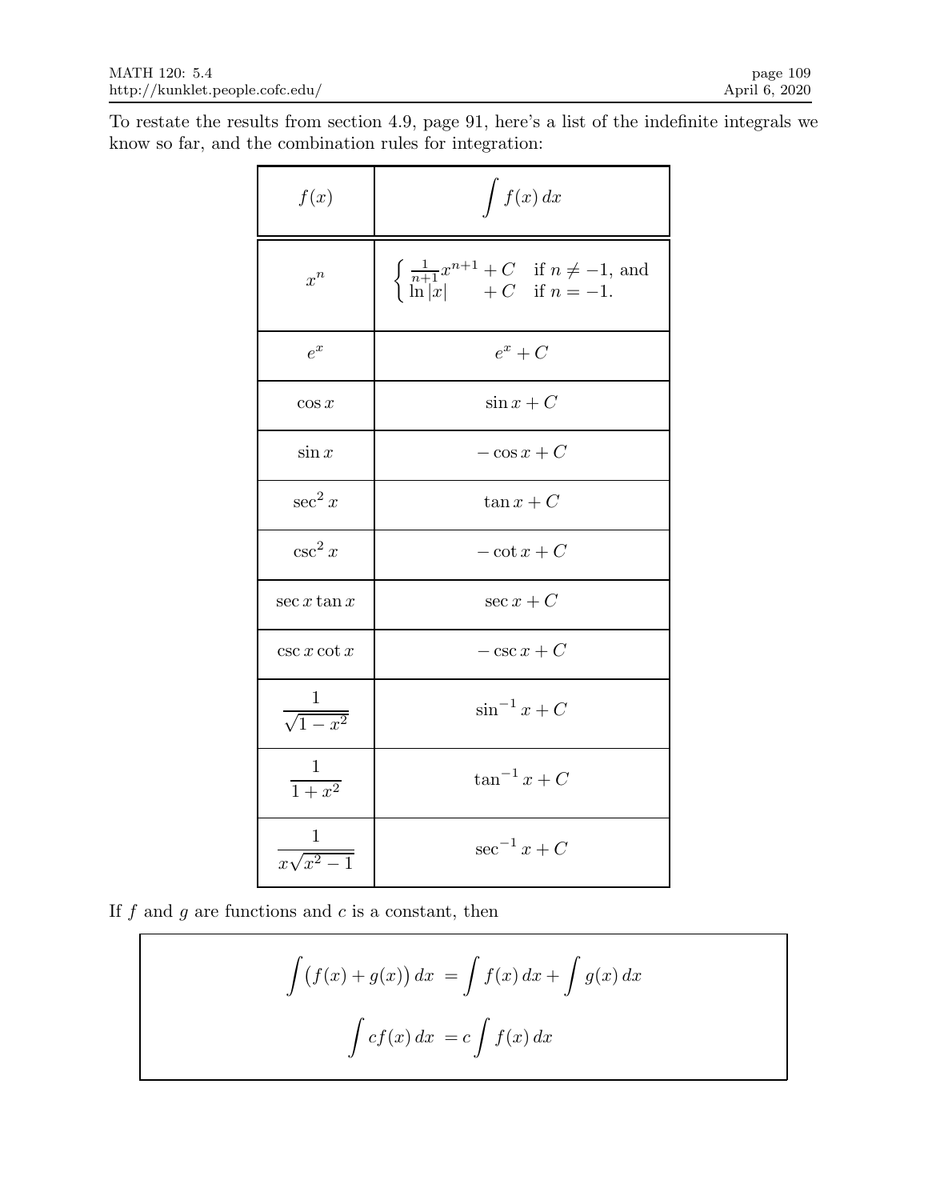To restate the results from section 4.9, page 91, here's a list of the indefinite integrals we know so far, and the combination rules for integration:

| $f(x)$ | $\int f(x)\,dx$ |
|---|---|
| $x^n$ | $\begin{cases} \frac{1}{n+1}x^{n+1} + C & \text{if } n \neq -1, \text{ and} \\ \ln\lvert x\rvert + C & \text{if } n = -1. \end{cases}$ |
| $e^x$ | $e^x + C$ |
| $\cos x$ | $\sin x + C$ |
| $\sin x$ | $-\cos x + C$ |
| $\sec^2 x$ | $\tan x + C$ |
| $\csc^2 x$ | $-\cot x + C$ |
| $\sec x \tan x$ | $\sec x + C$ |
| $\csc x \cot x$ | $-\csc x + C$ |
| $\dfrac{1}{\sqrt{1-x^2}}$ | $\sin^{-1} x + C$ |
| $\dfrac{1}{1+x^2}$ | $\tan^{-1} x + C$ |
| $\dfrac{1}{x\sqrt{x^2-1}}$ | $\sec^{-1} x + C$ |

If $f$ and $g$ are functions and $c$ is a constant, then

$$\int \big(f(x) + g(x)\big)\,dx = \int f(x)\,dx + \int g(x)\,dx$$

$$\int cf(x)\,dx = c\int f(x)\,dx$$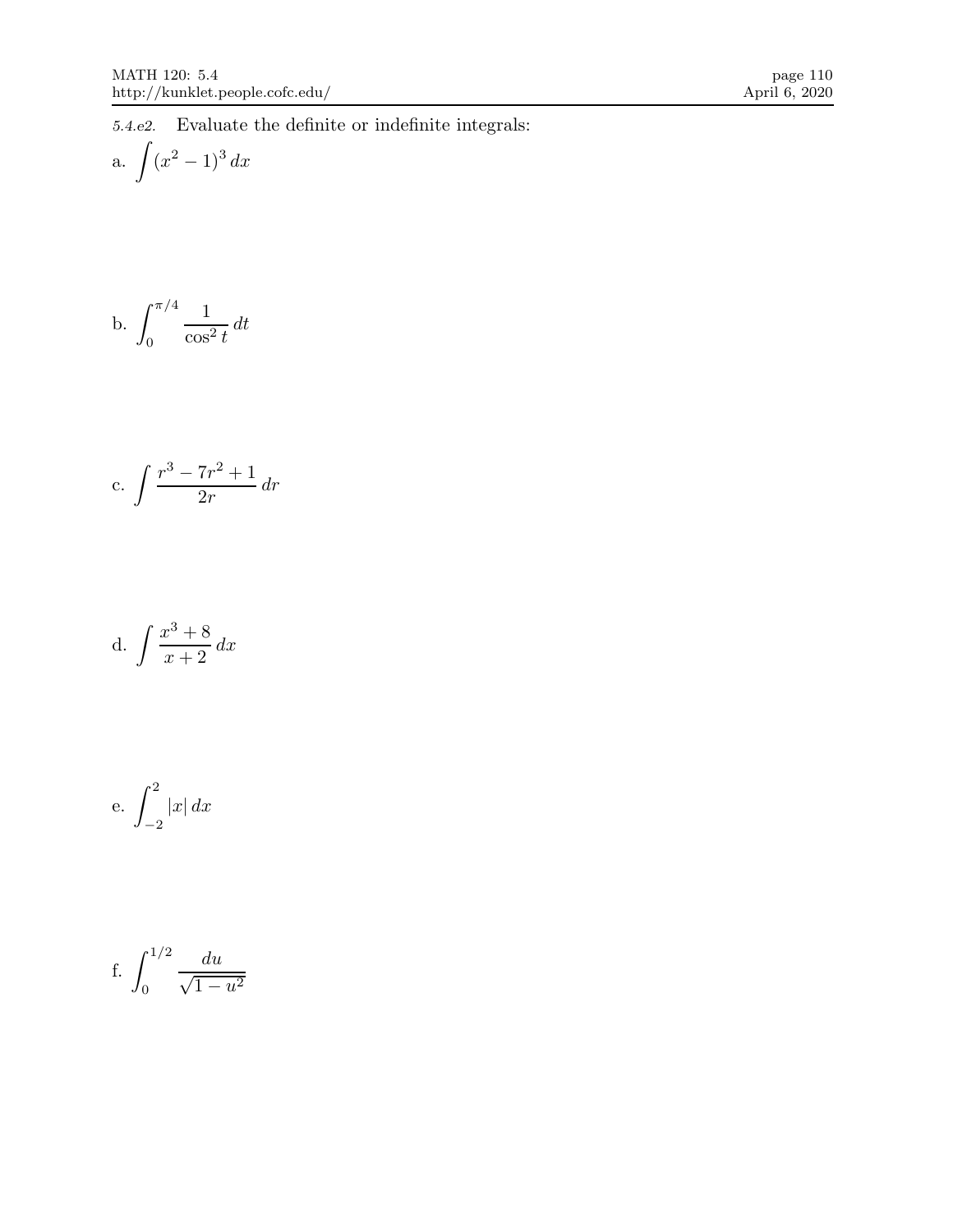*5.4.e2.* Evaluate the definite or indefinite integrals:

a. $\displaystyle\int (x^2 - 1)^3 \, dx$

b. $\displaystyle\int_0^{\pi/4} \frac{1}{\cos^2 t} \, dt$

c. $\displaystyle\int \frac{r^3 - 7r^2 + 1}{2r} \, dr$

d. $\displaystyle\int \frac{x^3 + 8}{x + 2} \, dx$

e. $\displaystyle\int_{-2}^{2} |x| \, dx$

f. $\displaystyle\int_0^{1/2} \frac{du}{\sqrt{1 - u^2}}$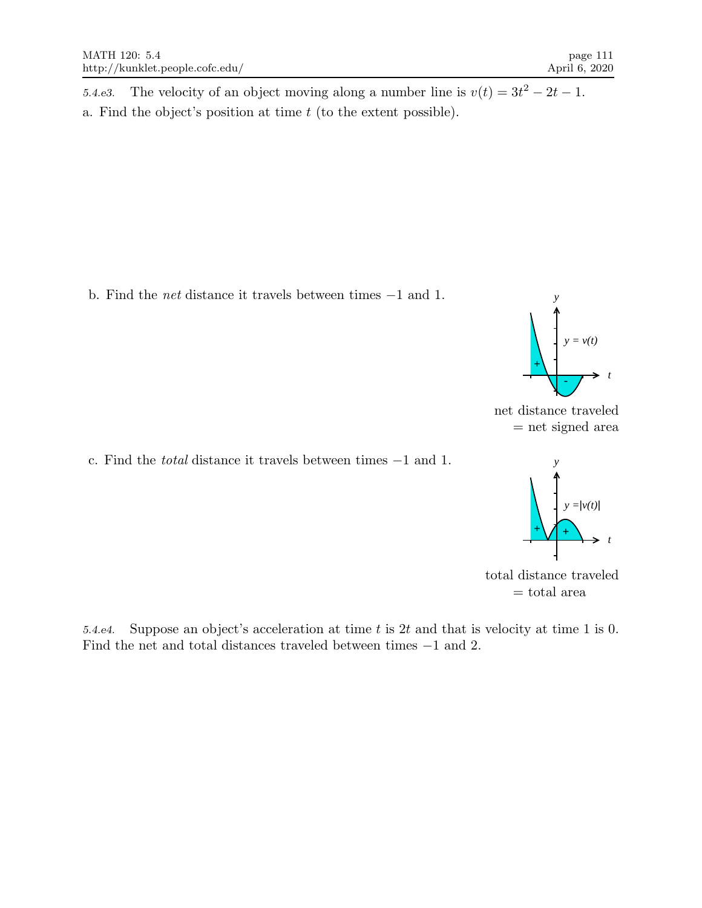*5.4.e3.* The velocity of an object moving along a number line is $v(t) = 3t^2 - 2t - 1$.

a. Find the object's position at time $t$ (to the extent possible).

b. Find the *net* distance it travels between times $-1$ and 1.

net distance traveled
= net signed area

c. Find the *total* distance it travels between times $-1$ and 1.

total distance traveled
= total area

*5.4.e4.* Suppose an object's acceleration at time $t$ is $2t$ and that is velocity at time 1 is 0. Find the net and total distances traveled between times $-1$ and 2.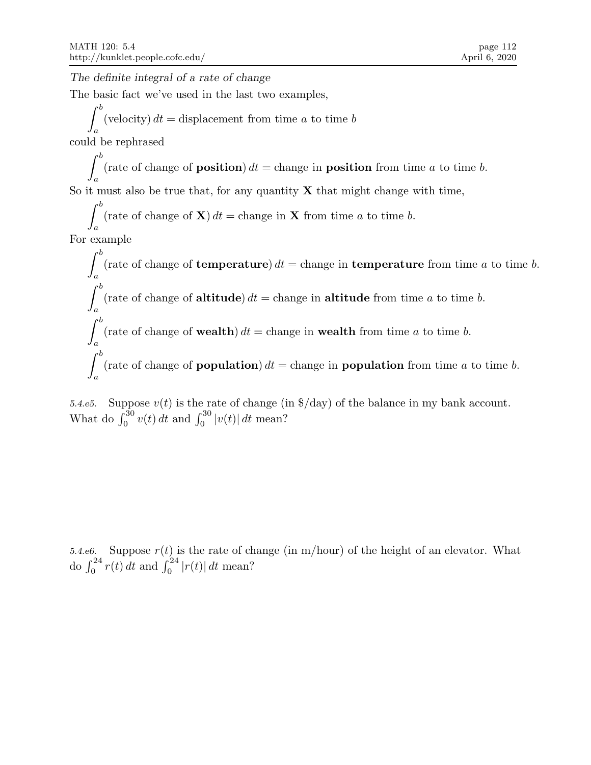*The definite integral of a rate of change*

The basic fact we've used in the last two examples,

$$\int_a^b (\text{velocity})\,dt = \text{displacement from time } a \text{ to time } b$$

could be rephrased

$$\int_a^b (\text{rate of change of } \textbf{position})\,dt = \text{change in } \textbf{position} \text{ from time } a \text{ to time } b.$$

So it must also be true that, for any quantity **X** that might change with time,

$$\int_a^b (\text{rate of change of } \mathbf{X})\,dt = \text{change in } \mathbf{X} \text{ from time } a \text{ to time } b.$$

For example

$$\int_a^b (\text{rate of change of } \textbf{temperature})\,dt = \text{change in } \textbf{temperature} \text{ from time } a \text{ to time } b.$$

$$\int_a^b (\text{rate of change of } \textbf{altitude})\,dt = \text{change in } \textbf{altitude} \text{ from time } a \text{ to time } b.$$

$$\int_a^b (\text{rate of change of } \textbf{wealth})\,dt = \text{change in } \textbf{wealth} \text{ from time } a \text{ to time } b.$$

$$\int_a^b (\text{rate of change of } \textbf{population})\,dt = \text{change in } \textbf{population} \text{ from time } a \text{ to time } b.$$

*5.4.e5.* Suppose $v(t)$ is the rate of change (in \$/day) of the balance in my bank account. What do $\int_0^{30} v(t)\,dt$ and $\int_0^{30} |v(t)|\,dt$ mean?

*5.4.e6.* Suppose $r(t)$ is the rate of change (in m/hour) of the height of an elevator. What do $\int_0^{24} r(t)\,dt$ and $\int_0^{24} |r(t)|\,dt$ mean?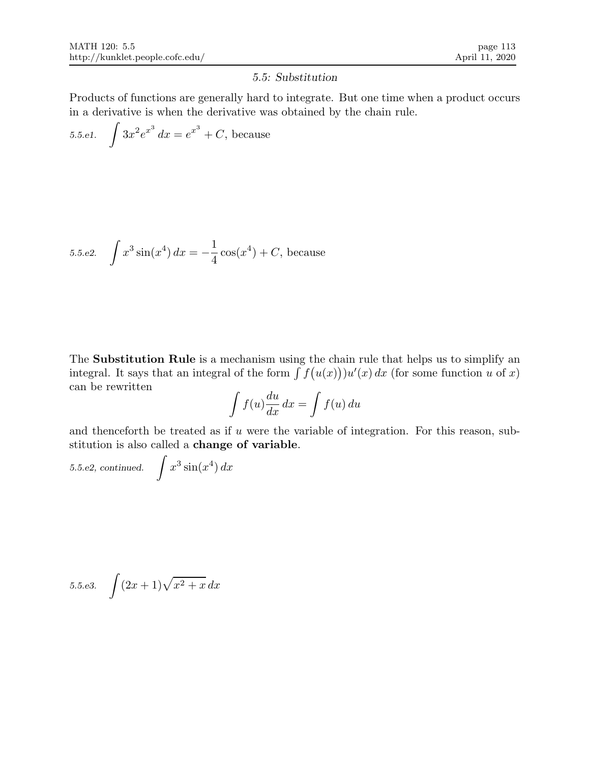## *5.5: Substitution*

Products of functions are generally hard to integrate. But one time when a product occurs in a derivative is when the derivative was obtained by the chain rule.

*5.5.e1.* $\displaystyle\int 3x^2 e^{x^3}\,dx = e^{x^3} + C$, because

*5.5.e2.* $\displaystyle\int x^3 \sin(x^4)\,dx = -\frac{1}{4}\cos(x^4) + C$, because

The **Substitution Rule** is a mechanism using the chain rule that helps us to simplify an integral. It says that an integral of the form $\int f\big(u(x)\big)u'(x)\,dx$ (for some function $u$ of $x$) can be rewritten

$$\int f(u)\frac{du}{dx}\,dx = \int f(u)\,du$$

and thenceforth be treated as if $u$ were the variable of integration. For this reason, substitution is also called a **change of variable**.

*5.5.e2, continued.* $\displaystyle\int x^3 \sin(x^4)\,dx$

*5.5.e3.* $\displaystyle\int (2x+1)\sqrt{x^2+x}\,dx$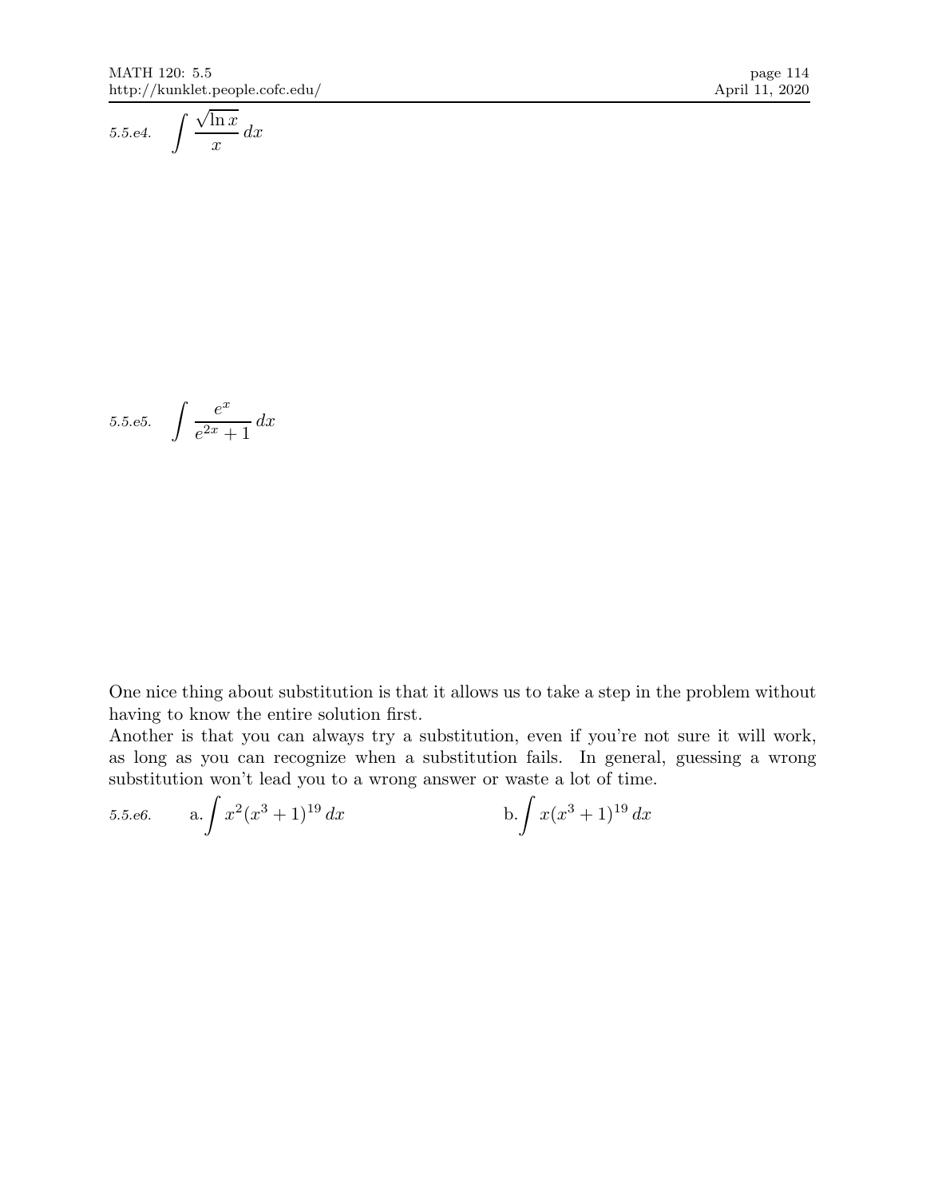*5.5.e4.* $\displaystyle\int \frac{\sqrt{\ln x}}{x}\,dx$

*5.5.e5.* $\displaystyle\int \frac{e^x}{e^{2x}+1}\,dx$

One nice thing about substitution is that it allows us to take a step in the problem without having to know the entire solution first.
Another is that you can always try a substitution, even if you're not sure it will work, as long as you can recognize when a substitution fails. In general, guessing a wrong substitution won't lead you to a wrong answer or waste a lot of time.

*5.5.e6.* a. $\displaystyle\int x^2(x^3+1)^{19}\,dx$ b. $\displaystyle\int x(x^3+1)^{19}\,dx$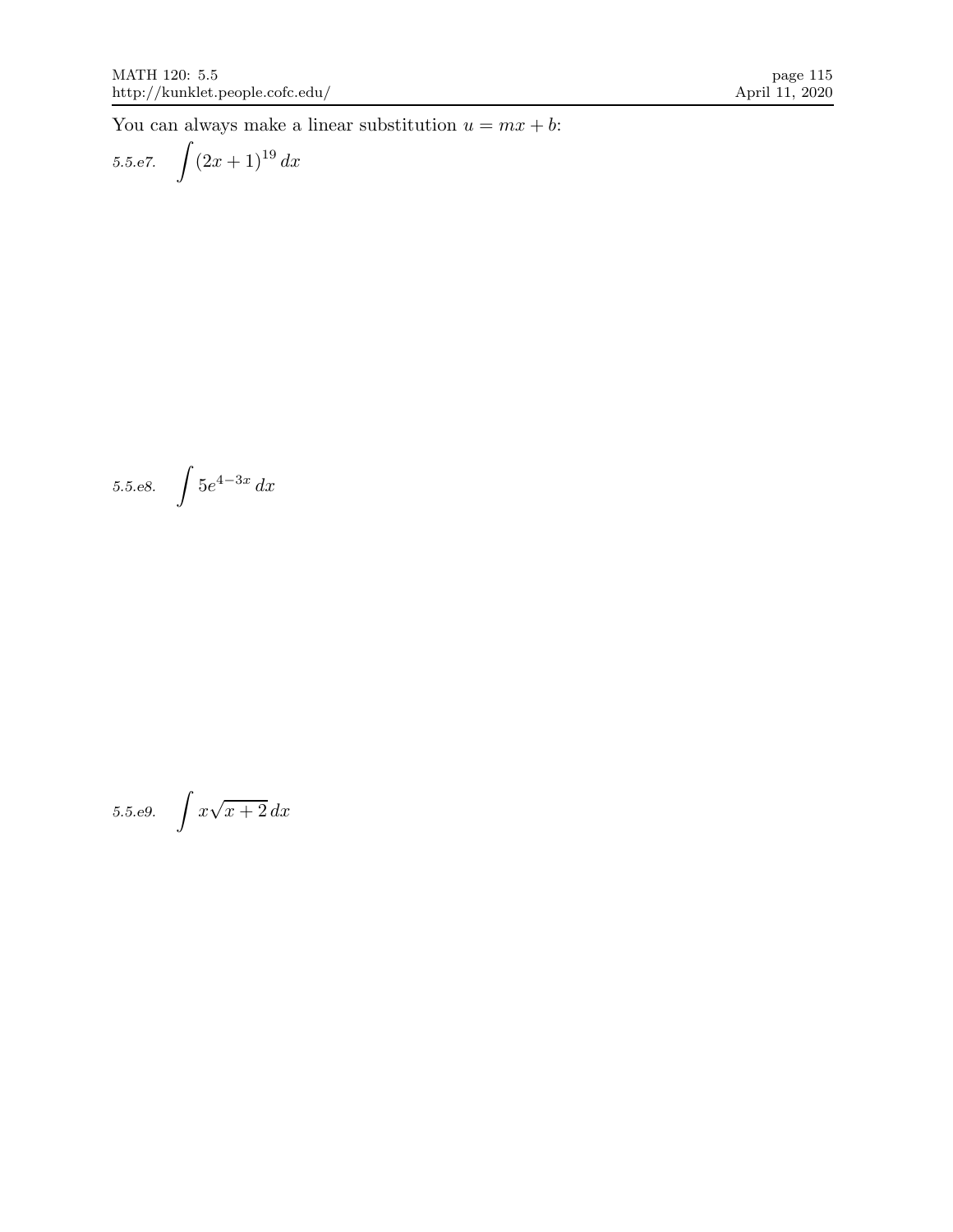You can always make a linear substitution $u = mx + b$:

*5.5.e7.* $\displaystyle\int (2x+1)^{19}\,dx$

*5.5.e8.* $\displaystyle\int 5e^{4-3x}\,dx$

*5.5.e9.* $\displaystyle\int x\sqrt{x+2}\,dx$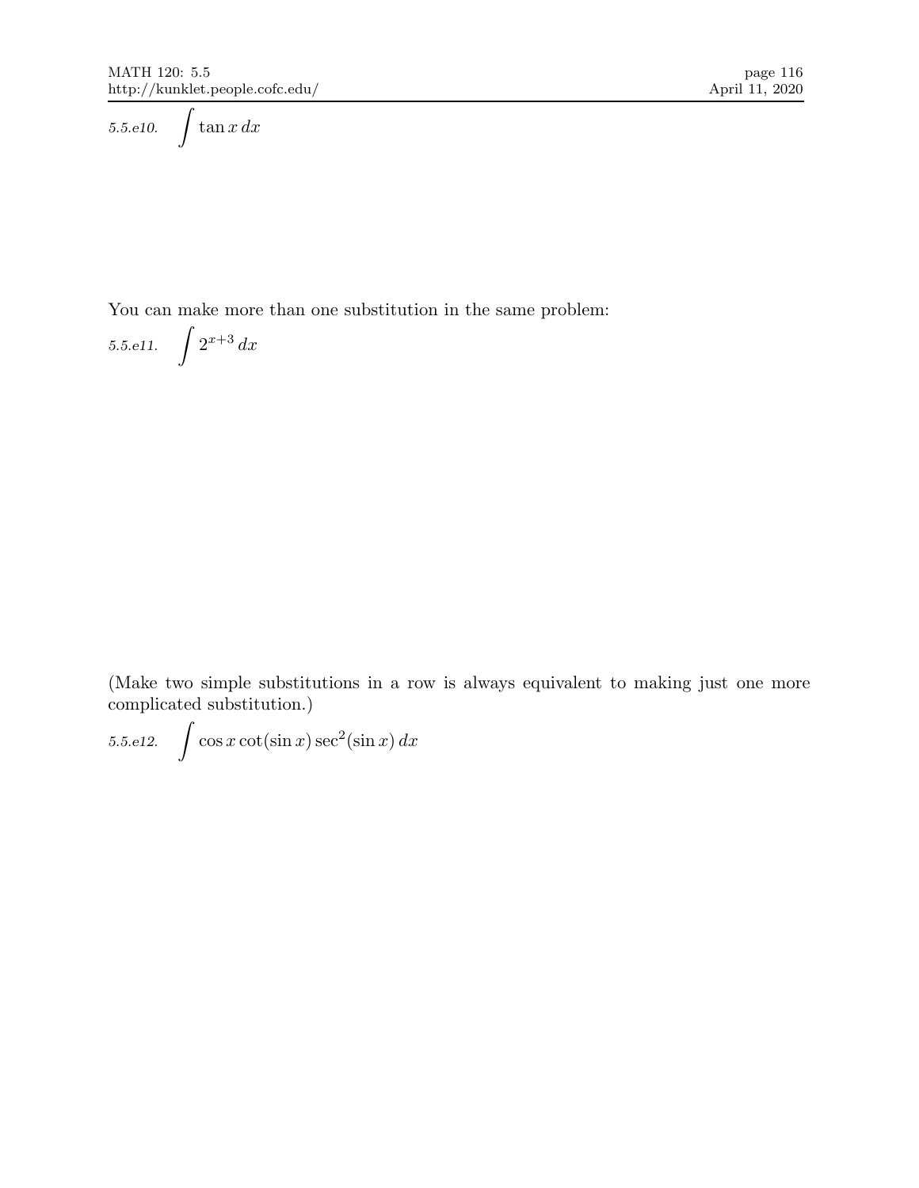*5.5.e10.* $\displaystyle\int \tan x \, dx$

You can make more than one substitution in the same problem:

*5.5.e11.* $\displaystyle\int 2^{x+3} \, dx$

(Make two simple substitutions in a row is always equivalent to making just one more complicated substitution.)

*5.5.e12.* $\displaystyle\int \cos x \cot(\sin x) \sec^2(\sin x) \, dx$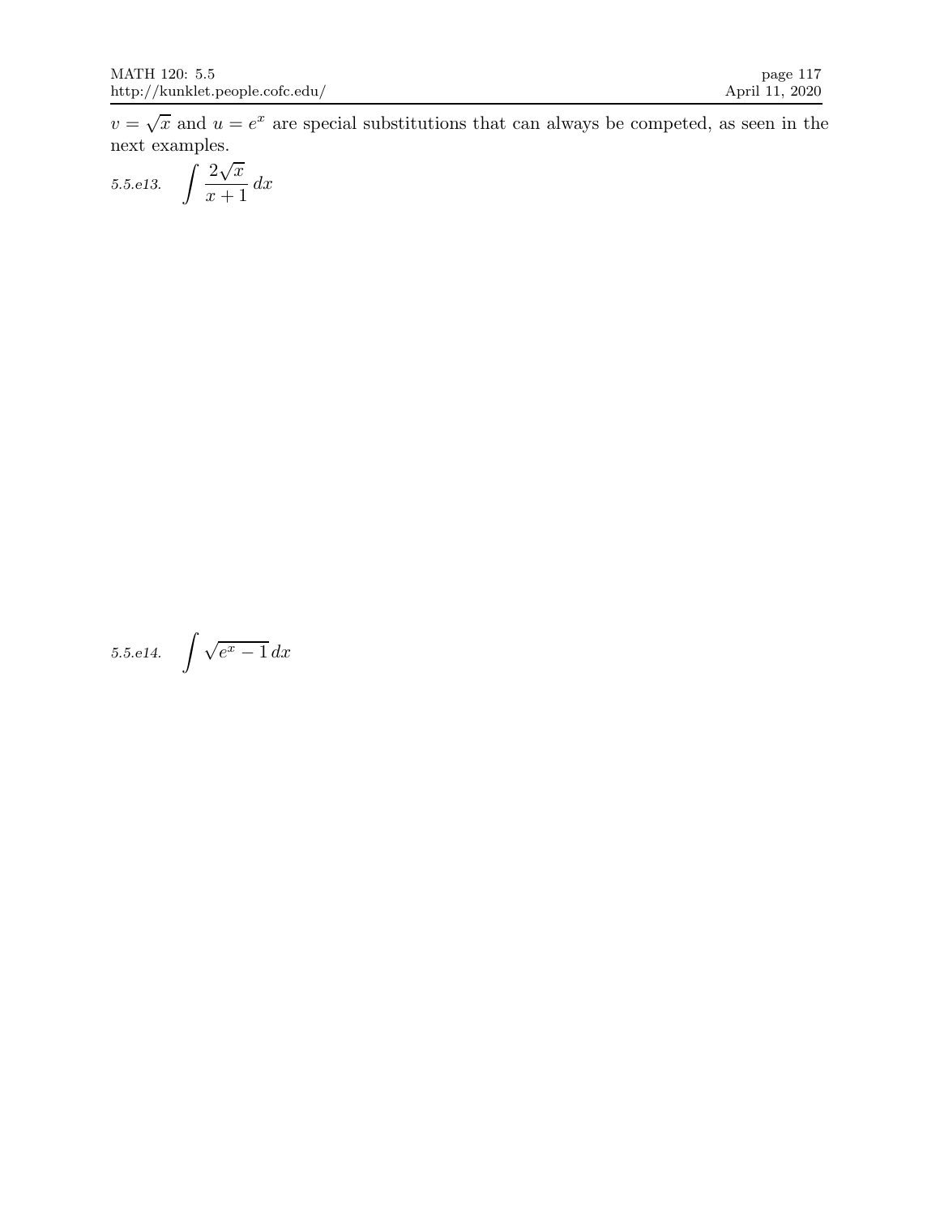$v = \sqrt{x}$ and $u = e^x$ are special substitutions that can always be competed, as seen in the next examples.

*5.5.e13.* $\displaystyle\int \frac{2\sqrt{x}}{x+1}\,dx$

*5.5.e14.* $\displaystyle\int \sqrt{e^x - 1}\,dx$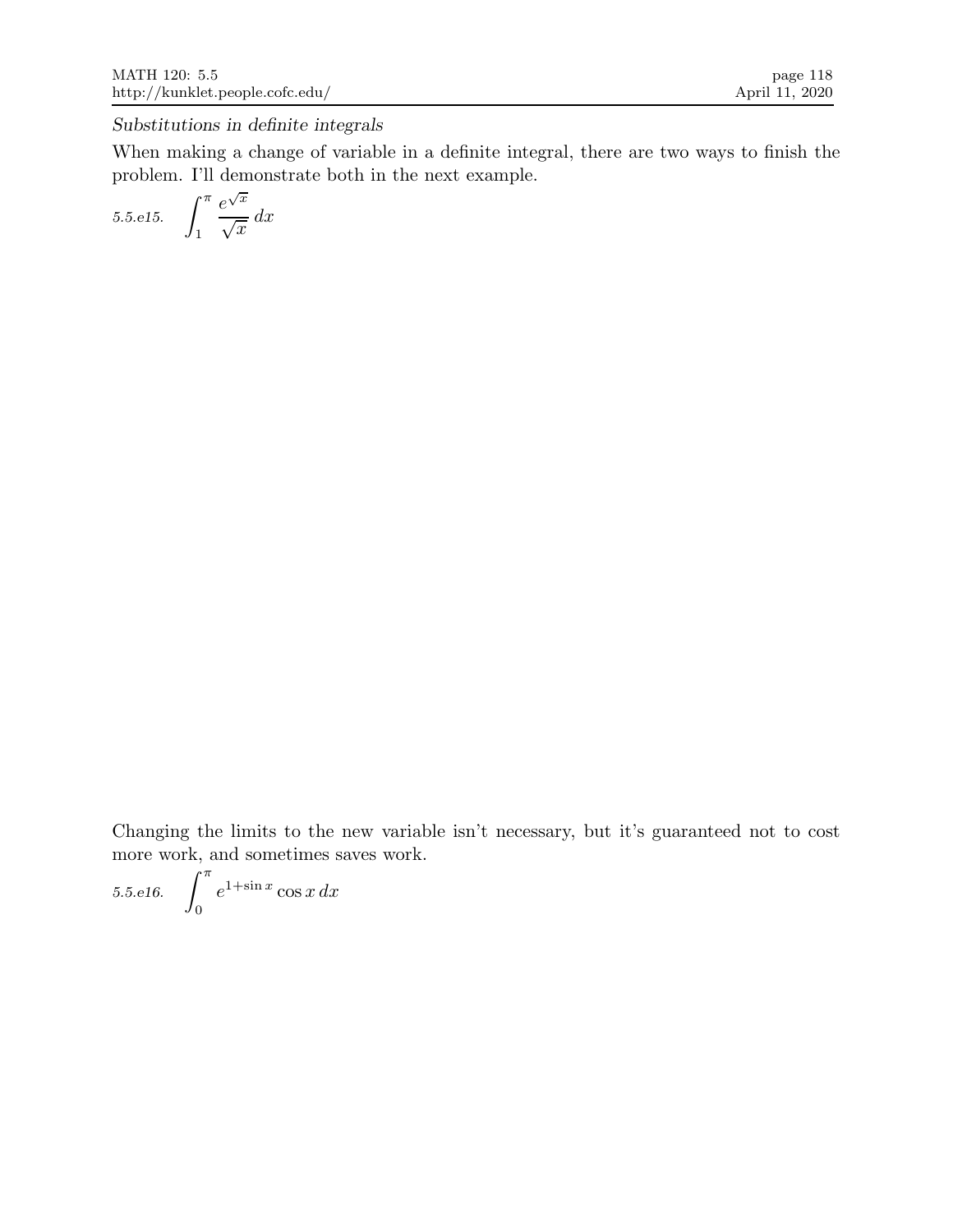*Substitutions in definite integrals*

When making a change of variable in a definite integral, there are two ways to finish the problem. I'll demonstrate both in the next example.

*5.5.e15.* $\displaystyle\int_1^{\pi} \frac{e^{\sqrt{x}}}{\sqrt{x}}\,dx$

Changing the limits to the new variable isn't necessary, but it's guaranteed not to cost more work, and sometimes saves work.

*5.5.e16.* $\displaystyle\int_0^{\pi} e^{1+\sin x}\cos x\,dx$